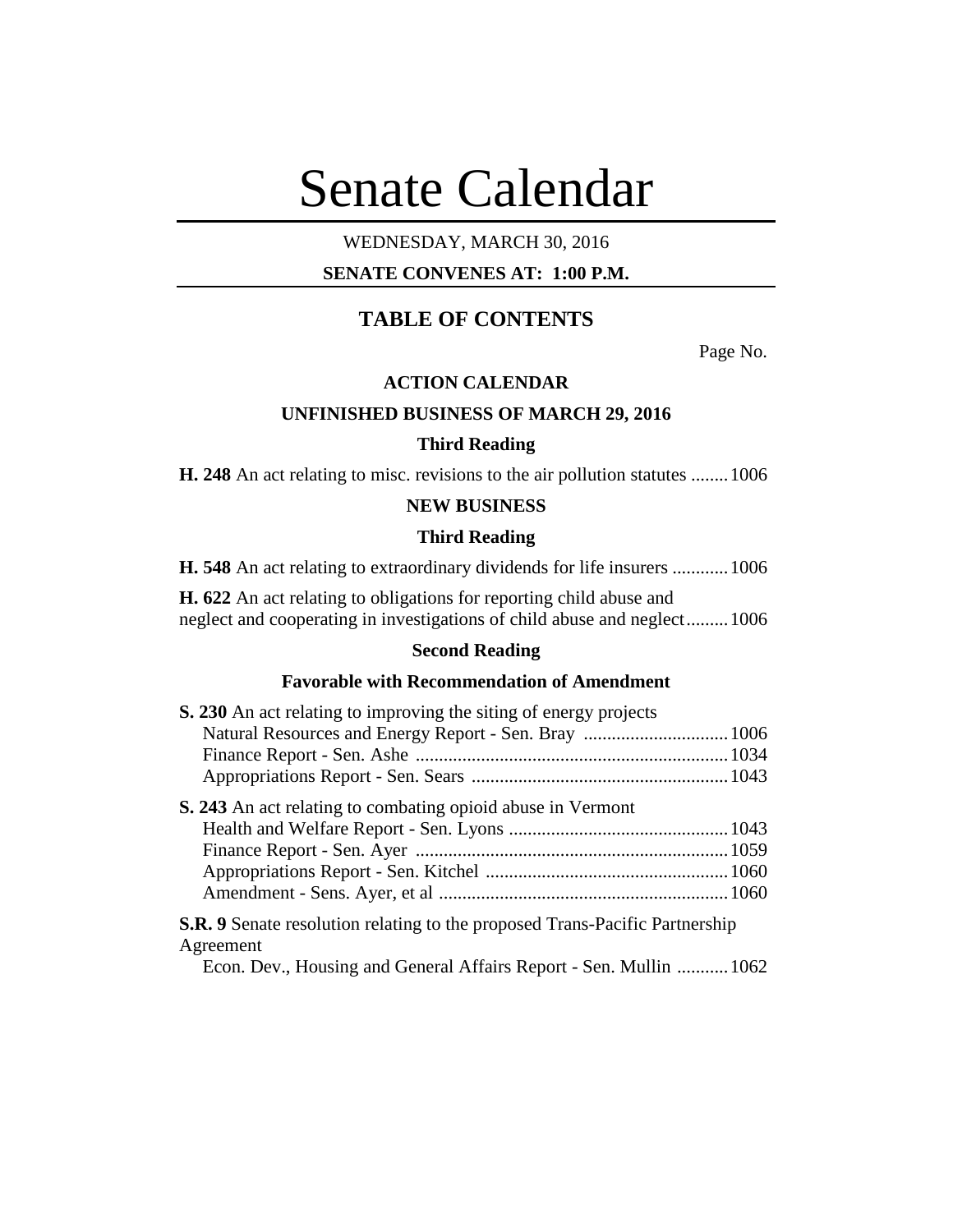# Senate Calendar

WEDNESDAY, MARCH 30, 2016

**SENATE CONVENES AT: 1:00 P.M.**

## TABLE OF CONTENTS

Page No.

### ACTION CALENDAR

### UNFINISHED BUSINESS OF MARCH 29, 2016

#### Third Reading

**H. 248** An act relating to misc. revisions to the air pollution statutes ........ 1006

### NEW BUSINESS

#### Third Reading

**H. 548** An act relating to extraordinary dividends for life insurers ............ 1006

**H. 622** An act relating to obligations for reporting child abuse and neglect and cooperating in investigations of child abuse and neglect ......... 1006

#### Second Reading

#### Favorable with Recommendation of Amendment

**S. 230** An act relating to improving the siting of energy projects
- Natural Resources and Energy Report - Sen. Bray ............................... 1006
- Finance Report - Sen. Ashe ................................................................... 1034
- Appropriations Report - Sen. Sears ....................................................... 1043

**S. 243** An act relating to combating opioid abuse in Vermont
- Health and Welfare Report - Sen. Lyons ............................................... 1043
- Finance Report - Sen. Ayer ................................................................... 1059
- Appropriations Report - Sen. Kitchel .................................................... 1060
- Amendment - Sens. Ayer, et al .............................................................. 1060

**S.R. 9** Senate resolution relating to the proposed Trans-Pacific Partnership Agreement
- Econ. Dev., Housing and General Affairs Report - Sen. Mullin ........... 1062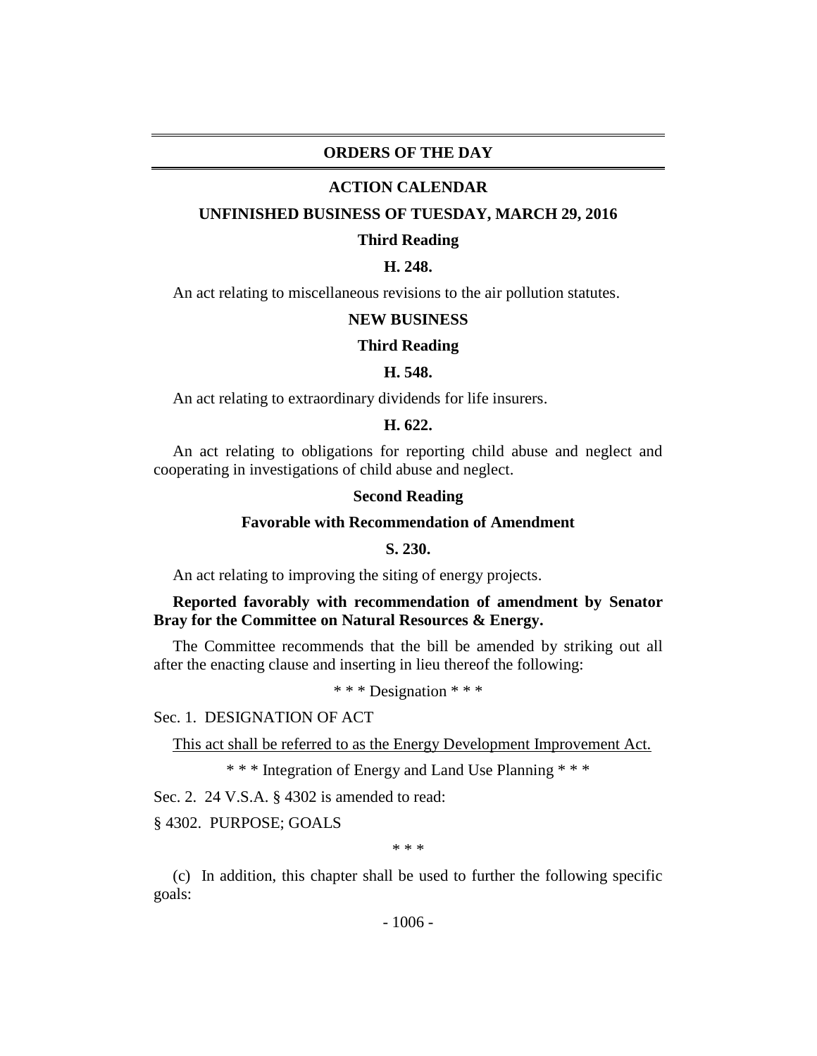## ORDERS OF THE DAY

### ACTION CALENDAR

### UNFINISHED BUSINESS OF TUESDAY, MARCH 29, 2016

**Third Reading**

**H. 248.**

An act relating to miscellaneous revisions to the air pollution statutes.

### NEW BUSINESS

**Third Reading**

**H. 548.**

An act relating to extraordinary dividends for life insurers.

**H. 622.**

An act relating to obligations for reporting child abuse and neglect and cooperating in investigations of child abuse and neglect.

**Second Reading**

**Favorable with Recommendation of Amendment**

**S. 230.**

An act relating to improving the siting of energy projects.

**Reported favorably with recommendation of amendment by Senator Bray for the Committee on Natural Resources & Energy.**

The Committee recommends that the bill be amended by striking out all after the enacting clause and inserting in lieu thereof the following:

\* \* \* Designation \* \* \*

Sec. 1. DESIGNATION OF ACT

<u>This act shall be referred to as the Energy Development Improvement Act.</u>

\* \* \* Integration of Energy and Land Use Planning \* \* \*

Sec. 2. 24 V.S.A. § 4302 is amended to read:

§ 4302. PURPOSE; GOALS

\* \* \*

(c) In addition, this chapter shall be used to further the following specific goals: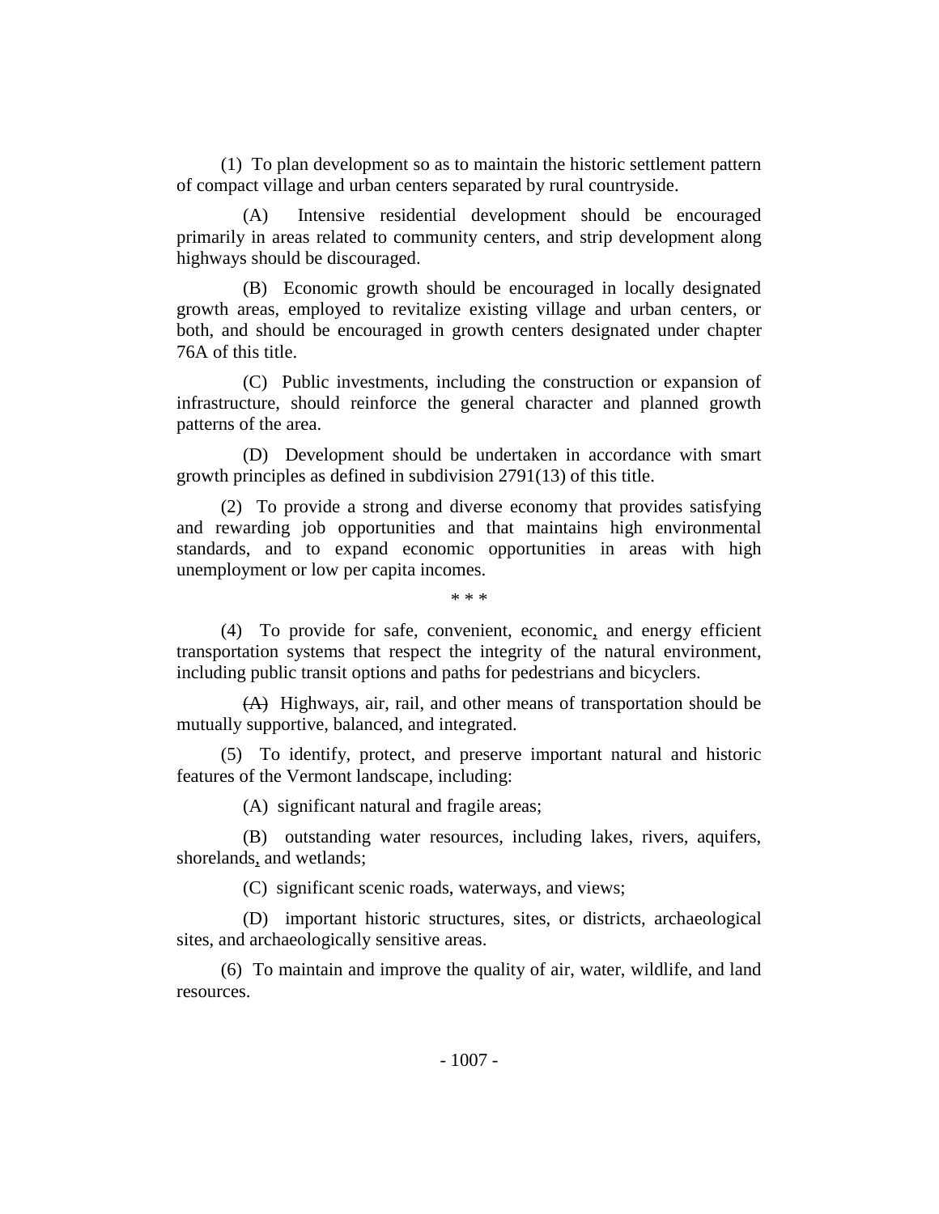(1) To plan development so as to maintain the historic settlement pattern of compact village and urban centers separated by rural countryside.

(A) Intensive residential development should be encouraged primarily in areas related to community centers, and strip development along highways should be discouraged.

(B) Economic growth should be encouraged in locally designated growth areas, employed to revitalize existing village and urban centers, or both, and should be encouraged in growth centers designated under chapter 76A of this title.

(C) Public investments, including the construction or expansion of infrastructure, should reinforce the general character and planned growth patterns of the area.

(D) Development should be undertaken in accordance with smart growth principles as defined in subdivision 2791(13) of this title.

(2) To provide a strong and diverse economy that provides satisfying and rewarding job opportunities and that maintains high environmental standards, and to expand economic opportunities in areas with high unemployment or low per capita incomes.

\* \* \*

(4) To provide for safe, convenient, economic, and energy efficient transportation systems that respect the integrity of the natural environment, including public transit options and paths for pedestrians and bicyclers.

~~(A)~~ Highways, air, rail, and other means of transportation should be mutually supportive, balanced, and integrated.

(5) To identify, protect, and preserve important natural and historic features of the Vermont landscape, including:

(A) significant natural and fragile areas;

(B) outstanding water resources, including lakes, rivers, aquifers, shorelands, and wetlands;

(C) significant scenic roads, waterways, and views;

(D) important historic structures, sites, or districts, archaeological sites, and archaeologically sensitive areas.

(6) To maintain and improve the quality of air, water, wildlife, and land resources.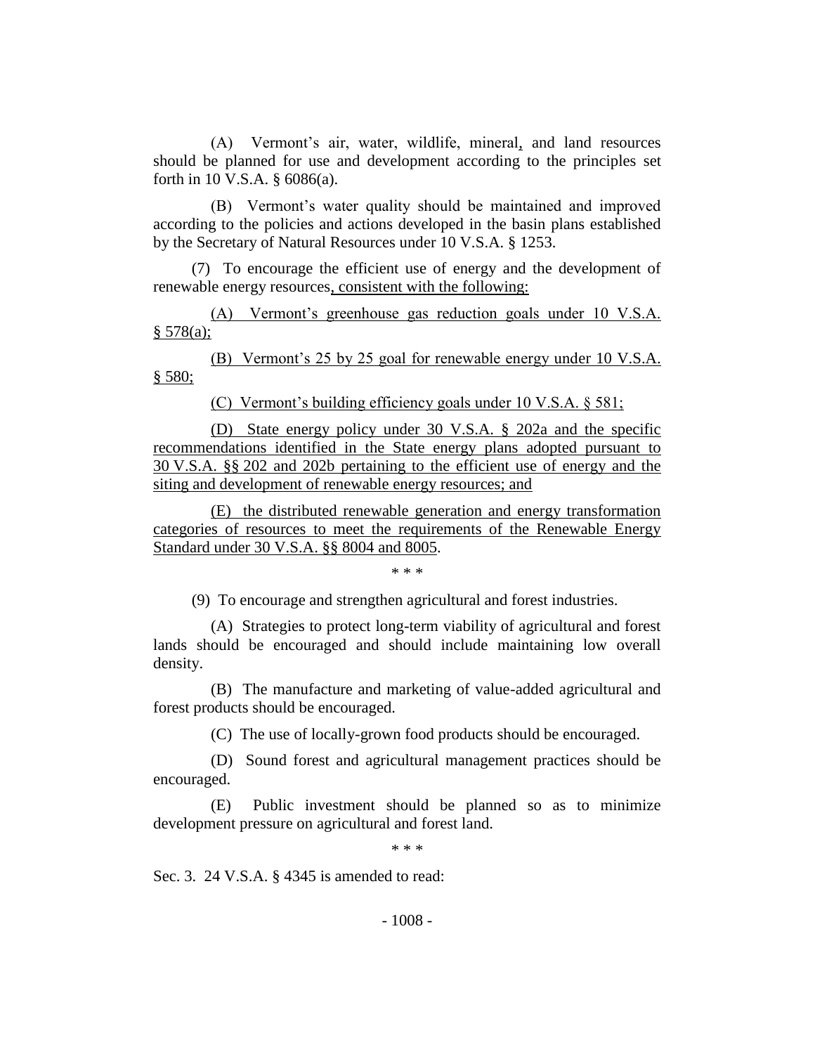(A) Vermont's air, water, wildlife, mineral, and land resources should be planned for use and development according to the principles set forth in 10 V.S.A. § 6086(a).

(B) Vermont's water quality should be maintained and improved according to the policies and actions developed in the basin plans established by the Secretary of Natural Resources under 10 V.S.A. § 1253.

(7) To encourage the efficient use of energy and the development of renewable energy resources, consistent with the following:

(A) Vermont's greenhouse gas reduction goals under 10 V.S.A. § 578(a);

(B) Vermont's 25 by 25 goal for renewable energy under 10 V.S.A. § 580;

(C) Vermont's building efficiency goals under 10 V.S.A. § 581;

(D) State energy policy under 30 V.S.A. § 202a and the specific recommendations identified in the State energy plans adopted pursuant to 30 V.S.A. §§ 202 and 202b pertaining to the efficient use of energy and the siting and development of renewable energy resources; and

(E) the distributed renewable generation and energy transformation categories of resources to meet the requirements of the Renewable Energy Standard under 30 V.S.A. §§ 8004 and 8005.

\* \* \*

(9) To encourage and strengthen agricultural and forest industries.

(A) Strategies to protect long-term viability of agricultural and forest lands should be encouraged and should include maintaining low overall density.

(B) The manufacture and marketing of value-added agricultural and forest products should be encouraged.

(C) The use of locally-grown food products should be encouraged.

(D) Sound forest and agricultural management practices should be encouraged.

(E) Public investment should be planned so as to minimize development pressure on agricultural and forest land.

\* \* \*

Sec. 3. 24 V.S.A. § 4345 is amended to read: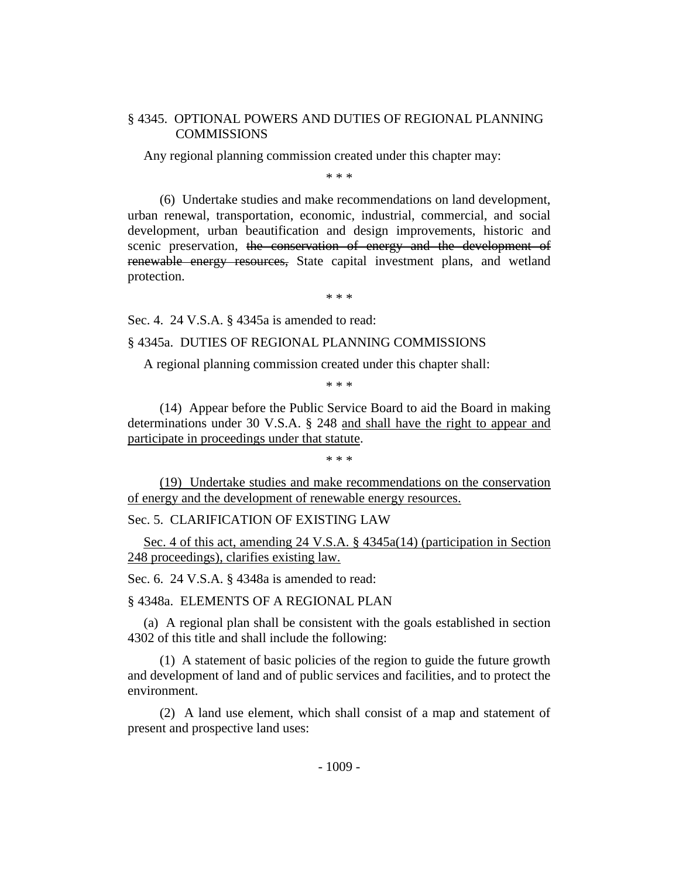§ 4345. OPTIONAL POWERS AND DUTIES OF REGIONAL PLANNING COMMISSIONS

Any regional planning commission created under this chapter may:

\* \* \*

(6) Undertake studies and make recommendations on land development, urban renewal, transportation, economic, industrial, commercial, and social development, urban beautification and design improvements, historic and scenic preservation, ~~the conservation of energy and the development of renewable energy resources,~~ State capital investment plans, and wetland protection.

\* \* \*

Sec. 4. 24 V.S.A. § 4345a is amended to read:

§ 4345a. DUTIES OF REGIONAL PLANNING COMMISSIONS

A regional planning commission created under this chapter shall:

\* \* \*

(14) Appear before the Public Service Board to aid the Board in making determinations under 30 V.S.A. § 248 <u>and shall have the right to appear and participate in proceedings under that statute</u>.

\* \* \*

<u>(19) Undertake studies and make recommendations on the conservation of energy and the development of renewable energy resources.</u>

Sec. 5. CLARIFICATION OF EXISTING LAW

<u>Sec. 4 of this act, amending 24 V.S.A. § 4345a(14) (participation in Section 248 proceedings), clarifies existing law.</u>

Sec. 6. 24 V.S.A. § 4348a is amended to read:

§ 4348a. ELEMENTS OF A REGIONAL PLAN

(a) A regional plan shall be consistent with the goals established in section 4302 of this title and shall include the following:

(1) A statement of basic policies of the region to guide the future growth and development of land and of public services and facilities, and to protect the environment.

(2) A land use element, which shall consist of a map and statement of present and prospective land uses: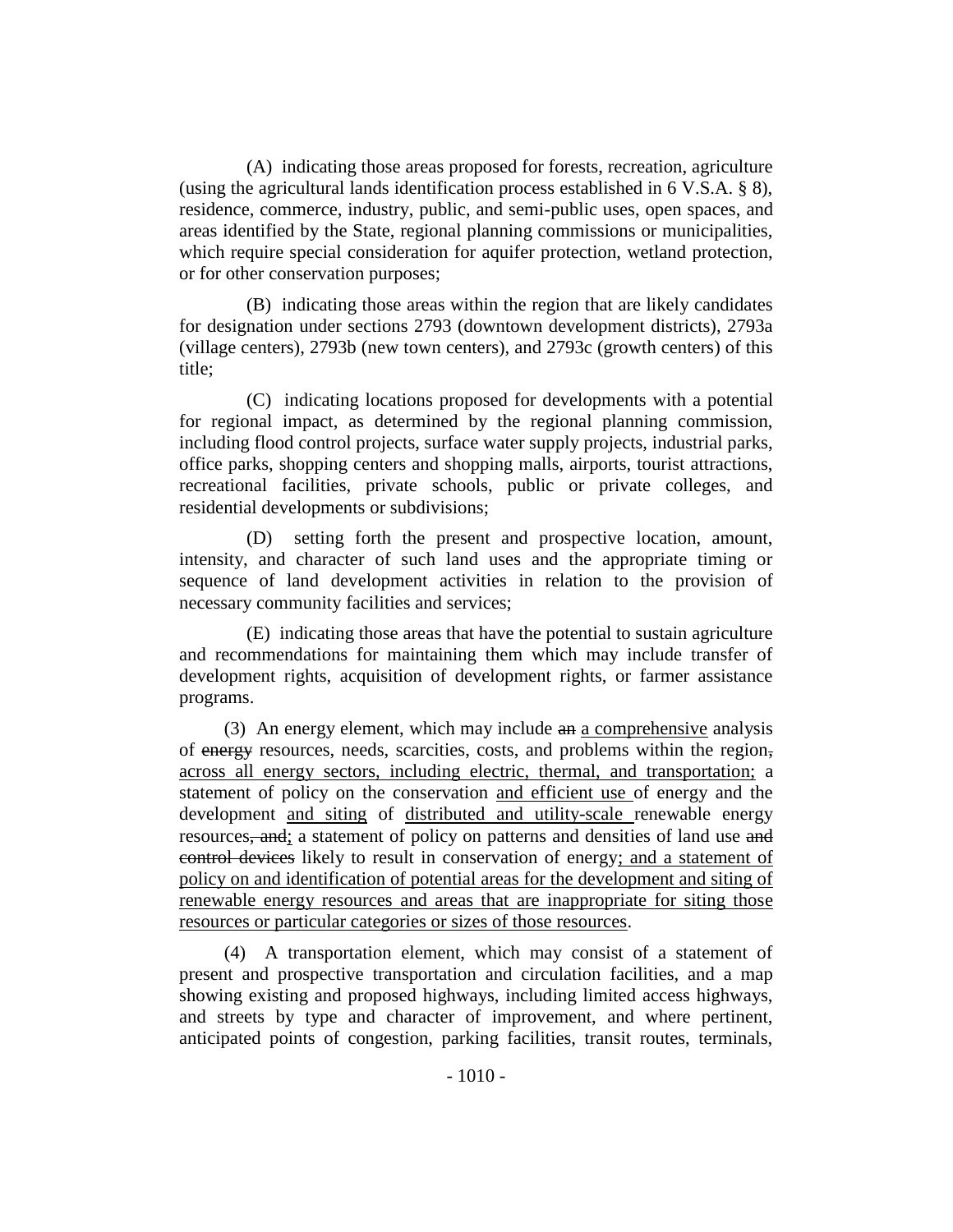(A) indicating those areas proposed for forests, recreation, agriculture (using the agricultural lands identification process established in 6 V.S.A. § 8), residence, commerce, industry, public, and semi-public uses, open spaces, and areas identified by the State, regional planning commissions or municipalities, which require special consideration for aquifer protection, wetland protection, or for other conservation purposes;

(B) indicating those areas within the region that are likely candidates for designation under sections 2793 (downtown development districts), 2793a (village centers), 2793b (new town centers), and 2793c (growth centers) of this title;

(C) indicating locations proposed for developments with a potential for regional impact, as determined by the regional planning commission, including flood control projects, surface water supply projects, industrial parks, office parks, shopping centers and shopping malls, airports, tourist attractions, recreational facilities, private schools, public or private colleges, and residential developments or subdivisions;

(D) setting forth the present and prospective location, amount, intensity, and character of such land uses and the appropriate timing or sequence of land development activities in relation to the provision of necessary community facilities and services;

(E) indicating those areas that have the potential to sustain agriculture and recommendations for maintaining them which may include transfer of development rights, acquisition of development rights, or farmer assistance programs.

(3) An energy element, which may include ~~an~~ <u>a comprehensive</u> analysis of ~~energy~~ resources, needs, scarcities, costs, and problems within the region~~,~~ <u>across all energy sectors, including electric, thermal, and transportation;</u> a statement of policy on the conservation <u>and efficient use</u> of energy and the development <u>and siting</u> of <u>distributed and utility-scale</u> renewable energy resources~~, and~~<u>;</u> a statement of policy on patterns and densities of land use ~~and control devices~~ likely to result in conservation of energy<u>; and a statement of policy on and identification of potential areas for the development and siting of renewable energy resources and areas that are inappropriate for siting those resources or particular categories or sizes of those resources</u>.

(4) A transportation element, which may consist of a statement of present and prospective transportation and circulation facilities, and a map showing existing and proposed highways, including limited access highways, and streets by type and character of improvement, and where pertinent, anticipated points of congestion, parking facilities, transit routes, terminals,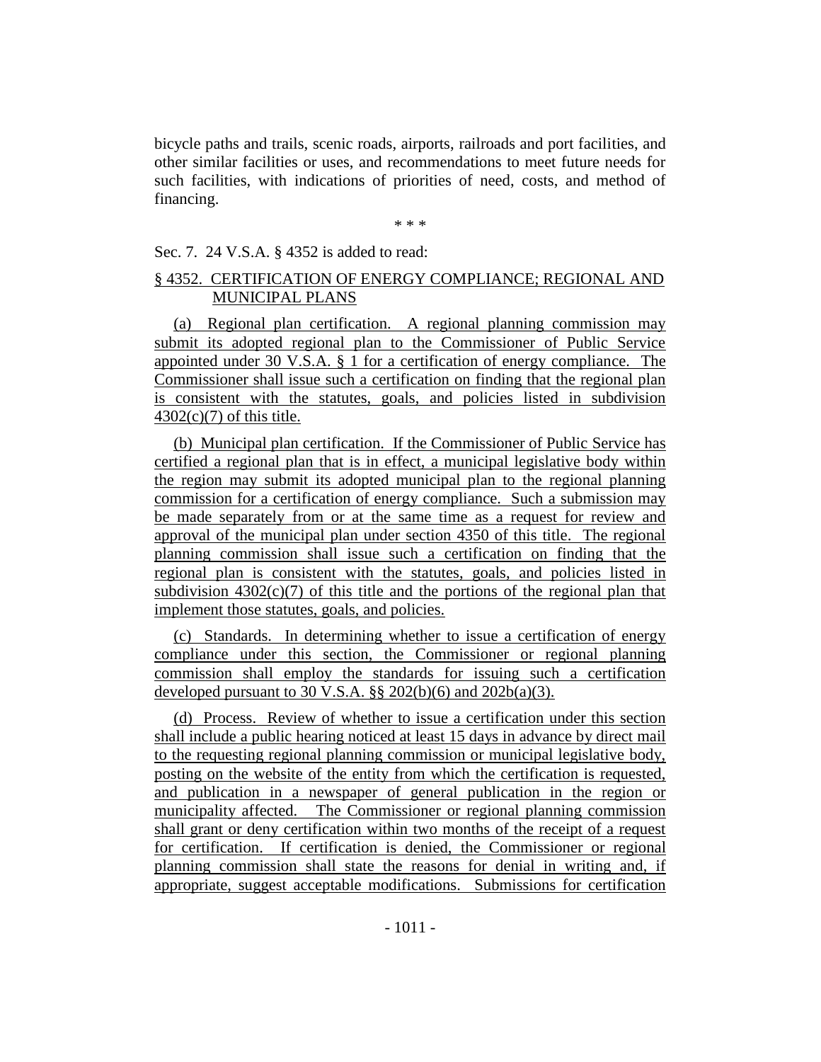bicycle paths and trails, scenic roads, airports, railroads and port facilities, and other similar facilities or uses, and recommendations to meet future needs for such facilities, with indications of priorities of need, costs, and method of financing.

\* \* \*

Sec. 7. 24 V.S.A. § 4352 is added to read:

§ 4352. CERTIFICATION OF ENERGY COMPLIANCE; REGIONAL AND MUNICIPAL PLANS

(a) Regional plan certification. A regional planning commission may submit its adopted regional plan to the Commissioner of Public Service appointed under 30 V.S.A. § 1 for a certification of energy compliance. The Commissioner shall issue such a certification on finding that the regional plan is consistent with the statutes, goals, and policies listed in subdivision 4302(c)(7) of this title.

(b) Municipal plan certification. If the Commissioner of Public Service has certified a regional plan that is in effect, a municipal legislative body within the region may submit its adopted municipal plan to the regional planning commission for a certification of energy compliance. Such a submission may be made separately from or at the same time as a request for review and approval of the municipal plan under section 4350 of this title. The regional planning commission shall issue such a certification on finding that the regional plan is consistent with the statutes, goals, and policies listed in subdivision 4302(c)(7) of this title and the portions of the regional plan that implement those statutes, goals, and policies.

(c) Standards. In determining whether to issue a certification of energy compliance under this section, the Commissioner or regional planning commission shall employ the standards for issuing such a certification developed pursuant to 30 V.S.A. §§ 202(b)(6) and 202b(a)(3).

(d) Process. Review of whether to issue a certification under this section shall include a public hearing noticed at least 15 days in advance by direct mail to the requesting regional planning commission or municipal legislative body, posting on the website of the entity from which the certification is requested, and publication in a newspaper of general publication in the region or municipality affected. The Commissioner or regional planning commission shall grant or deny certification within two months of the receipt of a request for certification. If certification is denied, the Commissioner or regional planning commission shall state the reasons for denial in writing and, if appropriate, suggest acceptable modifications. Submissions for certification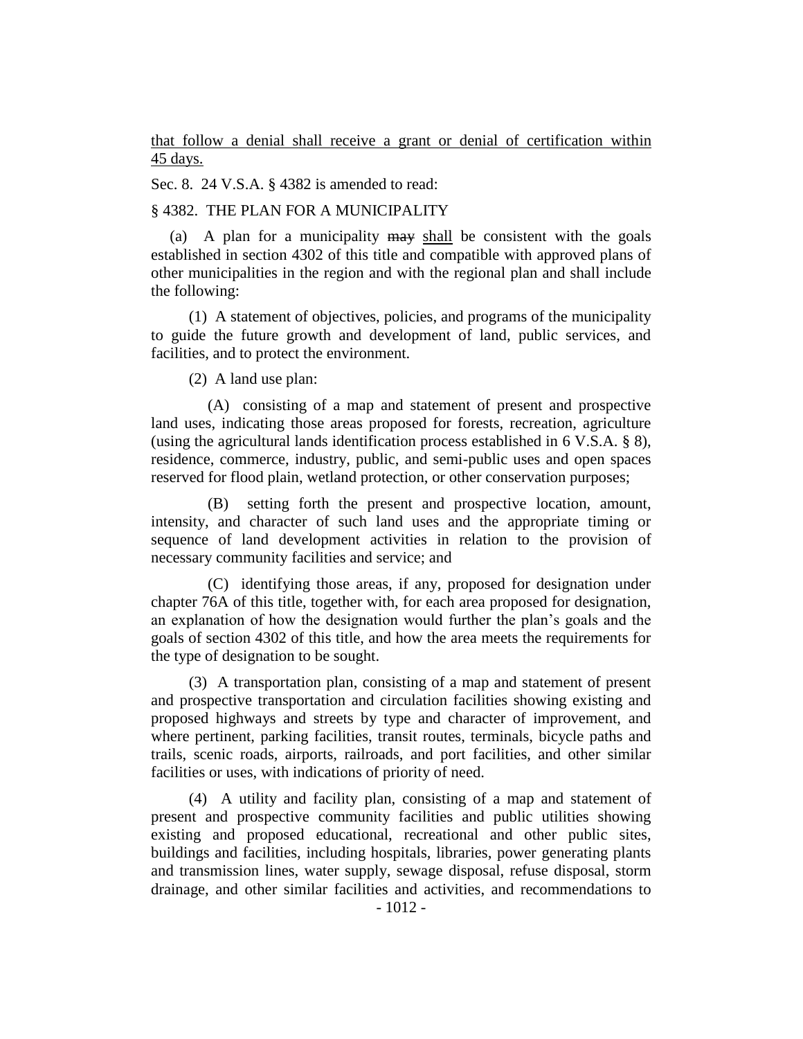that follow a denial shall receive a grant or denial of certification within 45 days.

Sec. 8. 24 V.S.A. § 4382 is amended to read:

§ 4382. THE PLAN FOR A MUNICIPALITY

(a) A plan for a municipality ~~may~~ shall be consistent with the goals established in section 4302 of this title and compatible with approved plans of other municipalities in the region and with the regional plan and shall include the following:

(1) A statement of objectives, policies, and programs of the municipality to guide the future growth and development of land, public services, and facilities, and to protect the environment.

(2) A land use plan:

(A) consisting of a map and statement of present and prospective land uses, indicating those areas proposed for forests, recreation, agriculture (using the agricultural lands identification process established in 6 V.S.A. § 8), residence, commerce, industry, public, and semi-public uses and open spaces reserved for flood plain, wetland protection, or other conservation purposes;

(B) setting forth the present and prospective location, amount, intensity, and character of such land uses and the appropriate timing or sequence of land development activities in relation to the provision of necessary community facilities and service; and

(C) identifying those areas, if any, proposed for designation under chapter 76A of this title, together with, for each area proposed for designation, an explanation of how the designation would further the plan's goals and the goals of section 4302 of this title, and how the area meets the requirements for the type of designation to be sought.

(3) A transportation plan, consisting of a map and statement of present and prospective transportation and circulation facilities showing existing and proposed highways and streets by type and character of improvement, and where pertinent, parking facilities, transit routes, terminals, bicycle paths and trails, scenic roads, airports, railroads, and port facilities, and other similar facilities or uses, with indications of priority of need.

(4) A utility and facility plan, consisting of a map and statement of present and prospective community facilities and public utilities showing existing and proposed educational, recreational and other public sites, buildings and facilities, including hospitals, libraries, power generating plants and transmission lines, water supply, sewage disposal, refuse disposal, storm drainage, and other similar facilities and activities, and recommendations to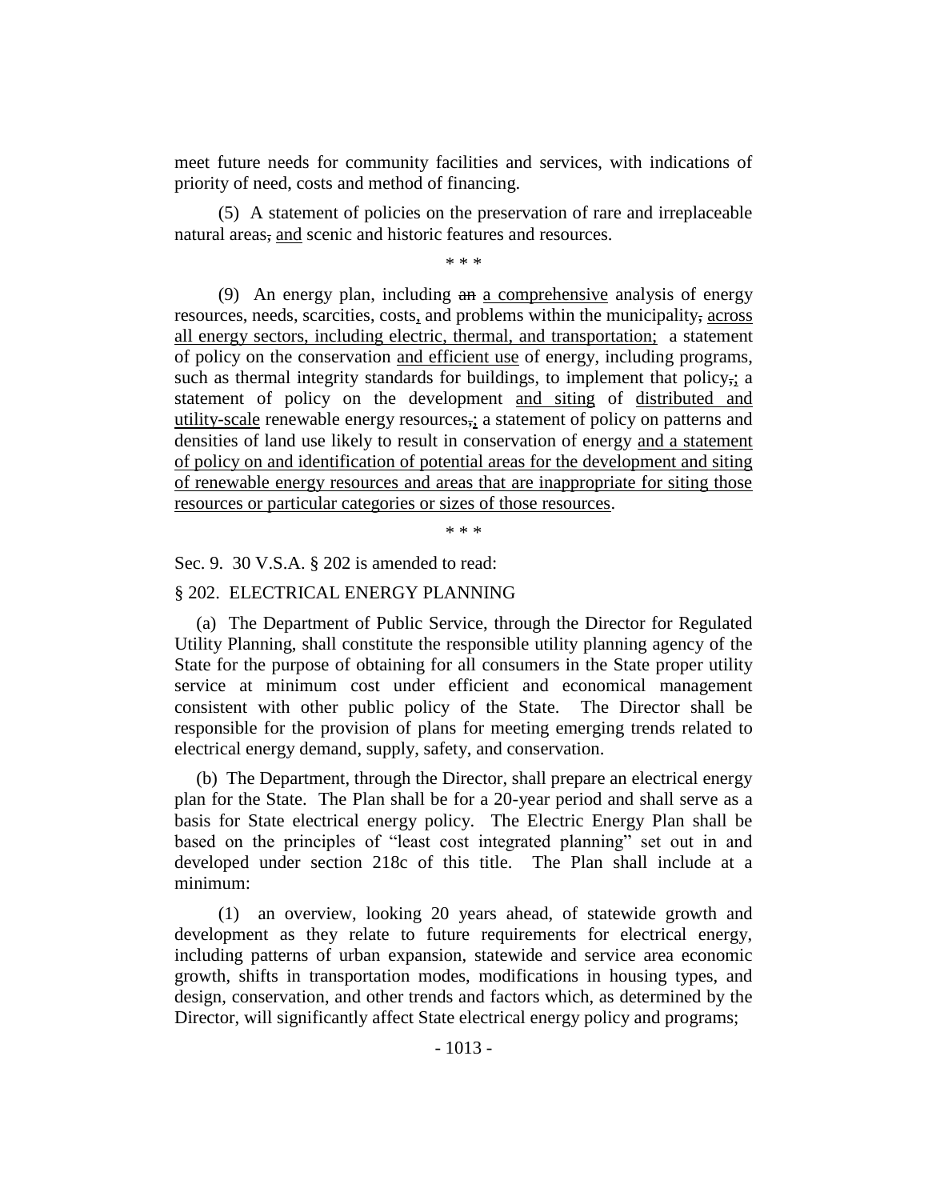meet future needs for community facilities and services, with indications of priority of need, costs and method of financing.

(5) A statement of policies on the preservation of rare and irreplaceable natural areas~~,~~ <u>and</u> scenic and historic features and resources.

\* \* \*

(9) An energy plan, including ~~an~~ <u>a comprehensive</u> analysis of energy resources, needs, scarcities, costs<u>,</u> and problems within the municipality~~,~~ <u>across all energy sectors, including electric, thermal, and transportation;</u> a statement of policy on the conservation <u>and efficient use</u> of energy, including programs, such as thermal integrity standards for buildings, to implement that policy~~,~~<u>;</u> a statement of policy on the development <u>and siting</u> of <u>distributed and utility-scale</u> renewable energy resources~~,~~<u>;</u> a statement of policy on patterns and densities of land use likely to result in conservation of energy <u>and a statement of policy on and identification of potential areas for the development and siting of renewable energy resources and areas that are inappropriate for siting those resources or particular categories or sizes of those resources</u>.

\* \* \*

Sec. 9. 30 V.S.A. § 202 is amended to read:

§ 202. ELECTRICAL ENERGY PLANNING

(a) The Department of Public Service, through the Director for Regulated Utility Planning, shall constitute the responsible utility planning agency of the State for the purpose of obtaining for all consumers in the State proper utility service at minimum cost under efficient and economical management consistent with other public policy of the State. The Director shall be responsible for the provision of plans for meeting emerging trends related to electrical energy demand, supply, safety, and conservation.

(b) The Department, through the Director, shall prepare an electrical energy plan for the State. The Plan shall be for a 20-year period and shall serve as a basis for State electrical energy policy. The Electric Energy Plan shall be based on the principles of "least cost integrated planning" set out in and developed under section 218c of this title. The Plan shall include at a minimum:

(1) an overview, looking 20 years ahead, of statewide growth and development as they relate to future requirements for electrical energy, including patterns of urban expansion, statewide and service area economic growth, shifts in transportation modes, modifications in housing types, and design, conservation, and other trends and factors which, as determined by the Director, will significantly affect State electrical energy policy and programs;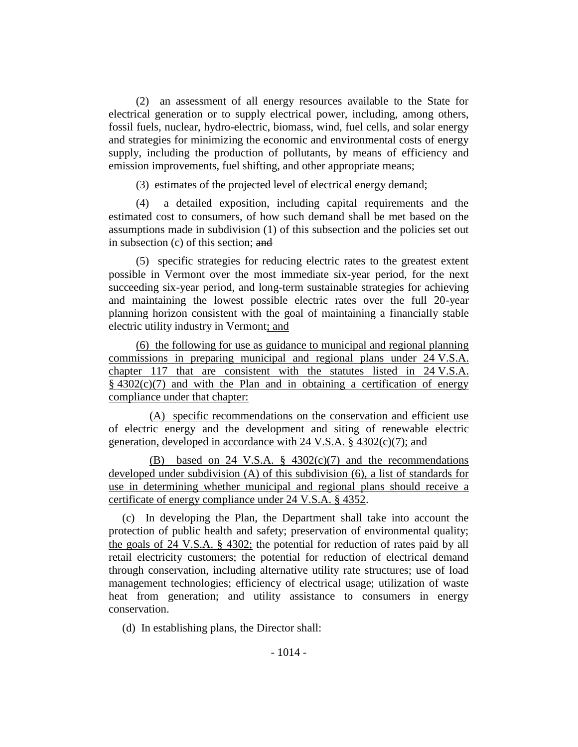(2) an assessment of all energy resources available to the State for electrical generation or to supply electrical power, including, among others, fossil fuels, nuclear, hydro-electric, biomass, wind, fuel cells, and solar energy and strategies for minimizing the economic and environmental costs of energy supply, including the production of pollutants, by means of efficiency and emission improvements, fuel shifting, and other appropriate means;

(3) estimates of the projected level of electrical energy demand;

(4) a detailed exposition, including capital requirements and the estimated cost to consumers, of how such demand shall be met based on the assumptions made in subdivision (1) of this subsection and the policies set out in subsection (c) of this section; ~~and~~

(5) specific strategies for reducing electric rates to the greatest extent possible in Vermont over the most immediate six-year period, for the next succeeding six-year period, and long-term sustainable strategies for achieving and maintaining the lowest possible electric rates over the full 20-year planning horizon consistent with the goal of maintaining a financially stable electric utility industry in Vermont<u>; and</u>

<u>(6) the following for use as guidance to municipal and regional planning commissions in preparing municipal and regional plans under 24 V.S.A. chapter 117 that are consistent with the statutes listed in 24 V.S.A. § 4302(c)(7) and with the Plan and in obtaining a certification of energy compliance under that chapter:</u>

<u>(A) specific recommendations on the conservation and efficient use of electric energy and the development and siting of renewable electric generation, developed in accordance with 24 V.S.A. § 4302(c)(7); and</u>

<u>(B) based on 24 V.S.A. § 4302(c)(7) and the recommendations developed under subdivision (A) of this subdivision (6), a list of standards for use in determining whether municipal and regional plans should receive a certificate of energy compliance under 24 V.S.A. § 4352</u>.

(c) In developing the Plan, the Department shall take into account the protection of public health and safety; preservation of environmental quality; <u>the goals of 24 V.S.A. § 4302;</u> the potential for reduction of rates paid by all retail electricity customers; the potential for reduction of electrical demand through conservation, including alternative utility rate structures; use of load management technologies; efficiency of electrical usage; utilization of waste heat from generation; and utility assistance to consumers in energy conservation.

(d) In establishing plans, the Director shall: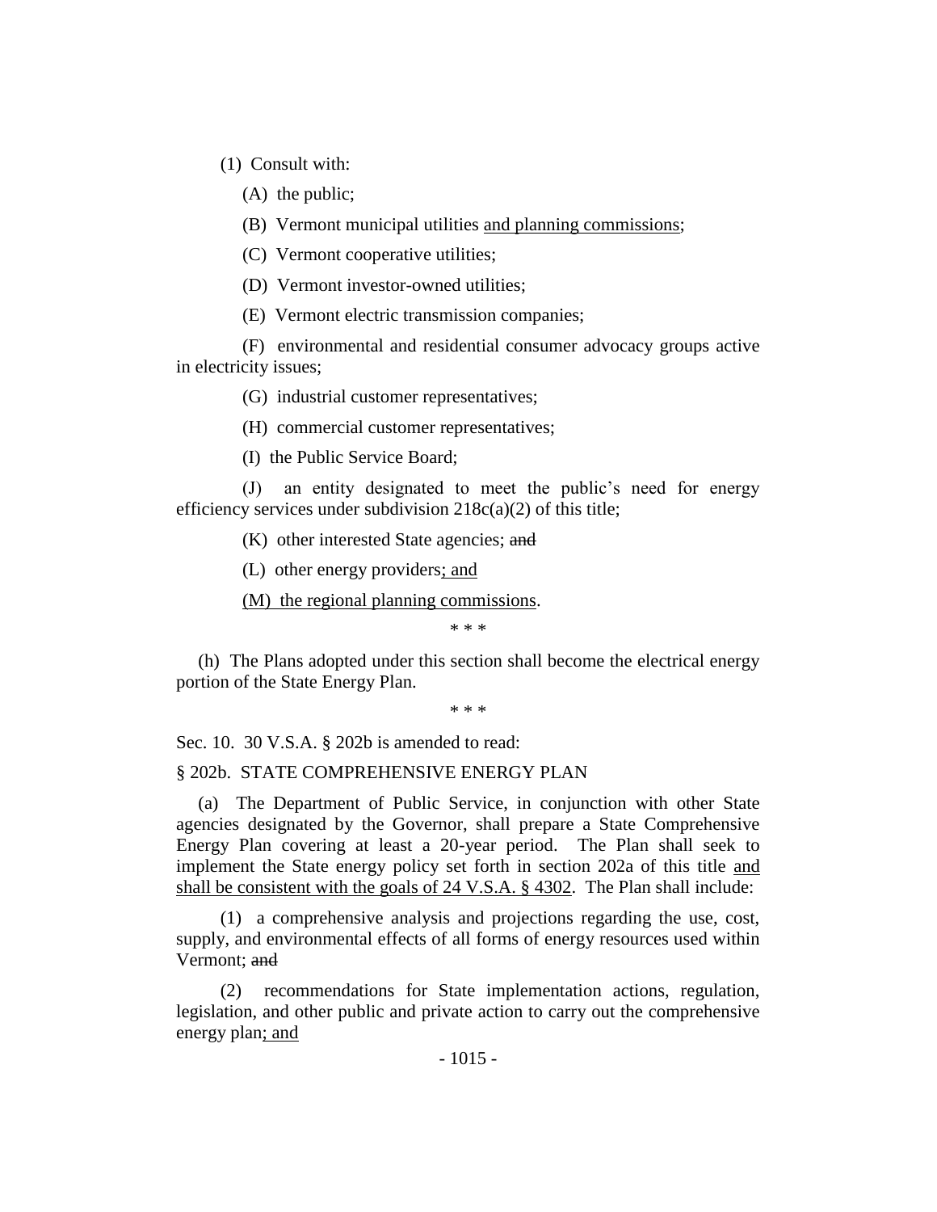(1) Consult with:

(A) the public;

(B) Vermont municipal utilities <u>and planning commissions</u>;

(C) Vermont cooperative utilities;

(D) Vermont investor-owned utilities;

(E) Vermont electric transmission companies;

(F) environmental and residential consumer advocacy groups active in electricity issues;

(G) industrial customer representatives;

(H) commercial customer representatives;

(I) the Public Service Board;

(J) an entity designated to meet the public's need for energy efficiency services under subdivision 218c(a)(2) of this title;

(K) other interested State agencies; ~~and~~

(L) other energy providers<u>; and</u>

<u>(M) the regional planning commissions</u>.

\* \* \*

(h) The Plans adopted under this section shall become the electrical energy portion of the State Energy Plan.

\* \* \*

Sec. 10. 30 V.S.A. § 202b is amended to read:

§ 202b. STATE COMPREHENSIVE ENERGY PLAN

(a) The Department of Public Service, in conjunction with other State agencies designated by the Governor, shall prepare a State Comprehensive Energy Plan covering at least a 20-year period. The Plan shall seek to implement the State energy policy set forth in section 202a of this title <u>and shall be consistent with the goals of 24 V.S.A. § 4302</u>. The Plan shall include:

(1) a comprehensive analysis and projections regarding the use, cost, supply, and environmental effects of all forms of energy resources used within Vermont; ~~and~~

(2) recommendations for State implementation actions, regulation, legislation, and other public and private action to carry out the comprehensive energy plan<u>; and</u>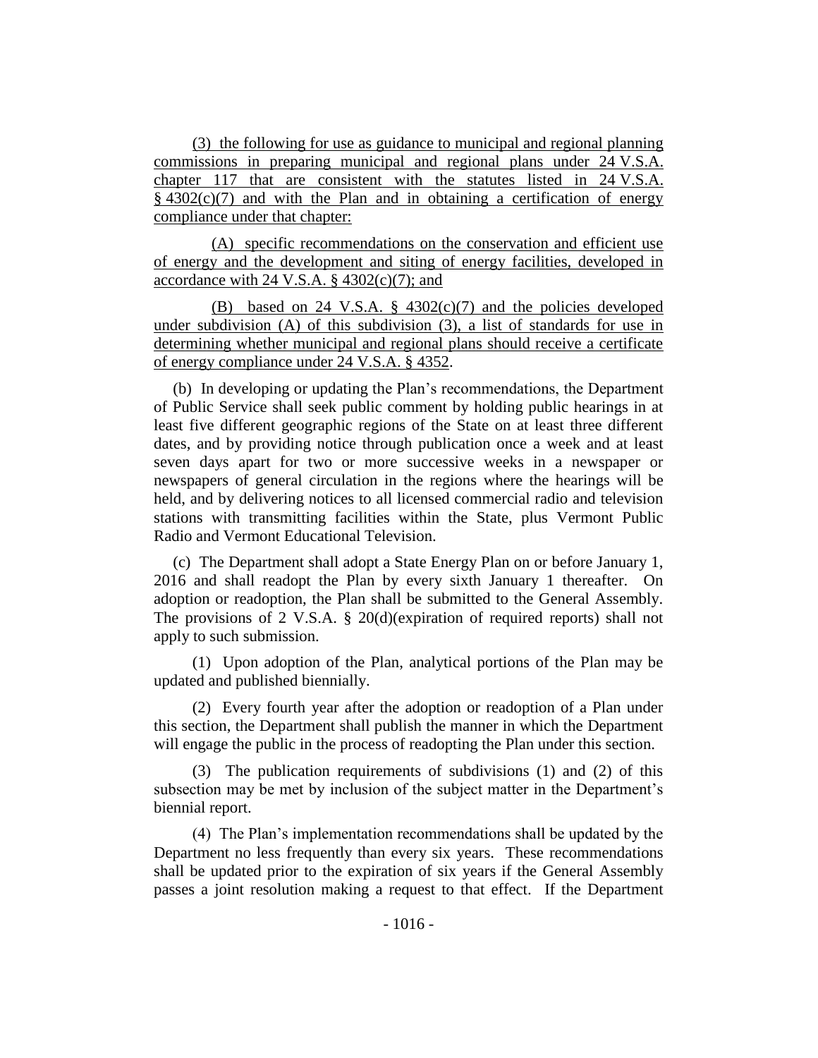(3) the following for use as guidance to municipal and regional planning commissions in preparing municipal and regional plans under 24 V.S.A. chapter 117 that are consistent with the statutes listed in 24 V.S.A. § 4302(c)(7) and with the Plan and in obtaining a certification of energy compliance under that chapter:

(A) specific recommendations on the conservation and efficient use of energy and the development and siting of energy facilities, developed in accordance with 24 V.S.A. § 4302(c)(7); and

(B) based on 24 V.S.A. § 4302(c)(7) and the policies developed under subdivision (A) of this subdivision (3), a list of standards for use in determining whether municipal and regional plans should receive a certificate of energy compliance under 24 V.S.A. § 4352.

(b) In developing or updating the Plan's recommendations, the Department of Public Service shall seek public comment by holding public hearings in at least five different geographic regions of the State on at least three different dates, and by providing notice through publication once a week and at least seven days apart for two or more successive weeks in a newspaper or newspapers of general circulation in the regions where the hearings will be held, and by delivering notices to all licensed commercial radio and television stations with transmitting facilities within the State, plus Vermont Public Radio and Vermont Educational Television.

(c) The Department shall adopt a State Energy Plan on or before January 1, 2016 and shall readopt the Plan by every sixth January 1 thereafter. On adoption or readoption, the Plan shall be submitted to the General Assembly. The provisions of 2 V.S.A. § 20(d)(expiration of required reports) shall not apply to such submission.

(1) Upon adoption of the Plan, analytical portions of the Plan may be updated and published biennially.

(2) Every fourth year after the adoption or readoption of a Plan under this section, the Department shall publish the manner in which the Department will engage the public in the process of readopting the Plan under this section.

(3) The publication requirements of subdivisions (1) and (2) of this subsection may be met by inclusion of the subject matter in the Department's biennial report.

(4) The Plan's implementation recommendations shall be updated by the Department no less frequently than every six years. These recommendations shall be updated prior to the expiration of six years if the General Assembly passes a joint resolution making a request to that effect. If the Department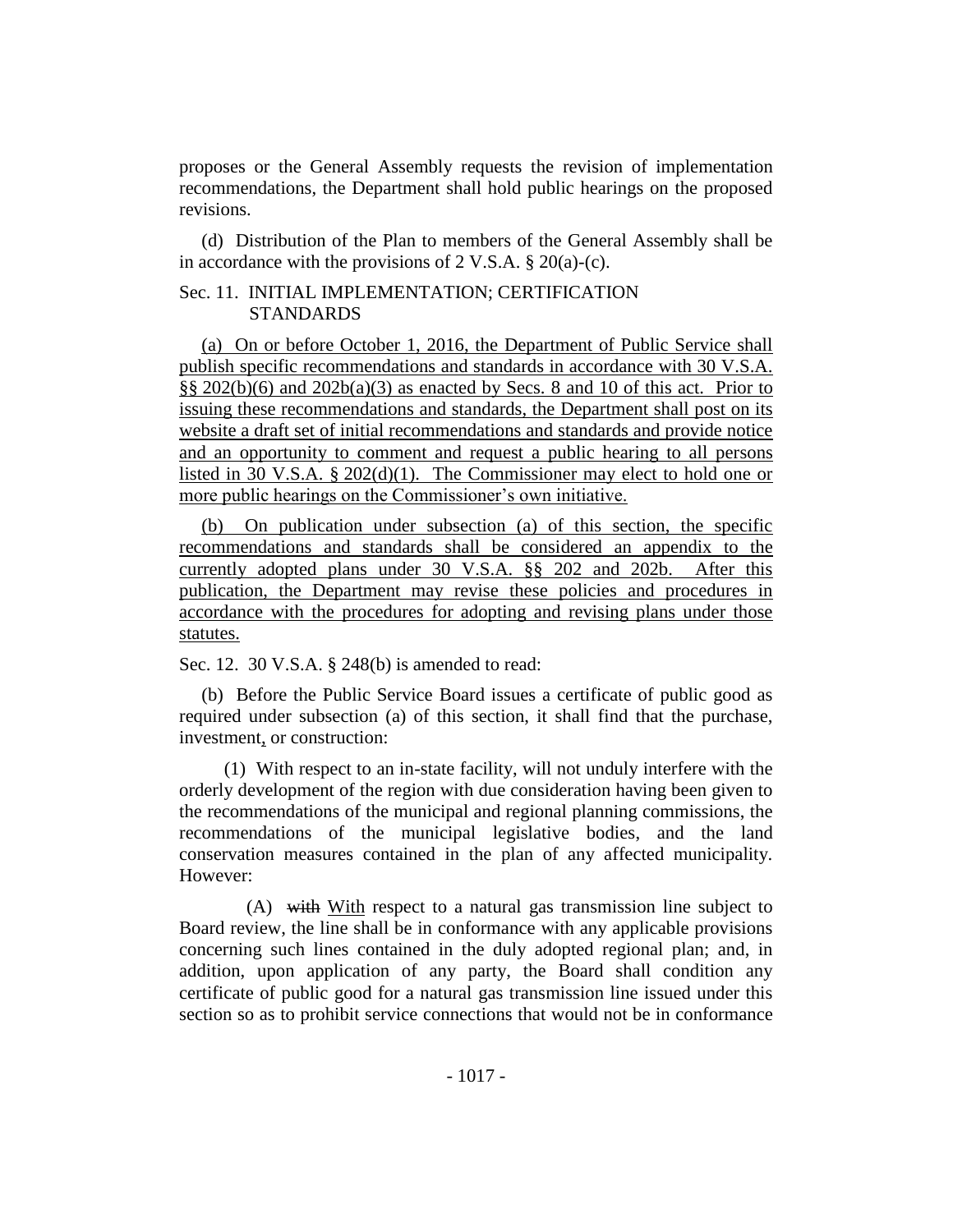proposes or the General Assembly requests the revision of implementation recommendations, the Department shall hold public hearings on the proposed revisions.

(d) Distribution of the Plan to members of the General Assembly shall be in accordance with the provisions of 2 V.S.A. § 20(a)-(c).

Sec. 11. INITIAL IMPLEMENTATION; CERTIFICATION STANDARDS

(a) On or before October 1, 2016, the Department of Public Service shall publish specific recommendations and standards in accordance with 30 V.S.A. §§ 202(b)(6) and 202b(a)(3) as enacted by Secs. 8 and 10 of this act. Prior to issuing these recommendations and standards, the Department shall post on its website a draft set of initial recommendations and standards and provide notice and an opportunity to comment and request a public hearing to all persons listed in 30 V.S.A. § 202(d)(1). The Commissioner may elect to hold one or more public hearings on the Commissioner's own initiative.

(b) On publication under subsection (a) of this section, the specific recommendations and standards shall be considered an appendix to the currently adopted plans under 30 V.S.A. §§ 202 and 202b. After this publication, the Department may revise these policies and procedures in accordance with the procedures for adopting and revising plans under those statutes.

Sec. 12. 30 V.S.A. § 248(b) is amended to read:

(b) Before the Public Service Board issues a certificate of public good as required under subsection (a) of this section, it shall find that the purchase, investment, or construction:

(1) With respect to an in-state facility, will not unduly interfere with the orderly development of the region with due consideration having been given to the recommendations of the municipal and regional planning commissions, the recommendations of the municipal legislative bodies, and the land conservation measures contained in the plan of any affected municipality. However:

(A) ~~with~~ With respect to a natural gas transmission line subject to Board review, the line shall be in conformance with any applicable provisions concerning such lines contained in the duly adopted regional plan; and, in addition, upon application of any party, the Board shall condition any certificate of public good for a natural gas transmission line issued under this section so as to prohibit service connections that would not be in conformance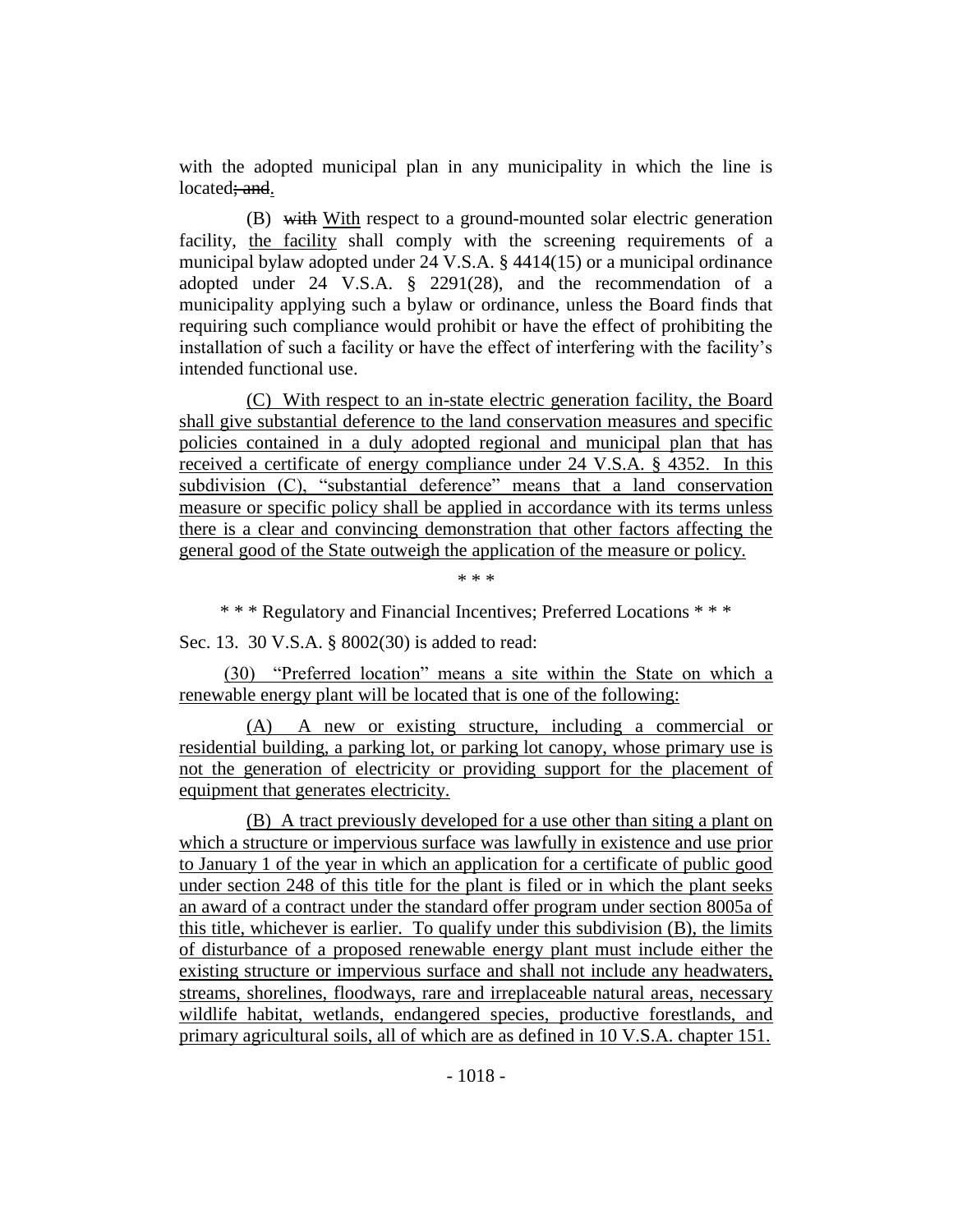with the adopted municipal plan in any municipality in which the line is located~~; and~~.

(B) ~~with~~ With respect to a ground-mounted solar electric generation facility, the facility shall comply with the screening requirements of a municipal bylaw adopted under 24 V.S.A. § 4414(15) or a municipal ordinance adopted under 24 V.S.A. § 2291(28), and the recommendation of a municipality applying such a bylaw or ordinance, unless the Board finds that requiring such compliance would prohibit or have the effect of prohibiting the installation of such a facility or have the effect of interfering with the facility's intended functional use.

(C) With respect to an in-state electric generation facility, the Board shall give substantial deference to the land conservation measures and specific policies contained in a duly adopted regional and municipal plan that has received a certificate of energy compliance under 24 V.S.A. § 4352. In this subdivision (C), "substantial deference" means that a land conservation measure or specific policy shall be applied in accordance with its terms unless there is a clear and convincing demonstration that other factors affecting the general good of the State outweigh the application of the measure or policy.

\* \* \*

\* \* \* Regulatory and Financial Incentives; Preferred Locations \* \* \*

Sec. 13. 30 V.S.A. § 8002(30) is added to read:

(30) "Preferred location" means a site within the State on which a renewable energy plant will be located that is one of the following:

(A) A new or existing structure, including a commercial or residential building, a parking lot, or parking lot canopy, whose primary use is not the generation of electricity or providing support for the placement of equipment that generates electricity.

(B) A tract previously developed for a use other than siting a plant on which a structure or impervious surface was lawfully in existence and use prior to January 1 of the year in which an application for a certificate of public good under section 248 of this title for the plant is filed or in which the plant seeks an award of a contract under the standard offer program under section 8005a of this title, whichever is earlier. To qualify under this subdivision (B), the limits of disturbance of a proposed renewable energy plant must include either the existing structure or impervious surface and shall not include any headwaters, streams, shorelines, floodways, rare and irreplaceable natural areas, necessary wildlife habitat, wetlands, endangered species, productive forestlands, and primary agricultural soils, all of which are as defined in 10 V.S.A. chapter 151.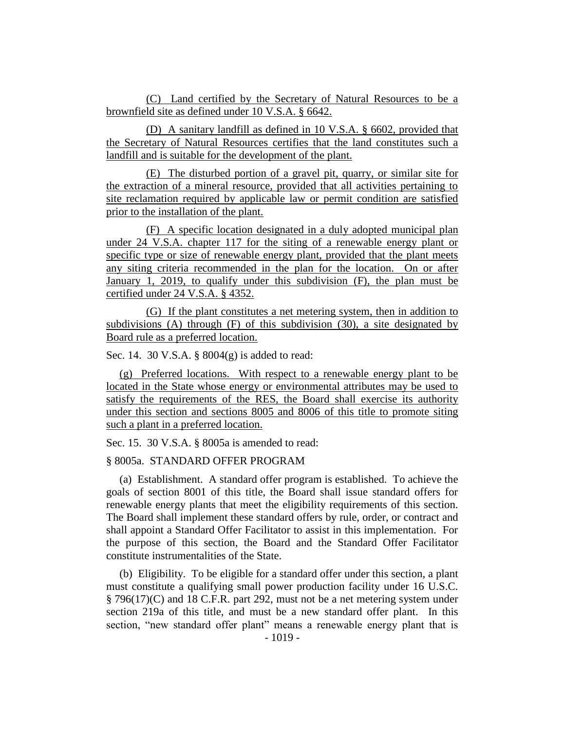(C) Land certified by the Secretary of Natural Resources to be a brownfield site as defined under 10 V.S.A. § 6642.

(D) A sanitary landfill as defined in 10 V.S.A. § 6602, provided that the Secretary of Natural Resources certifies that the land constitutes such a landfill and is suitable for the development of the plant.

(E) The disturbed portion of a gravel pit, quarry, or similar site for the extraction of a mineral resource, provided that all activities pertaining to site reclamation required by applicable law or permit condition are satisfied prior to the installation of the plant.

(F) A specific location designated in a duly adopted municipal plan under 24 V.S.A. chapter 117 for the siting of a renewable energy plant or specific type or size of renewable energy plant, provided that the plant meets any siting criteria recommended in the plan for the location. On or after January 1, 2019, to qualify under this subdivision (F), the plan must be certified under 24 V.S.A. § 4352.

(G) If the plant constitutes a net metering system, then in addition to subdivisions (A) through (F) of this subdivision (30), a site designated by Board rule as a preferred location.

Sec. 14. 30 V.S.A. § 8004(g) is added to read:

(g) Preferred locations. With respect to a renewable energy plant to be located in the State whose energy or environmental attributes may be used to satisfy the requirements of the RES, the Board shall exercise its authority under this section and sections 8005 and 8006 of this title to promote siting such a plant in a preferred location.

Sec. 15. 30 V.S.A. § 8005a is amended to read:

§ 8005a. STANDARD OFFER PROGRAM

(a) Establishment. A standard offer program is established. To achieve the goals of section 8001 of this title, the Board shall issue standard offers for renewable energy plants that meet the eligibility requirements of this section. The Board shall implement these standard offers by rule, order, or contract and shall appoint a Standard Offer Facilitator to assist in this implementation. For the purpose of this section, the Board and the Standard Offer Facilitator constitute instrumentalities of the State.

(b) Eligibility. To be eligible for a standard offer under this section, a plant must constitute a qualifying small power production facility under 16 U.S.C. § 796(17)(C) and 18 C.F.R. part 292, must not be a net metering system under section 219a of this title, and must be a new standard offer plant. In this section, "new standard offer plant" means a renewable energy plant that is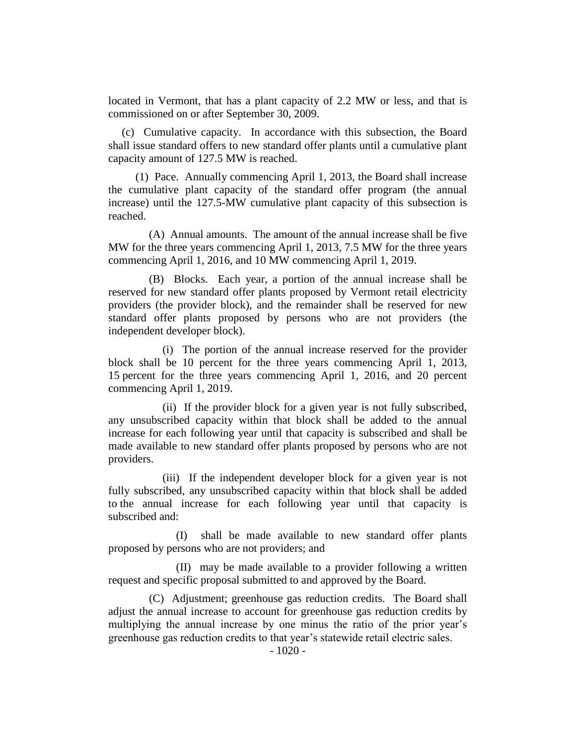located in Vermont, that has a plant capacity of 2.2 MW or less, and that is commissioned on or after September 30, 2009.

(c) Cumulative capacity. In accordance with this subsection, the Board shall issue standard offers to new standard offer plants until a cumulative plant capacity amount of 127.5 MW is reached.

(1) Pace. Annually commencing April 1, 2013, the Board shall increase the cumulative plant capacity of the standard offer program (the annual increase) until the 127.5-MW cumulative plant capacity of this subsection is reached.

(A) Annual amounts. The amount of the annual increase shall be five MW for the three years commencing April 1, 2013, 7.5 MW for the three years commencing April 1, 2016, and 10 MW commencing April 1, 2019.

(B) Blocks. Each year, a portion of the annual increase shall be reserved for new standard offer plants proposed by Vermont retail electricity providers (the provider block), and the remainder shall be reserved for new standard offer plants proposed by persons who are not providers (the independent developer block).

(i) The portion of the annual increase reserved for the provider block shall be 10 percent for the three years commencing April 1, 2013, 15 percent for the three years commencing April 1, 2016, and 20 percent commencing April 1, 2019.

(ii) If the provider block for a given year is not fully subscribed, any unsubscribed capacity within that block shall be added to the annual increase for each following year until that capacity is subscribed and shall be made available to new standard offer plants proposed by persons who are not providers.

(iii) If the independent developer block for a given year is not fully subscribed, any unsubscribed capacity within that block shall be added to the annual increase for each following year until that capacity is subscribed and:

(I) shall be made available to new standard offer plants proposed by persons who are not providers; and

(II) may be made available to a provider following a written request and specific proposal submitted to and approved by the Board.

(C) Adjustment; greenhouse gas reduction credits. The Board shall adjust the annual increase to account for greenhouse gas reduction credits by multiplying the annual increase by one minus the ratio of the prior year's greenhouse gas reduction credits to that year's statewide retail electric sales.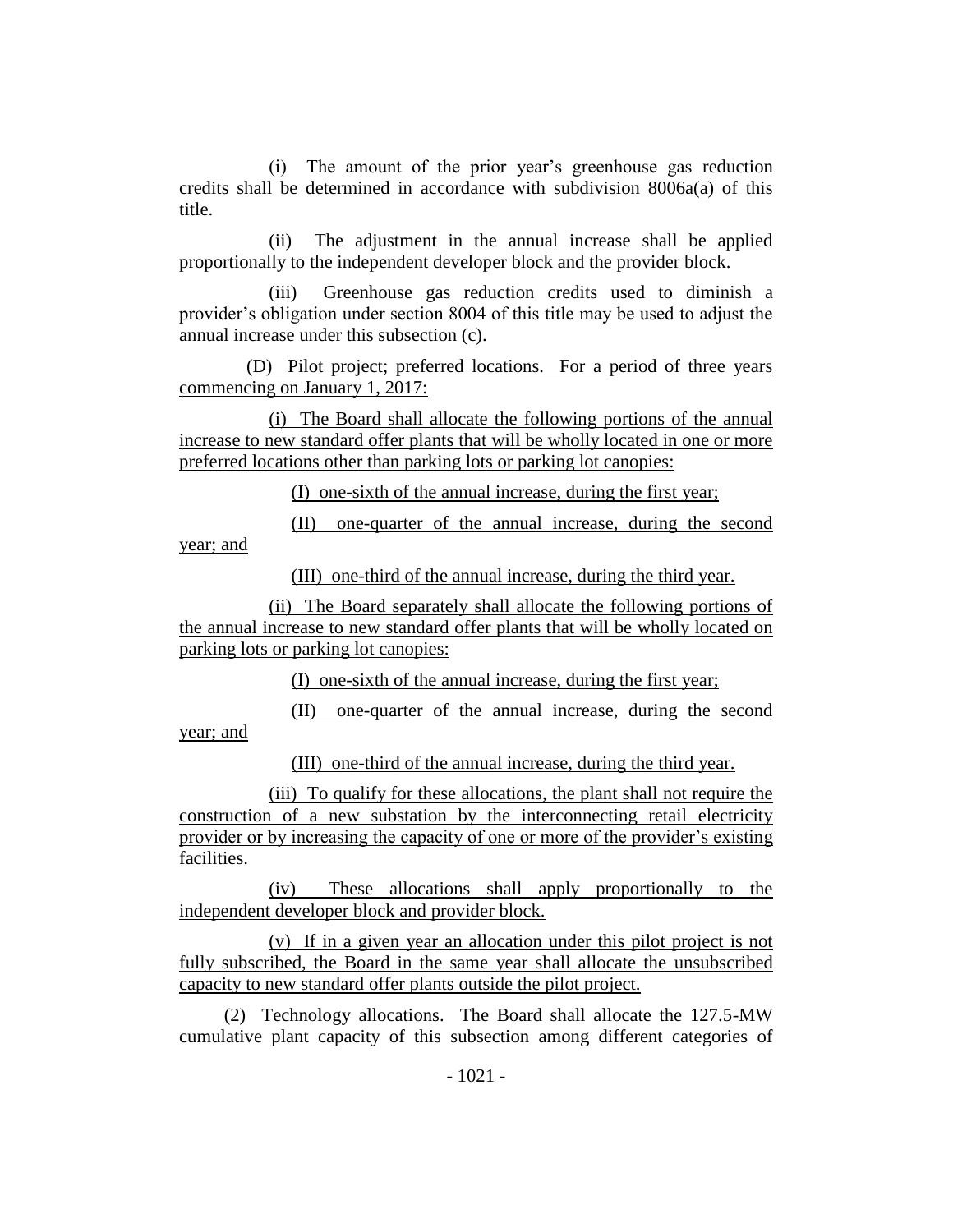(i) The amount of the prior year's greenhouse gas reduction credits shall be determined in accordance with subdivision 8006a(a) of this title.

(ii) The adjustment in the annual increase shall be applied proportionally to the independent developer block and the provider block.

(iii) Greenhouse gas reduction credits used to diminish a provider's obligation under section 8004 of this title may be used to adjust the annual increase under this subsection (c).

(D) Pilot project; preferred locations. For a period of three years commencing on January 1, 2017:

(i) The Board shall allocate the following portions of the annual increase to new standard offer plants that will be wholly located in one or more preferred locations other than parking lots or parking lot canopies:

(I) one-sixth of the annual increase, during the first year;

(II) one-quarter of the annual increase, during the second year; and

(III) one-third of the annual increase, during the third year.

(ii) The Board separately shall allocate the following portions of the annual increase to new standard offer plants that will be wholly located on parking lots or parking lot canopies:

(I) one-sixth of the annual increase, during the first year;

(II) one-quarter of the annual increase, during the second year; and

(III) one-third of the annual increase, during the third year.

(iii) To qualify for these allocations, the plant shall not require the construction of a new substation by the interconnecting retail electricity provider or by increasing the capacity of one or more of the provider's existing facilities.

(iv) These allocations shall apply proportionally to the independent developer block and provider block.

(v) If in a given year an allocation under this pilot project is not fully subscribed, the Board in the same year shall allocate the unsubscribed capacity to new standard offer plants outside the pilot project.

(2) Technology allocations. The Board shall allocate the 127.5-MW cumulative plant capacity of this subsection among different categories of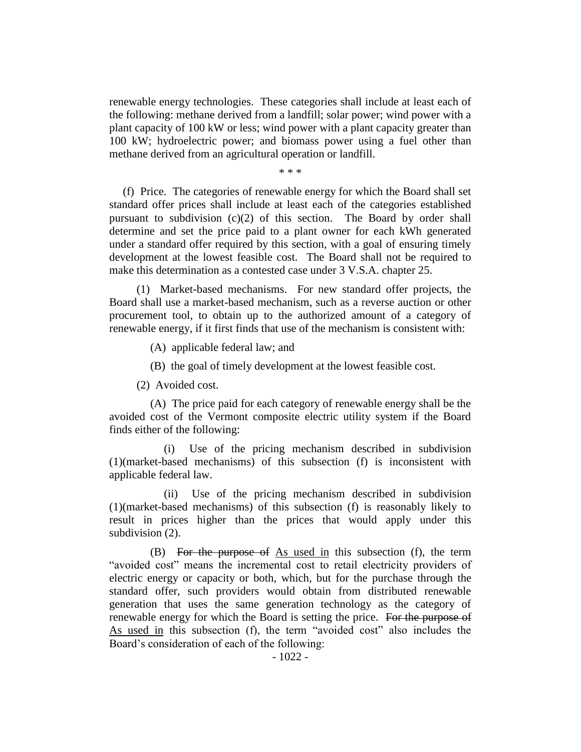renewable energy technologies. These categories shall include at least each of the following: methane derived from a landfill; solar power; wind power with a plant capacity of 100 kW or less; wind power with a plant capacity greater than 100 kW; hydroelectric power; and biomass power using a fuel other than methane derived from an agricultural operation or landfill.

\* \* \*

(f) Price. The categories of renewable energy for which the Board shall set standard offer prices shall include at least each of the categories established pursuant to subdivision (c)(2) of this section. The Board by order shall determine and set the price paid to a plant owner for each kWh generated under a standard offer required by this section, with a goal of ensuring timely development at the lowest feasible cost. The Board shall not be required to make this determination as a contested case under 3 V.S.A. chapter 25.

(1) Market-based mechanisms. For new standard offer projects, the Board shall use a market-based mechanism, such as a reverse auction or other procurement tool, to obtain up to the authorized amount of a category of renewable energy, if it first finds that use of the mechanism is consistent with:

(A) applicable federal law; and

(B) the goal of timely development at the lowest feasible cost.

(2) Avoided cost.

(A) The price paid for each category of renewable energy shall be the avoided cost of the Vermont composite electric utility system if the Board finds either of the following:

(i) Use of the pricing mechanism described in subdivision (1)(market-based mechanisms) of this subsection (f) is inconsistent with applicable federal law.

(ii) Use of the pricing mechanism described in subdivision (1)(market-based mechanisms) of this subsection (f) is reasonably likely to result in prices higher than the prices that would apply under this subdivision (2).

(B) ~~For the purpose of~~ <u>As used in</u> this subsection (f), the term "avoided cost" means the incremental cost to retail electricity providers of electric energy or capacity or both, which, but for the purchase through the standard offer, such providers would obtain from distributed renewable generation that uses the same generation technology as the category of renewable energy for which the Board is setting the price. ~~For the purpose of~~ <u>As used in</u> this subsection (f), the term "avoided cost" also includes the Board's consideration of each of the following: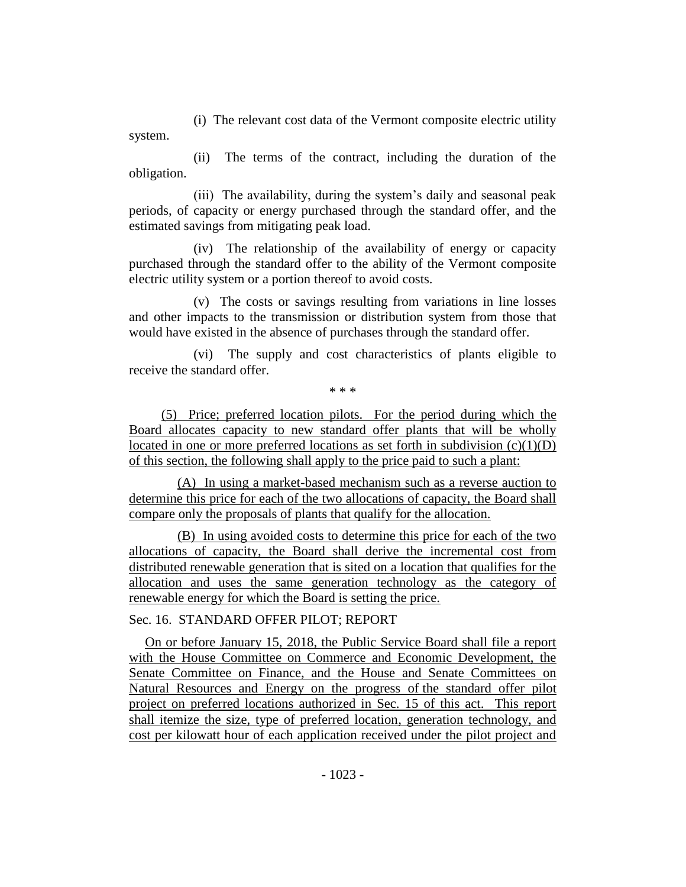(i) The relevant cost data of the Vermont composite electric utility system.

(ii) The terms of the contract, including the duration of the obligation.

(iii) The availability, during the system's daily and seasonal peak periods, of capacity or energy purchased through the standard offer, and the estimated savings from mitigating peak load.

(iv) The relationship of the availability of energy or capacity purchased through the standard offer to the ability of the Vermont composite electric utility system or a portion thereof to avoid costs.

(v) The costs or savings resulting from variations in line losses and other impacts to the transmission or distribution system from those that would have existed in the absence of purchases through the standard offer.

(vi) The supply and cost characteristics of plants eligible to receive the standard offer.

\* \* \*

(5) Price; preferred location pilots. For the period during which the Board allocates capacity to new standard offer plants that will be wholly located in one or more preferred locations as set forth in subdivision (c)(1)(D) of this section, the following shall apply to the price paid to such a plant:

(A) In using a market-based mechanism such as a reverse auction to determine this price for each of the two allocations of capacity, the Board shall compare only the proposals of plants that qualify for the allocation.

(B) In using avoided costs to determine this price for each of the two allocations of capacity, the Board shall derive the incremental cost from distributed renewable generation that is sited on a location that qualifies for the allocation and uses the same generation technology as the category of renewable energy for which the Board is setting the price.

Sec. 16. STANDARD OFFER PILOT; REPORT

On or before January 15, 2018, the Public Service Board shall file a report with the House Committee on Commerce and Economic Development, the Senate Committee on Finance, and the House and Senate Committees on Natural Resources and Energy on the progress of the standard offer pilot project on preferred locations authorized in Sec. 15 of this act. This report shall itemize the size, type of preferred location, generation technology, and cost per kilowatt hour of each application received under the pilot project and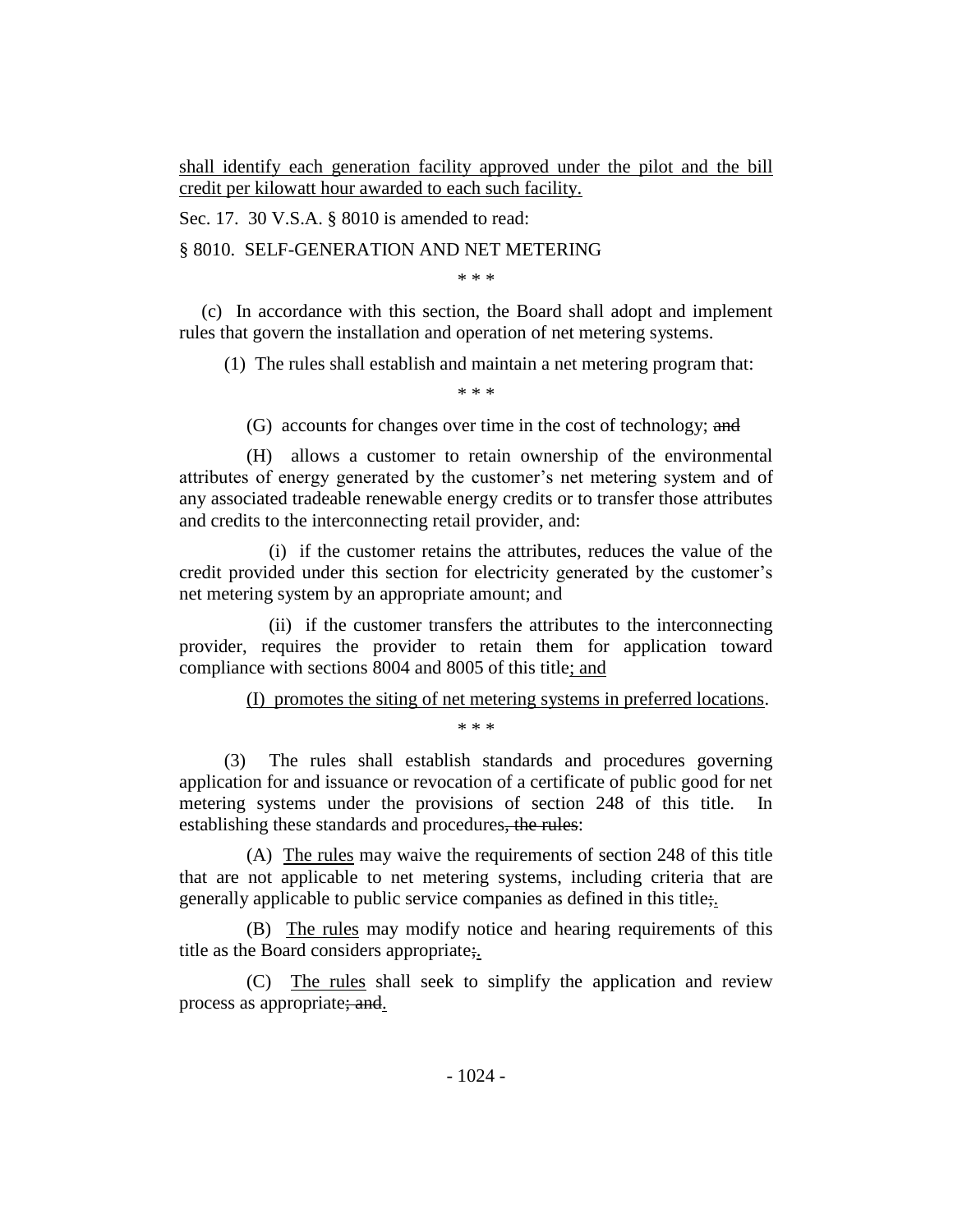shall identify each generation facility approved under the pilot and the bill credit per kilowatt hour awarded to each such facility.

Sec. 17. 30 V.S.A. § 8010 is amended to read:

§ 8010. SELF-GENERATION AND NET METERING

\* \* \*

(c) In accordance with this section, the Board shall adopt and implement rules that govern the installation and operation of net metering systems.

(1) The rules shall establish and maintain a net metering program that:

\* \* \*

(G) accounts for changes over time in the cost of technology; ~~and~~

(H) allows a customer to retain ownership of the environmental attributes of energy generated by the customer's net metering system and of any associated tradeable renewable energy credits or to transfer those attributes and credits to the interconnecting retail provider, and:

(i) if the customer retains the attributes, reduces the value of the credit provided under this section for electricity generated by the customer's net metering system by an appropriate amount; and

(ii) if the customer transfers the attributes to the interconnecting provider, requires the provider to retain them for application toward compliance with sections 8004 and 8005 of this title; and

(I) promotes the siting of net metering systems in preferred locations.

\* \* \*

(3) The rules shall establish standards and procedures governing application for and issuance or revocation of a certificate of public good for net metering systems under the provisions of section 248 of this title. In establishing these standards and procedures~~, the rules~~:

(A) The rules may waive the requirements of section 248 of this title that are not applicable to net metering systems, including criteria that are generally applicable to public service companies as defined in this title~~;~~.

(B) The rules may modify notice and hearing requirements of this title as the Board considers appropriate~~;~~.

(C) The rules shall seek to simplify the application and review process as appropriate~~; and~~.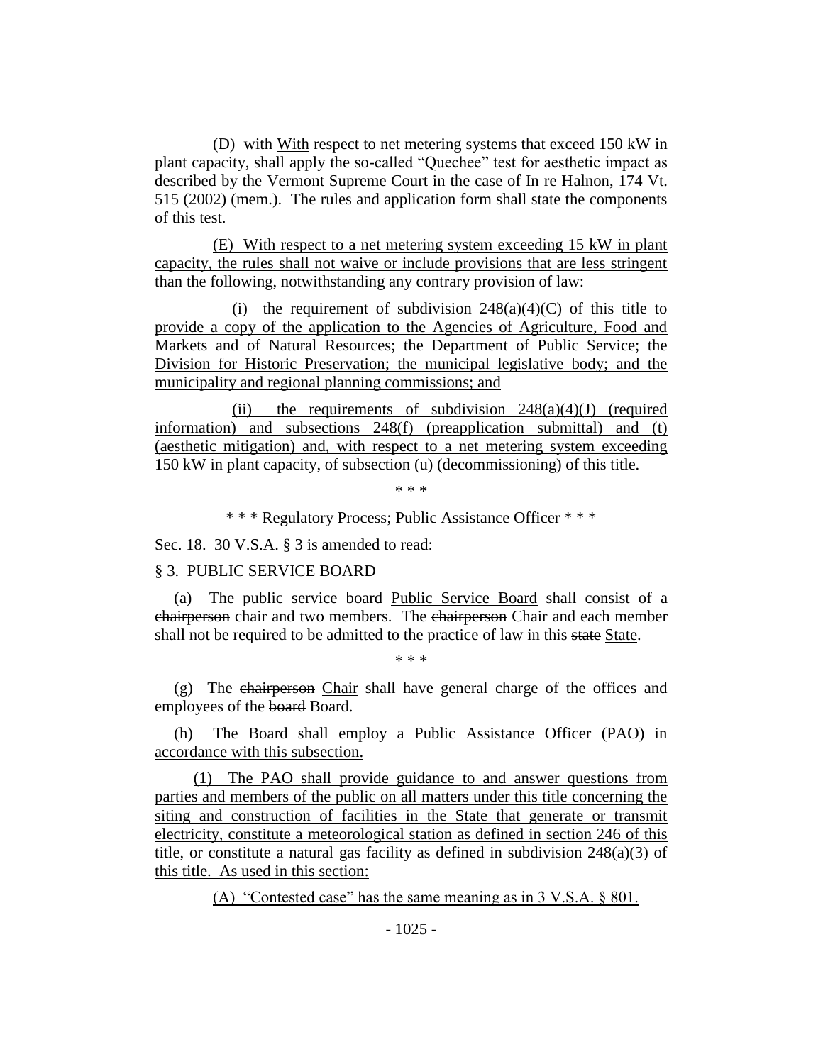(D) ~~with~~ With respect to net metering systems that exceed 150 kW in plant capacity, shall apply the so-called "Quechee" test for aesthetic impact as described by the Vermont Supreme Court in the case of In re Halnon, 174 Vt. 515 (2002) (mem.). The rules and application form shall state the components of this test.

<u>(E) With respect to a net metering system exceeding 15 kW in plant capacity, the rules shall not waive or include provisions that are less stringent than the following, notwithstanding any contrary provision of law:</u>

<u>(i) the requirement of subdivision 248(a)(4)(C) of this title to provide a copy of the application to the Agencies of Agriculture, Food and Markets and of Natural Resources; the Department of Public Service; the Division for Historic Preservation; the municipal legislative body; and the municipality and regional planning commissions; and</u>

<u>(ii) the requirements of subdivision 248(a)(4)(J) (required information) and subsections 248(f) (preapplication submittal) and (t) (aesthetic mitigation) and, with respect to a net metering system exceeding 150 kW in plant capacity, of subsection (u) (decommissioning) of this title.</u>

\* \* \*

\* \* \* Regulatory Process; Public Assistance Officer \* \* \*

Sec. 18. 30 V.S.A. § 3 is amended to read:

§ 3. PUBLIC SERVICE BOARD

(a) The ~~public service board~~ <u>Public Service Board</u> shall consist of a ~~chairperson~~ <u>chair</u> and two members. The ~~chairperson~~ <u>Chair</u> and each member shall not be required to be admitted to the practice of law in this ~~state~~ <u>State</u>.

\* \* \*

(g) The ~~chairperson~~ <u>Chair</u> shall have general charge of the offices and employees of the ~~board~~ <u>Board</u>.

<u>(h) The Board shall employ a Public Assistance Officer (PAO) in accordance with this subsection.</u>

<u>(1) The PAO shall provide guidance to and answer questions from parties and members of the public on all matters under this title concerning the siting and construction of facilities in the State that generate or transmit electricity, constitute a meteorological station as defined in section 246 of this title, or constitute a natural gas facility as defined in subdivision 248(a)(3) of this title. As used in this section:</u>

<u>(A) "Contested case" has the same meaning as in 3 V.S.A. § 801.</u>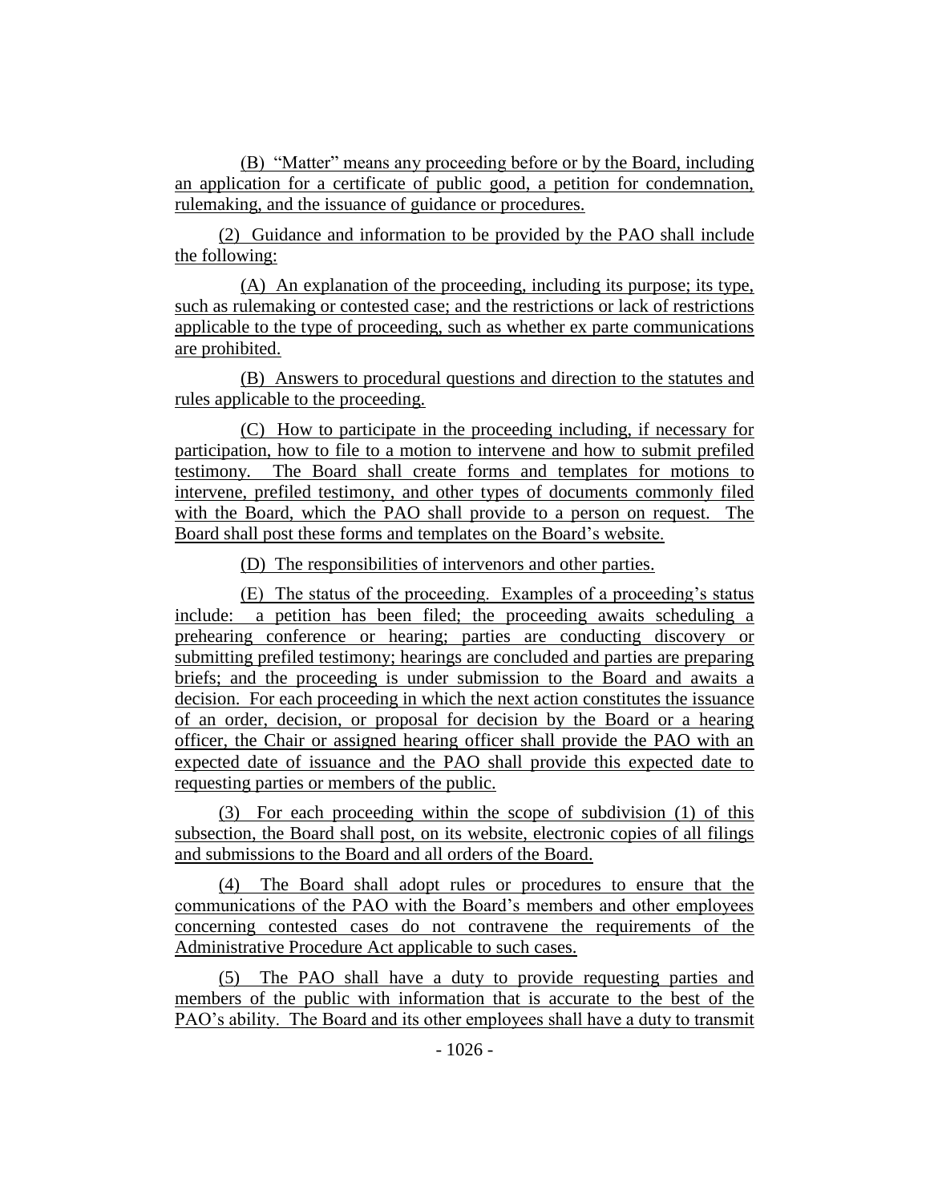(B) "Matter" means any proceeding before or by the Board, including an application for a certificate of public good, a petition for condemnation, rulemaking, and the issuance of guidance or procedures.

(2) Guidance and information to be provided by the PAO shall include the following:

(A) An explanation of the proceeding, including its purpose; its type, such as rulemaking or contested case; and the restrictions or lack of restrictions applicable to the type of proceeding, such as whether ex parte communications are prohibited.

(B) Answers to procedural questions and direction to the statutes and rules applicable to the proceeding.

(C) How to participate in the proceeding including, if necessary for participation, how to file to a motion to intervene and how to submit prefiled testimony. The Board shall create forms and templates for motions to intervene, prefiled testimony, and other types of documents commonly filed with the Board, which the PAO shall provide to a person on request. The Board shall post these forms and templates on the Board's website.

(D) The responsibilities of intervenors and other parties.

(E) The status of the proceeding. Examples of a proceeding's status include: a petition has been filed; the proceeding awaits scheduling a prehearing conference or hearing; parties are conducting discovery or submitting prefiled testimony; hearings are concluded and parties are preparing briefs; and the proceeding is under submission to the Board and awaits a decision. For each proceeding in which the next action constitutes the issuance of an order, decision, or proposal for decision by the Board or a hearing officer, the Chair or assigned hearing officer shall provide the PAO with an expected date of issuance and the PAO shall provide this expected date to requesting parties or members of the public.

(3) For each proceeding within the scope of subdivision (1) of this subsection, the Board shall post, on its website, electronic copies of all filings and submissions to the Board and all orders of the Board.

(4) The Board shall adopt rules or procedures to ensure that the communications of the PAO with the Board's members and other employees concerning contested cases do not contravene the requirements of the Administrative Procedure Act applicable to such cases.

(5) The PAO shall have a duty to provide requesting parties and members of the public with information that is accurate to the best of the PAO's ability. The Board and its other employees shall have a duty to transmit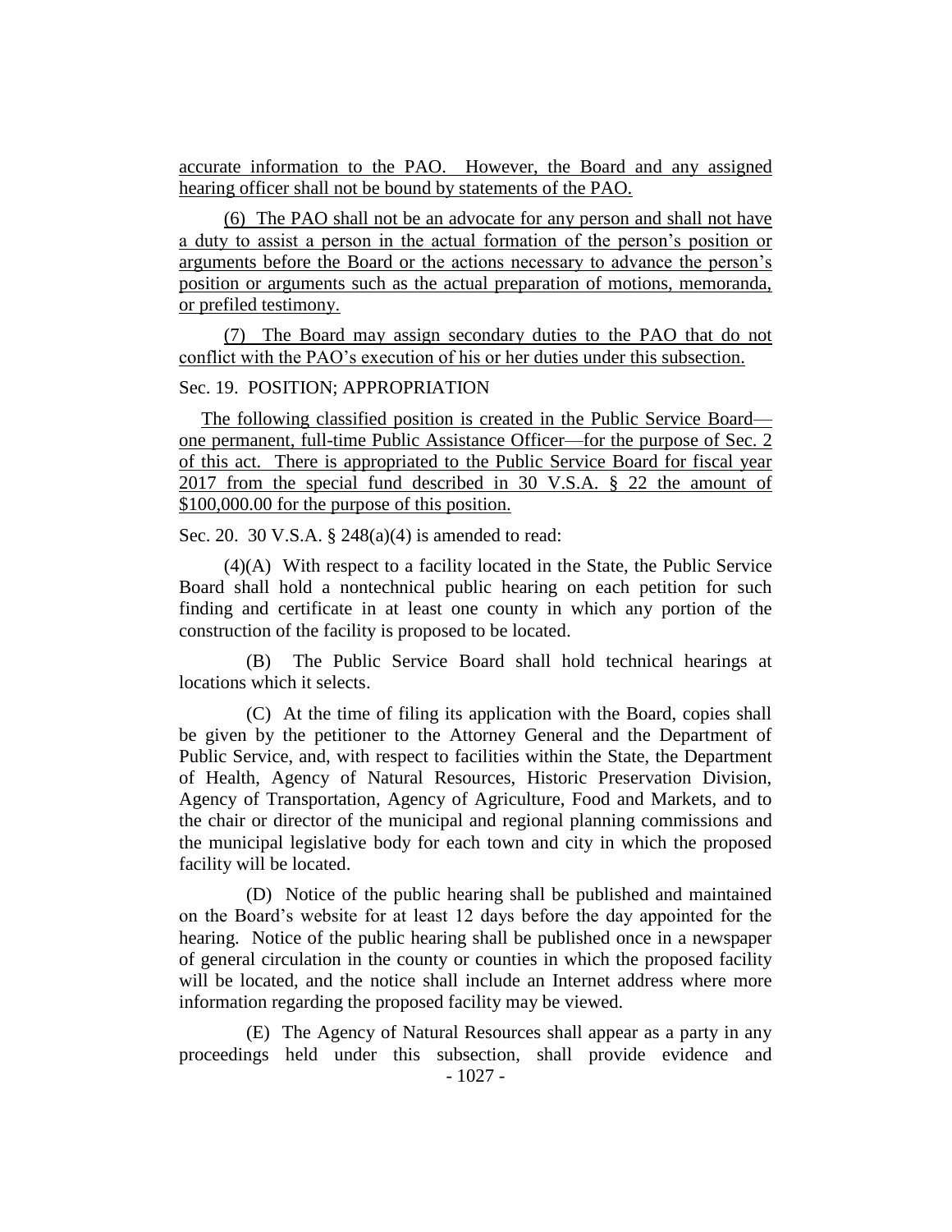accurate information to the PAO. However, the Board and any assigned hearing officer shall not be bound by statements of the PAO.

(6) The PAO shall not be an advocate for any person and shall not have a duty to assist a person in the actual formation of the person's position or arguments before the Board or the actions necessary to advance the person's position or arguments such as the actual preparation of motions, memoranda, or prefiled testimony.

(7) The Board may assign secondary duties to the PAO that do not conflict with the PAO's execution of his or her duties under this subsection.

Sec. 19. POSITION; APPROPRIATION

The following classified position is created in the Public Service Board—one permanent, full-time Public Assistance Officer—for the purpose of Sec. 2 of this act. There is appropriated to the Public Service Board for fiscal year 2017 from the special fund described in 30 V.S.A. § 22 the amount of $100,000.00 for the purpose of this position.

Sec. 20. 30 V.S.A. § 248(a)(4) is amended to read:

(4)(A) With respect to a facility located in the State, the Public Service Board shall hold a nontechnical public hearing on each petition for such finding and certificate in at least one county in which any portion of the construction of the facility is proposed to be located.

(B) The Public Service Board shall hold technical hearings at locations which it selects.

(C) At the time of filing its application with the Board, copies shall be given by the petitioner to the Attorney General and the Department of Public Service, and, with respect to facilities within the State, the Department of Health, Agency of Natural Resources, Historic Preservation Division, Agency of Transportation, Agency of Agriculture, Food and Markets, and to the chair or director of the municipal and regional planning commissions and the municipal legislative body for each town and city in which the proposed facility will be located.

(D) Notice of the public hearing shall be published and maintained on the Board's website for at least 12 days before the day appointed for the hearing. Notice of the public hearing shall be published once in a newspaper of general circulation in the county or counties in which the proposed facility will be located, and the notice shall include an Internet address where more information regarding the proposed facility may be viewed.

(E) The Agency of Natural Resources shall appear as a party in any proceedings held under this subsection, shall provide evidence and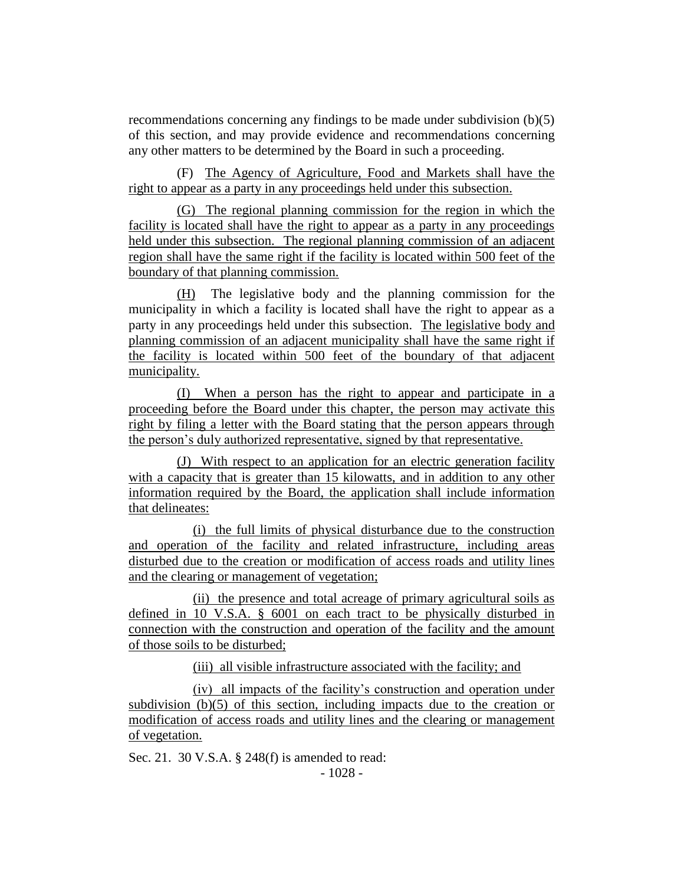recommendations concerning any findings to be made under subdivision (b)(5) of this section, and may provide evidence and recommendations concerning any other matters to be determined by the Board in such a proceeding.

(F) The Agency of Agriculture, Food and Markets shall have the right to appear as a party in any proceedings held under this subsection.

(G) The regional planning commission for the region in which the facility is located shall have the right to appear as a party in any proceedings held under this subsection. The regional planning commission of an adjacent region shall have the same right if the facility is located within 500 feet of the boundary of that planning commission.

(H) The legislative body and the planning commission for the municipality in which a facility is located shall have the right to appear as a party in any proceedings held under this subsection. The legislative body and planning commission of an adjacent municipality shall have the same right if the facility is located within 500 feet of the boundary of that adjacent municipality.

(I) When a person has the right to appear and participate in a proceeding before the Board under this chapter, the person may activate this right by filing a letter with the Board stating that the person appears through the person's duly authorized representative, signed by that representative.

(J) With respect to an application for an electric generation facility with a capacity that is greater than 15 kilowatts, and in addition to any other information required by the Board, the application shall include information that delineates:

(i) the full limits of physical disturbance due to the construction and operation of the facility and related infrastructure, including areas disturbed due to the creation or modification of access roads and utility lines and the clearing or management of vegetation;

(ii) the presence and total acreage of primary agricultural soils as defined in 10 V.S.A. § 6001 on each tract to be physically disturbed in connection with the construction and operation of the facility and the amount of those soils to be disturbed;

(iii) all visible infrastructure associated with the facility; and

(iv) all impacts of the facility's construction and operation under subdivision (b)(5) of this section, including impacts due to the creation or modification of access roads and utility lines and the clearing or management of vegetation.

Sec. 21. 30 V.S.A. § 248(f) is amended to read: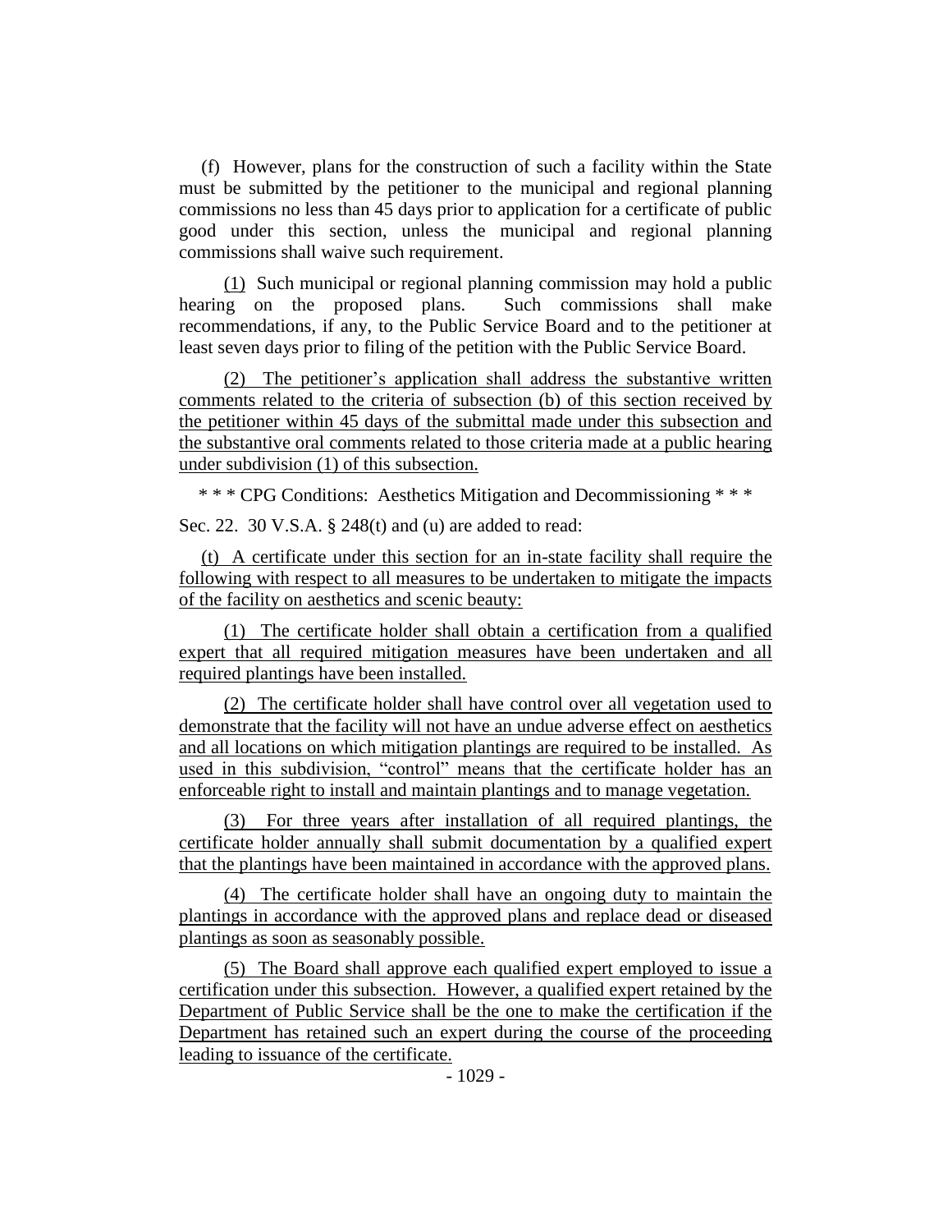(f) However, plans for the construction of such a facility within the State must be submitted by the petitioner to the municipal and regional planning commissions no less than 45 days prior to application for a certificate of public good under this section, unless the municipal and regional planning commissions shall waive such requirement.

(1) Such municipal or regional planning commission may hold a public hearing on the proposed plans. Such commissions shall make recommendations, if any, to the Public Service Board and to the petitioner at least seven days prior to filing of the petition with the Public Service Board.

(2) The petitioner's application shall address the substantive written comments related to the criteria of subsection (b) of this section received by the petitioner within 45 days of the submittal made under this subsection and the substantive oral comments related to those criteria made at a public hearing under subdivision (1) of this subsection.

\* \* \* CPG Conditions: Aesthetics Mitigation and Decommissioning \* \* \*

Sec. 22. 30 V.S.A. § 248(t) and (u) are added to read:

(t) A certificate under this section for an in-state facility shall require the following with respect to all measures to be undertaken to mitigate the impacts of the facility on aesthetics and scenic beauty:

(1) The certificate holder shall obtain a certification from a qualified expert that all required mitigation measures have been undertaken and all required plantings have been installed.

(2) The certificate holder shall have control over all vegetation used to demonstrate that the facility will not have an undue adverse effect on aesthetics and all locations on which mitigation plantings are required to be installed. As used in this subdivision, "control" means that the certificate holder has an enforceable right to install and maintain plantings and to manage vegetation.

(3) For three years after installation of all required plantings, the certificate holder annually shall submit documentation by a qualified expert that the plantings have been maintained in accordance with the approved plans.

(4) The certificate holder shall have an ongoing duty to maintain the plantings in accordance with the approved plans and replace dead or diseased plantings as soon as seasonably possible.

(5) The Board shall approve each qualified expert employed to issue a certification under this subsection. However, a qualified expert retained by the Department of Public Service shall be the one to make the certification if the Department has retained such an expert during the course of the proceeding leading to issuance of the certificate.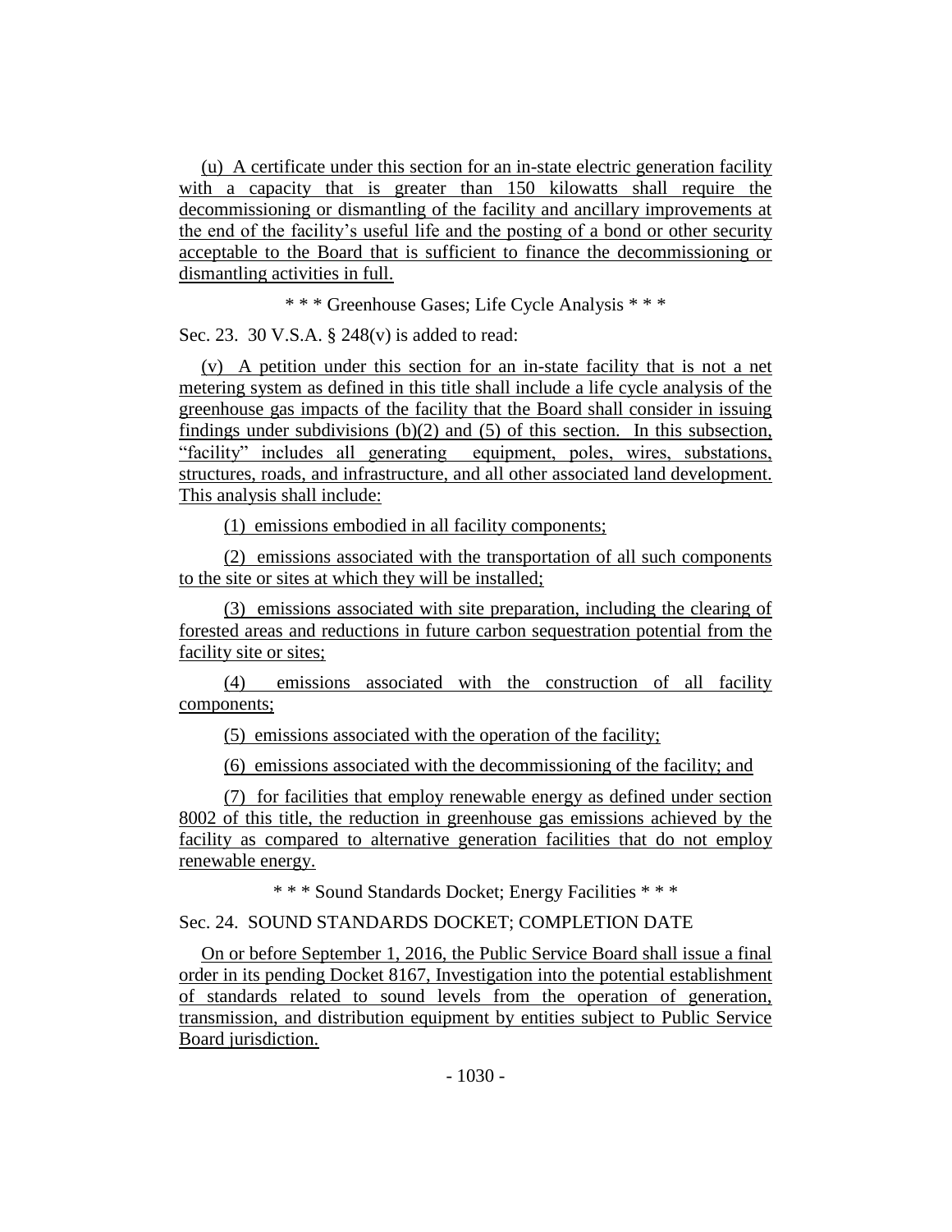(u) A certificate under this section for an in-state electric generation facility with a capacity that is greater than 150 kilowatts shall require the decommissioning or dismantling of the facility and ancillary improvements at the end of the facility's useful life and the posting of a bond or other security acceptable to the Board that is sufficient to finance the decommissioning or dismantling activities in full.

\* \* \* Greenhouse Gases; Life Cycle Analysis \* \* \*

Sec. 23. 30 V.S.A. § 248(v) is added to read:

(v) A petition under this section for an in-state facility that is not a net metering system as defined in this title shall include a life cycle analysis of the greenhouse gas impacts of the facility that the Board shall consider in issuing findings under subdivisions (b)(2) and (5) of this section. In this subsection, "facility" includes all generating equipment, poles, wires, substations, structures, roads, and infrastructure, and all other associated land development. This analysis shall include:

(1) emissions embodied in all facility components;

(2) emissions associated with the transportation of all such components to the site or sites at which they will be installed;

(3) emissions associated with site preparation, including the clearing of forested areas and reductions in future carbon sequestration potential from the facility site or sites;

(4) emissions associated with the construction of all facility components;

(5) emissions associated with the operation of the facility;

(6) emissions associated with the decommissioning of the facility; and

(7) for facilities that employ renewable energy as defined under section 8002 of this title, the reduction in greenhouse gas emissions achieved by the facility as compared to alternative generation facilities that do not employ renewable energy.

\* \* \* Sound Standards Docket; Energy Facilities \* \* \*

Sec. 24. SOUND STANDARDS DOCKET; COMPLETION DATE

On or before September 1, 2016, the Public Service Board shall issue a final order in its pending Docket 8167, Investigation into the potential establishment of standards related to sound levels from the operation of generation, transmission, and distribution equipment by entities subject to Public Service Board jurisdiction.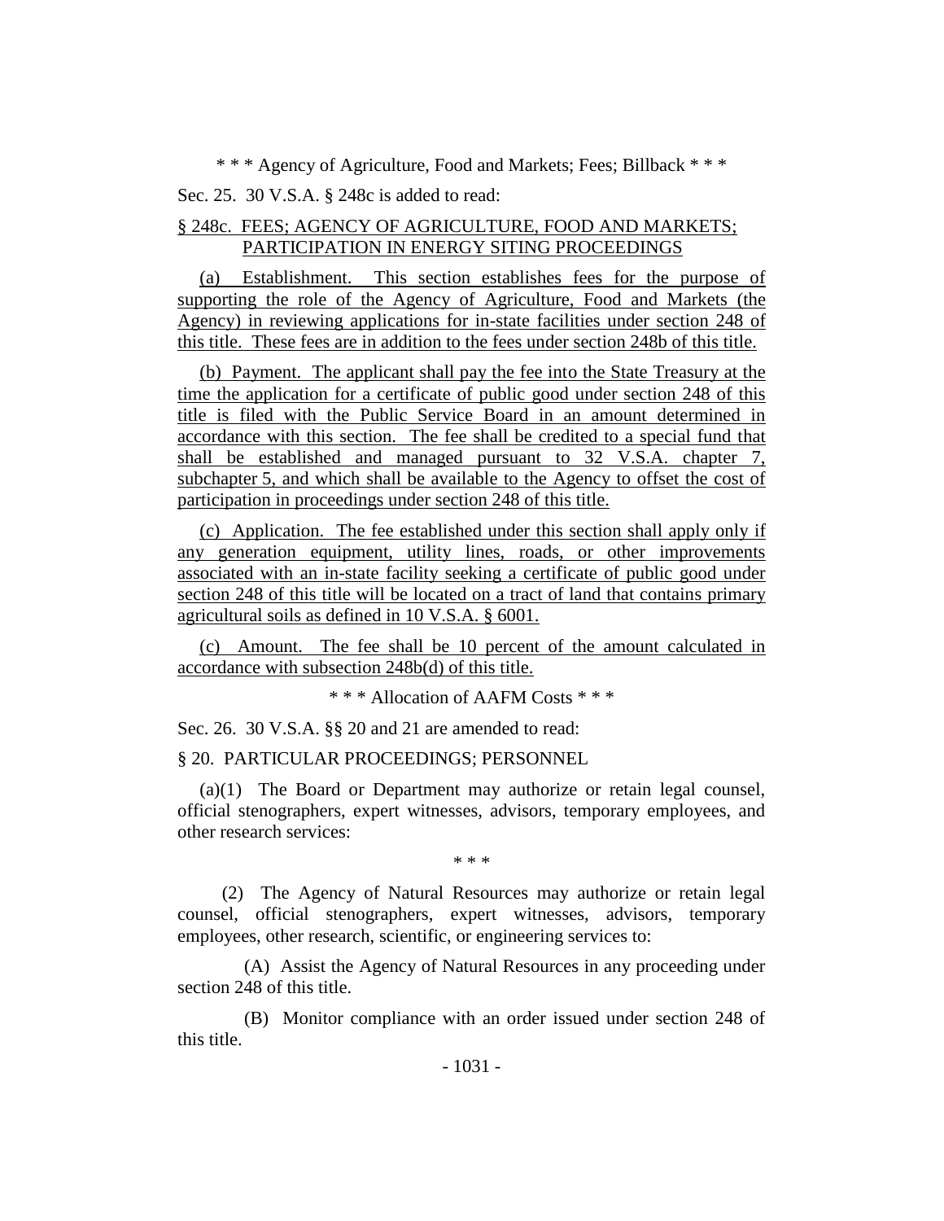\* \* \* Agency of Agriculture, Food and Markets; Fees; Billback \* \* \*

Sec. 25. 30 V.S.A. § 248c is added to read:

<u>§ 248c. FEES; AGENCY OF AGRICULTURE, FOOD AND MARKETS; PARTICIPATION IN ENERGY SITING PROCEEDINGS</u>

<u>(a) Establishment. This section establishes fees for the purpose of supporting the role of the Agency of Agriculture, Food and Markets (the Agency) in reviewing applications for in-state facilities under section 248 of this title. These fees are in addition to the fees under section 248b of this title.</u>

<u>(b) Payment. The applicant shall pay the fee into the State Treasury at the time the application for a certificate of public good under section 248 of this title is filed with the Public Service Board in an amount determined in accordance with this section. The fee shall be credited to a special fund that shall be established and managed pursuant to 32 V.S.A. chapter 7, subchapter 5, and which shall be available to the Agency to offset the cost of participation in proceedings under section 248 of this title.</u>

<u>(c) Application. The fee established under this section shall apply only if any generation equipment, utility lines, roads, or other improvements associated with an in-state facility seeking a certificate of public good under section 248 of this title will be located on a tract of land that contains primary agricultural soils as defined in 10 V.S.A. § 6001.</u>

<u>(c) Amount. The fee shall be 10 percent of the amount calculated in accordance with subsection 248b(d) of this title.</u>

\* \* \* Allocation of AAFM Costs \* \* \*

Sec. 26. 30 V.S.A. §§ 20 and 21 are amended to read:

§ 20. PARTICULAR PROCEEDINGS; PERSONNEL

(a)(1) The Board or Department may authorize or retain legal counsel, official stenographers, expert witnesses, advisors, temporary employees, and other research services:

\* \* \*

(2) The Agency of Natural Resources may authorize or retain legal counsel, official stenographers, expert witnesses, advisors, temporary employees, other research, scientific, or engineering services to:

(A) Assist the Agency of Natural Resources in any proceeding under section 248 of this title.

(B) Monitor compliance with an order issued under section 248 of this title.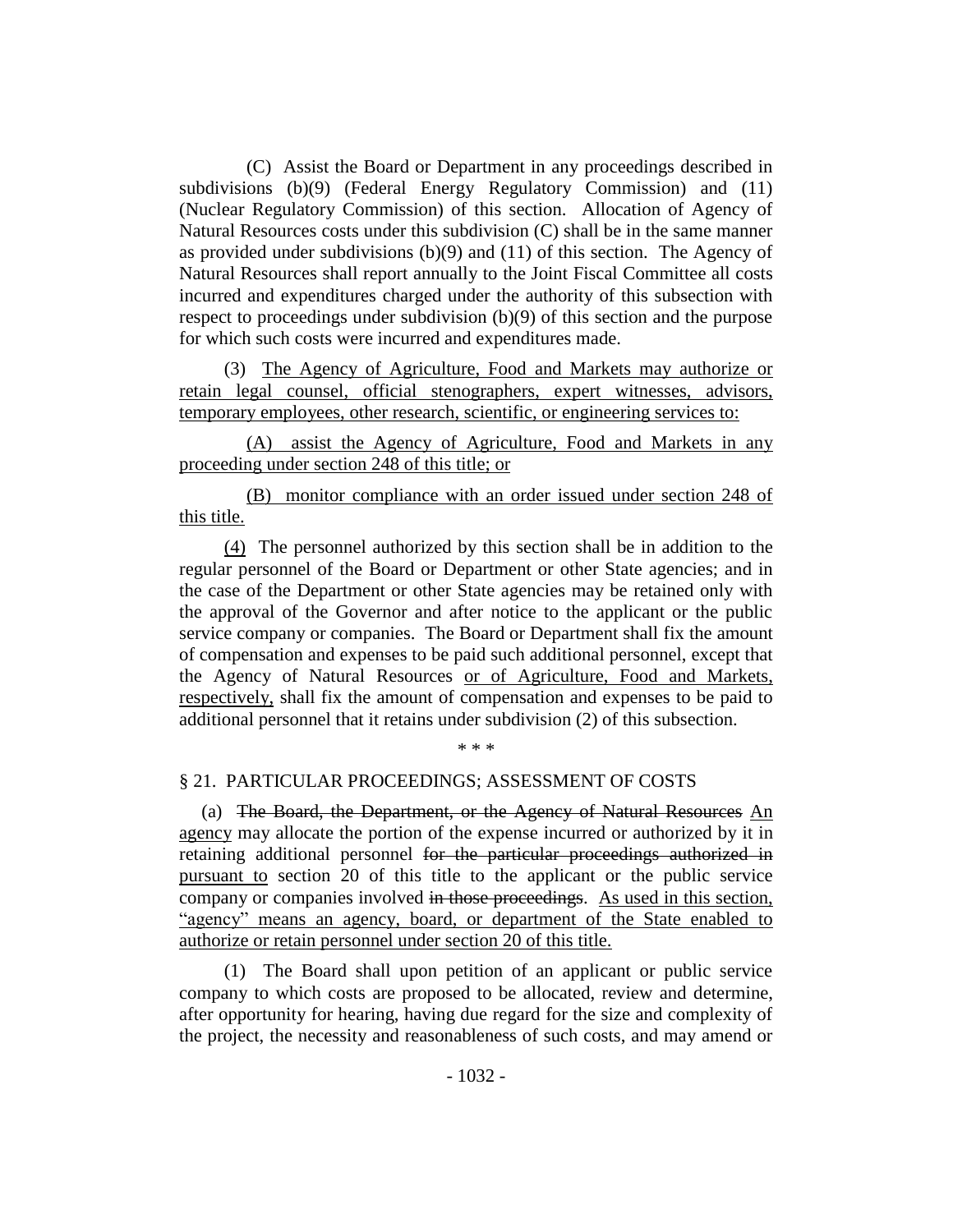(C) Assist the Board or Department in any proceedings described in subdivisions (b)(9) (Federal Energy Regulatory Commission) and (11) (Nuclear Regulatory Commission) of this section. Allocation of Agency of Natural Resources costs under this subdivision (C) shall be in the same manner as provided under subdivisions (b)(9) and (11) of this section. The Agency of Natural Resources shall report annually to the Joint Fiscal Committee all costs incurred and expenditures charged under the authority of this subsection with respect to proceedings under subdivision (b)(9) of this section and the purpose for which such costs were incurred and expenditures made.

(3) <u>The Agency of Agriculture, Food and Markets may authorize or retain legal counsel, official stenographers, expert witnesses, advisors, temporary employees, other research, scientific, or engineering services to:</u>

<u>(A) assist the Agency of Agriculture, Food and Markets in any proceeding under section 248 of this title; or</u>

<u>(B) monitor compliance with an order issued under section 248 of this title.</u>

<u>(4)</u> The personnel authorized by this section shall be in addition to the regular personnel of the Board or Department or other State agencies; and in the case of the Department or other State agencies may be retained only with the approval of the Governor and after notice to the applicant or the public service company or companies. The Board or Department shall fix the amount of compensation and expenses to be paid such additional personnel, except that the Agency of Natural Resources <u>or of Agriculture, Food and Markets, respectively,</u> shall fix the amount of compensation and expenses to be paid to additional personnel that it retains under subdivision (2) of this subsection.

\* \* \*

§ 21. PARTICULAR PROCEEDINGS; ASSESSMENT OF COSTS

(a) ~~The Board, the Department, or the Agency of Natural Resources~~ <u>An agency</u> may allocate the portion of the expense incurred or authorized by it in retaining additional personnel ~~for the particular proceedings authorized in~~ <u>pursuant to</u> section 20 of this title to the applicant or the public service company or companies involved ~~in those proceedings~~. <u>As used in this section, "agency" means an agency, board, or department of the State enabled to authorize or retain personnel under section 20 of this title.</u>

(1) The Board shall upon petition of an applicant or public service company to which costs are proposed to be allocated, review and determine, after opportunity for hearing, having due regard for the size and complexity of the project, the necessity and reasonableness of such costs, and may amend or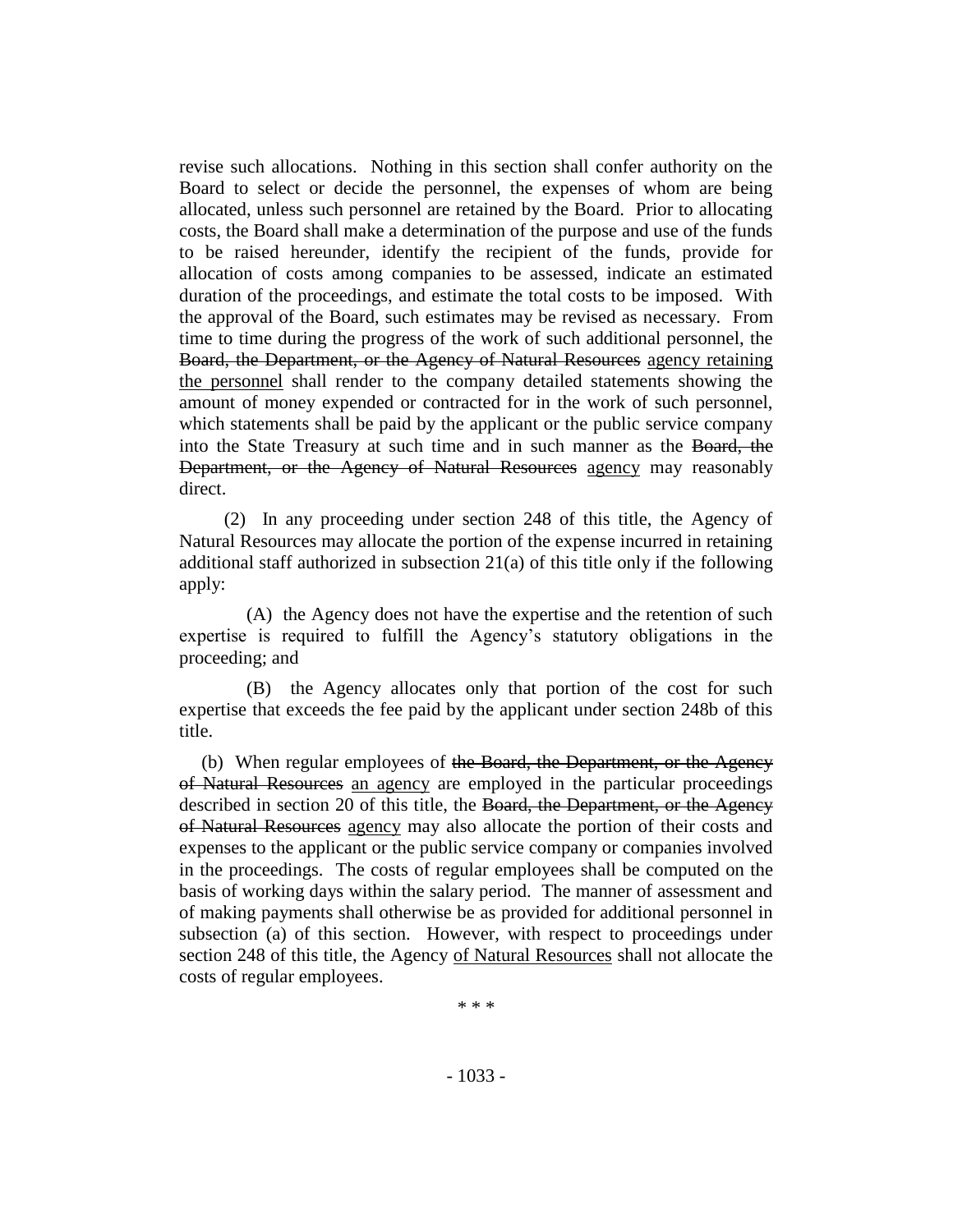revise such allocations. Nothing in this section shall confer authority on the Board to select or decide the personnel, the expenses of whom are being allocated, unless such personnel are retained by the Board. Prior to allocating costs, the Board shall make a determination of the purpose and use of the funds to be raised hereunder, identify the recipient of the funds, provide for allocation of costs among companies to be assessed, indicate an estimated duration of the proceedings, and estimate the total costs to be imposed. With the approval of the Board, such estimates may be revised as necessary. From time to time during the progress of the work of such additional personnel, the ~~Board, the Department, or the Agency of Natural Resources~~ <u>agency retaining the personnel</u> shall render to the company detailed statements showing the amount of money expended or contracted for in the work of such personnel, which statements shall be paid by the applicant or the public service company into the State Treasury at such time and in such manner as the ~~Board, the Department, or the Agency of Natural Resources~~ <u>agency</u> may reasonably direct.

(2) In any proceeding under section 248 of this title, the Agency of Natural Resources may allocate the portion of the expense incurred in retaining additional staff authorized in subsection 21(a) of this title only if the following apply:

(A) the Agency does not have the expertise and the retention of such expertise is required to fulfill the Agency's statutory obligations in the proceeding; and

(B) the Agency allocates only that portion of the cost for such expertise that exceeds the fee paid by the applicant under section 248b of this title.

(b) When regular employees of ~~the Board, the Department, or the Agency of Natural Resources~~ <u>an agency</u> are employed in the particular proceedings described in section 20 of this title, the ~~Board, the Department, or the Agency of Natural Resources~~ <u>agency</u> may also allocate the portion of their costs and expenses to the applicant or the public service company or companies involved in the proceedings. The costs of regular employees shall be computed on the basis of working days within the salary period. The manner of assessment and of making payments shall otherwise be as provided for additional personnel in subsection (a) of this section. However, with respect to proceedings under section 248 of this title, the Agency <u>of Natural Resources</u> shall not allocate the costs of regular employees.

\* \* \*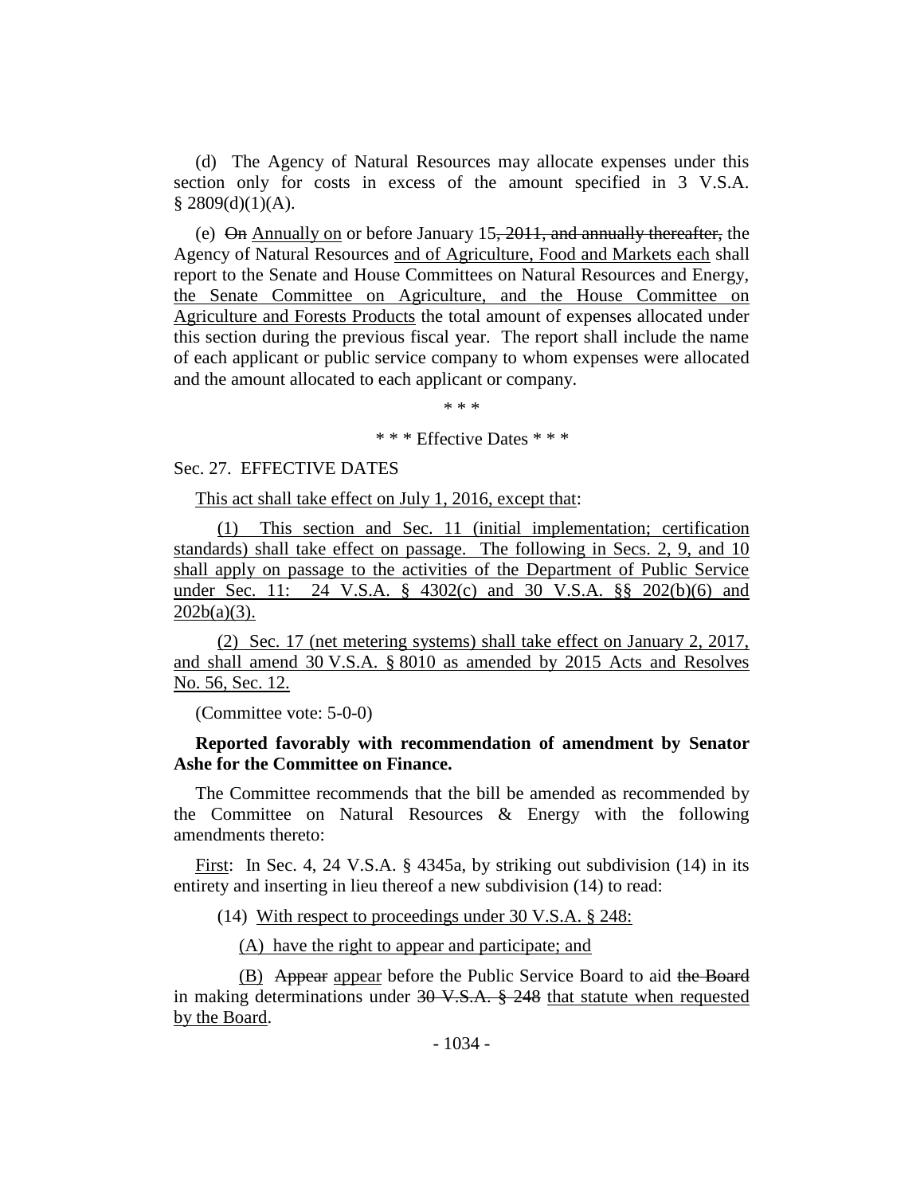(d) The Agency of Natural Resources may allocate expenses under this section only for costs in excess of the amount specified in 3 V.S.A. § 2809(d)(1)(A).

(e) ~~On~~ Annually on or before January 15~~, 2011, and annually thereafter,~~ the Agency of Natural Resources and of Agriculture, Food and Markets each shall report to the Senate and House Committees on Natural Resources and Energy, the Senate Committee on Agriculture, and the House Committee on Agriculture and Forests Products the total amount of expenses allocated under this section during the previous fiscal year. The report shall include the name of each applicant or public service company to whom expenses were allocated and the amount allocated to each applicant or company.

\* \* \*

\* \* \* Effective Dates \* \* \*

Sec. 27. EFFECTIVE DATES

This act shall take effect on July 1, 2016, except that:

(1) This section and Sec. 11 (initial implementation; certification standards) shall take effect on passage. The following in Secs. 2, 9, and 10 shall apply on passage to the activities of the Department of Public Service under Sec. 11: 24 V.S.A. § 4302(c) and 30 V.S.A. §§ 202(b)(6) and 202b(a)(3).

(2) Sec. 17 (net metering systems) shall take effect on January 2, 2017, and shall amend 30 V.S.A. § 8010 as amended by 2015 Acts and Resolves No. 56, Sec. 12.

(Committee vote: 5-0-0)

**Reported favorably with recommendation of amendment by Senator Ashe for the Committee on Finance.**

The Committee recommends that the bill be amended as recommended by the Committee on Natural Resources & Energy with the following amendments thereto:

First: In Sec. 4, 24 V.S.A. § 4345a, by striking out subdivision (14) in its entirety and inserting in lieu thereof a new subdivision (14) to read:

(14) With respect to proceedings under 30 V.S.A. § 248:

(A) have the right to appear and participate; and

(B) ~~Appear~~ appear before the Public Service Board to aid ~~the Board~~ in making determinations under ~~30 V.S.A. § 248~~ that statute when requested by the Board.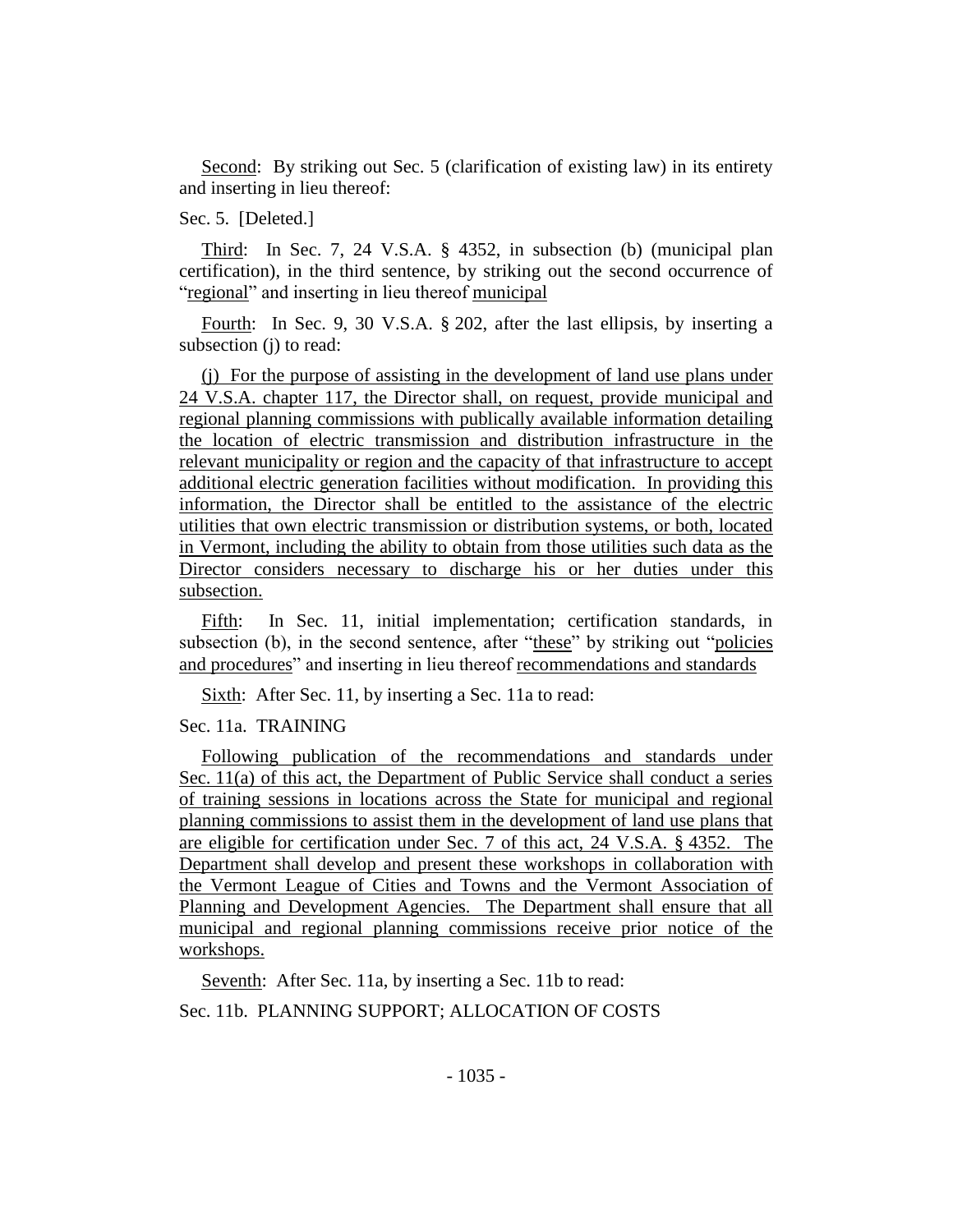Second: By striking out Sec. 5 (clarification of existing law) in its entirety and inserting in lieu thereof:

Sec. 5. [Deleted.]

Third: In Sec. 7, 24 V.S.A. § 4352, in subsection (b) (municipal plan certification), in the third sentence, by striking out the second occurrence of "regional" and inserting in lieu thereof municipal

Fourth: In Sec. 9, 30 V.S.A. § 202, after the last ellipsis, by inserting a subsection (j) to read:

(j) For the purpose of assisting in the development of land use plans under 24 V.S.A. chapter 117, the Director shall, on request, provide municipal and regional planning commissions with publically available information detailing the location of electric transmission and distribution infrastructure in the relevant municipality or region and the capacity of that infrastructure to accept additional electric generation facilities without modification. In providing this information, the Director shall be entitled to the assistance of the electric utilities that own electric transmission or distribution systems, or both, located in Vermont, including the ability to obtain from those utilities such data as the Director considers necessary to discharge his or her duties under this subsection.

Fifth: In Sec. 11, initial implementation; certification standards, in subsection (b), in the second sentence, after "these" by striking out "policies and procedures" and inserting in lieu thereof recommendations and standards

Sixth: After Sec. 11, by inserting a Sec. 11a to read:

Sec. 11a. TRAINING

Following publication of the recommendations and standards under Sec. 11(a) of this act, the Department of Public Service shall conduct a series of training sessions in locations across the State for municipal and regional planning commissions to assist them in the development of land use plans that are eligible for certification under Sec. 7 of this act, 24 V.S.A. § 4352. The Department shall develop and present these workshops in collaboration with the Vermont League of Cities and Towns and the Vermont Association of Planning and Development Agencies. The Department shall ensure that all municipal and regional planning commissions receive prior notice of the workshops.

Seventh: After Sec. 11a, by inserting a Sec. 11b to read:

Sec. 11b. PLANNING SUPPORT; ALLOCATION OF COSTS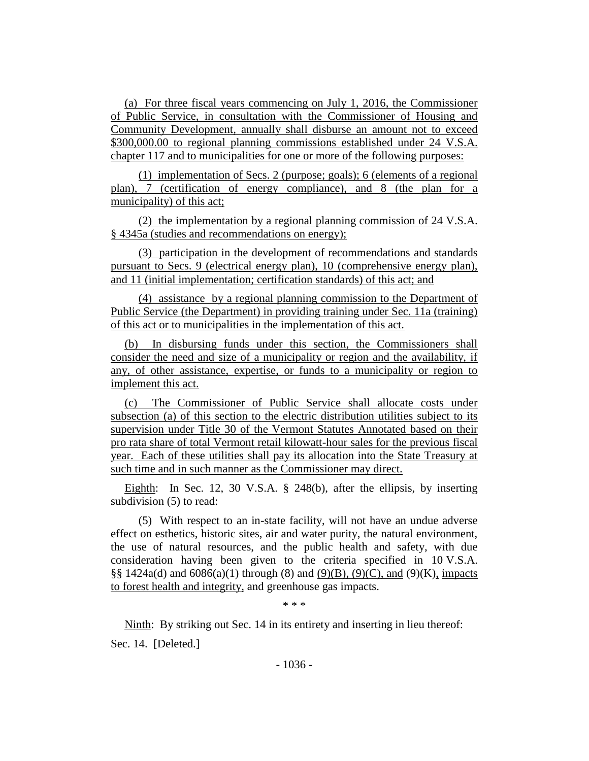(a) For three fiscal years commencing on July 1, 2016, the Commissioner of Public Service, in consultation with the Commissioner of Housing and Community Development, annually shall disburse an amount not to exceed $300,000.00 to regional planning commissions established under 24 V.S.A. chapter 117 and to municipalities for one or more of the following purposes:

(1) implementation of Secs. 2 (purpose; goals); 6 (elements of a regional plan), 7 (certification of energy compliance), and 8 (the plan for a municipality) of this act;

(2) the implementation by a regional planning commission of 24 V.S.A. § 4345a (studies and recommendations on energy);

(3) participation in the development of recommendations and standards pursuant to Secs. 9 (electrical energy plan), 10 (comprehensive energy plan), and 11 (initial implementation; certification standards) of this act; and

(4) assistance by a regional planning commission to the Department of Public Service (the Department) in providing training under Sec. 11a (training) of this act or to municipalities in the implementation of this act.

(b) In disbursing funds under this section, the Commissioners shall consider the need and size of a municipality or region and the availability, if any, of other assistance, expertise, or funds to a municipality or region to implement this act.

(c) The Commissioner of Public Service shall allocate costs under subsection (a) of this section to the electric distribution utilities subject to its supervision under Title 30 of the Vermont Statutes Annotated based on their pro rata share of total Vermont retail kilowatt-hour sales for the previous fiscal year. Each of these utilities shall pay its allocation into the State Treasury at such time and in such manner as the Commissioner may direct.

Eighth: In Sec. 12, 30 V.S.A. § 248(b), after the ellipsis, by inserting subdivision (5) to read:

(5) With respect to an in-state facility, will not have an undue adverse effect on esthetics, historic sites, air and water purity, the natural environment, the use of natural resources, and the public health and safety, with due consideration having been given to the criteria specified in 10 V.S.A. §§ 1424a(d) and 6086(a)(1) through (8) and (9)(B), (9)(C), and (9)(K), impacts to forest health and integrity, and greenhouse gas impacts.

\* \* \*

Ninth: By striking out Sec. 14 in its entirety and inserting in lieu thereof:

Sec. 14. [Deleted.]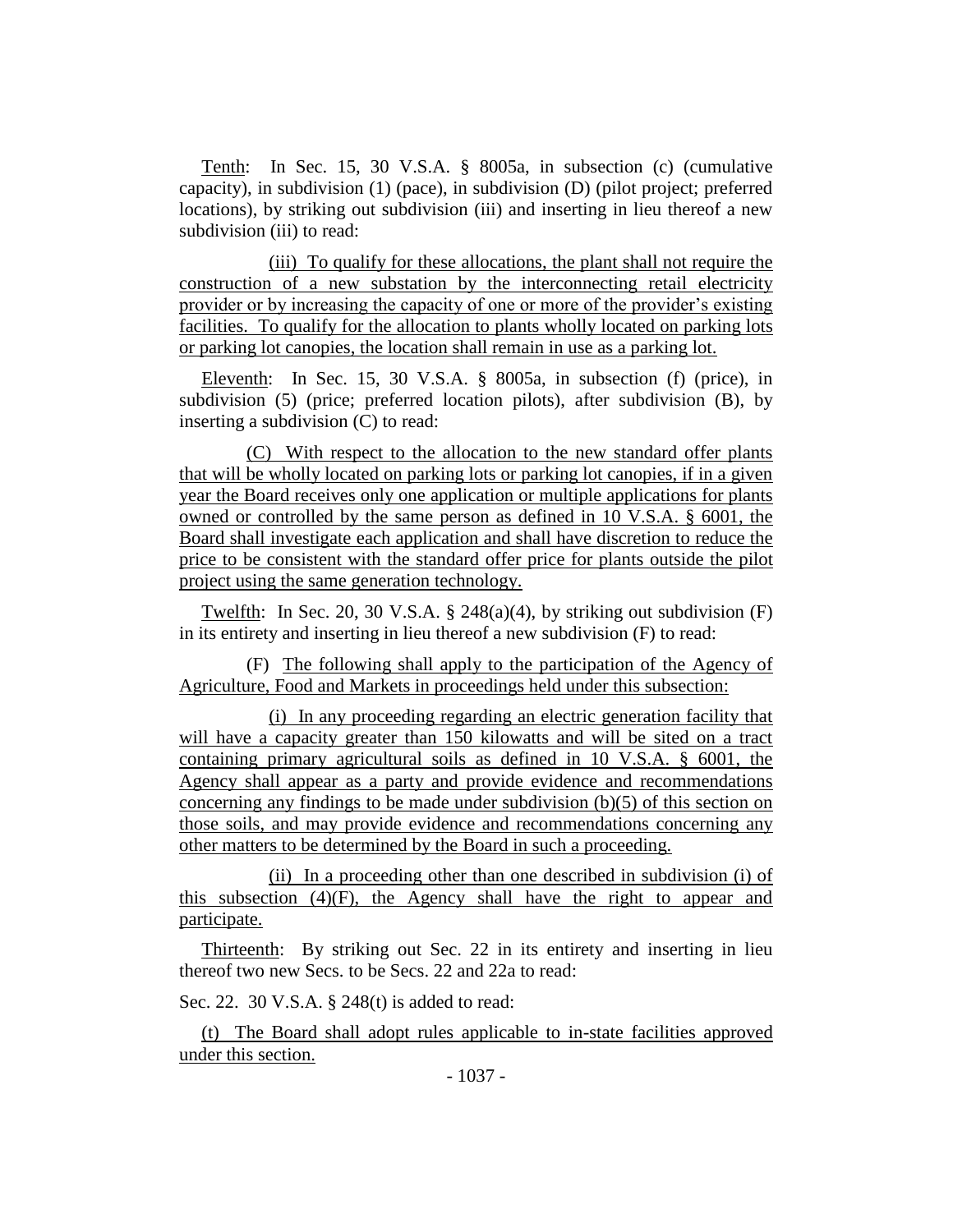Tenth: In Sec. 15, 30 V.S.A. § 8005a, in subsection (c) (cumulative capacity), in subdivision (1) (pace), in subdivision (D) (pilot project; preferred locations), by striking out subdivision (iii) and inserting in lieu thereof a new subdivision (iii) to read:

(iii) To qualify for these allocations, the plant shall not require the construction of a new substation by the interconnecting retail electricity provider or by increasing the capacity of one or more of the provider's existing facilities. To qualify for the allocation to plants wholly located on parking lots or parking lot canopies, the location shall remain in use as a parking lot.

Eleventh: In Sec. 15, 30 V.S.A. § 8005a, in subsection (f) (price), in subdivision (5) (price; preferred location pilots), after subdivision (B), by inserting a subdivision (C) to read:

(C) With respect to the allocation to the new standard offer plants that will be wholly located on parking lots or parking lot canopies, if in a given year the Board receives only one application or multiple applications for plants owned or controlled by the same person as defined in 10 V.S.A. § 6001, the Board shall investigate each application and shall have discretion to reduce the price to be consistent with the standard offer price for plants outside the pilot project using the same generation technology.

Twelfth: In Sec. 20, 30 V.S.A. § 248(a)(4), by striking out subdivision (F) in its entirety and inserting in lieu thereof a new subdivision (F) to read:

(F) The following shall apply to the participation of the Agency of Agriculture, Food and Markets in proceedings held under this subsection:

(i) In any proceeding regarding an electric generation facility that will have a capacity greater than 150 kilowatts and will be sited on a tract containing primary agricultural soils as defined in 10 V.S.A. § 6001, the Agency shall appear as a party and provide evidence and recommendations concerning any findings to be made under subdivision (b)(5) of this section on those soils, and may provide evidence and recommendations concerning any other matters to be determined by the Board in such a proceeding.

(ii) In a proceeding other than one described in subdivision (i) of this subsection (4)(F), the Agency shall have the right to appear and participate.

Thirteenth: By striking out Sec. 22 in its entirety and inserting in lieu thereof two new Secs. to be Secs. 22 and 22a to read:

Sec. 22. 30 V.S.A. § 248(t) is added to read:

(t) The Board shall adopt rules applicable to in-state facilities approved under this section.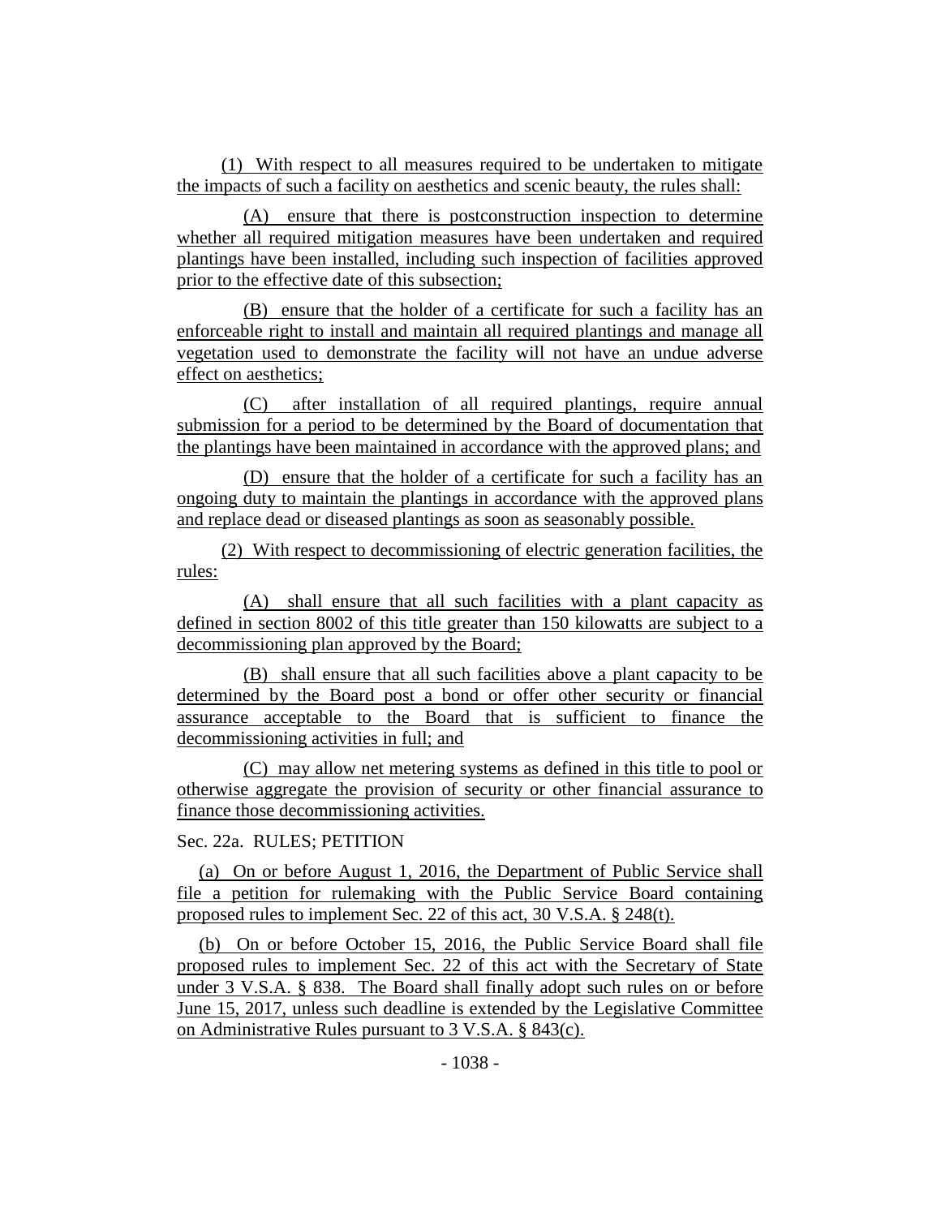(1) With respect to all measures required to be undertaken to mitigate the impacts of such a facility on aesthetics and scenic beauty, the rules shall:

(A) ensure that there is postconstruction inspection to determine whether all required mitigation measures have been undertaken and required plantings have been installed, including such inspection of facilities approved prior to the effective date of this subsection;

(B) ensure that the holder of a certificate for such a facility has an enforceable right to install and maintain all required plantings and manage all vegetation used to demonstrate the facility will not have an undue adverse effect on aesthetics;

(C) after installation of all required plantings, require annual submission for a period to be determined by the Board of documentation that the plantings have been maintained in accordance with the approved plans; and

(D) ensure that the holder of a certificate for such a facility has an ongoing duty to maintain the plantings in accordance with the approved plans and replace dead or diseased plantings as soon as seasonably possible.

(2) With respect to decommissioning of electric generation facilities, the rules:

(A) shall ensure that all such facilities with a plant capacity as defined in section 8002 of this title greater than 150 kilowatts are subject to a decommissioning plan approved by the Board;

(B) shall ensure that all such facilities above a plant capacity to be determined by the Board post a bond or offer other security or financial assurance acceptable to the Board that is sufficient to finance the decommissioning activities in full; and

(C) may allow net metering systems as defined in this title to pool or otherwise aggregate the provision of security or other financial assurance to finance those decommissioning activities.

Sec. 22a. RULES; PETITION

(a) On or before August 1, 2016, the Department of Public Service shall file a petition for rulemaking with the Public Service Board containing proposed rules to implement Sec. 22 of this act, 30 V.S.A. § 248(t).

(b) On or before October 15, 2016, the Public Service Board shall file proposed rules to implement Sec. 22 of this act with the Secretary of State under 3 V.S.A. § 838. The Board shall finally adopt such rules on or before June 15, 2017, unless such deadline is extended by the Legislative Committee on Administrative Rules pursuant to 3 V.S.A. § 843(c).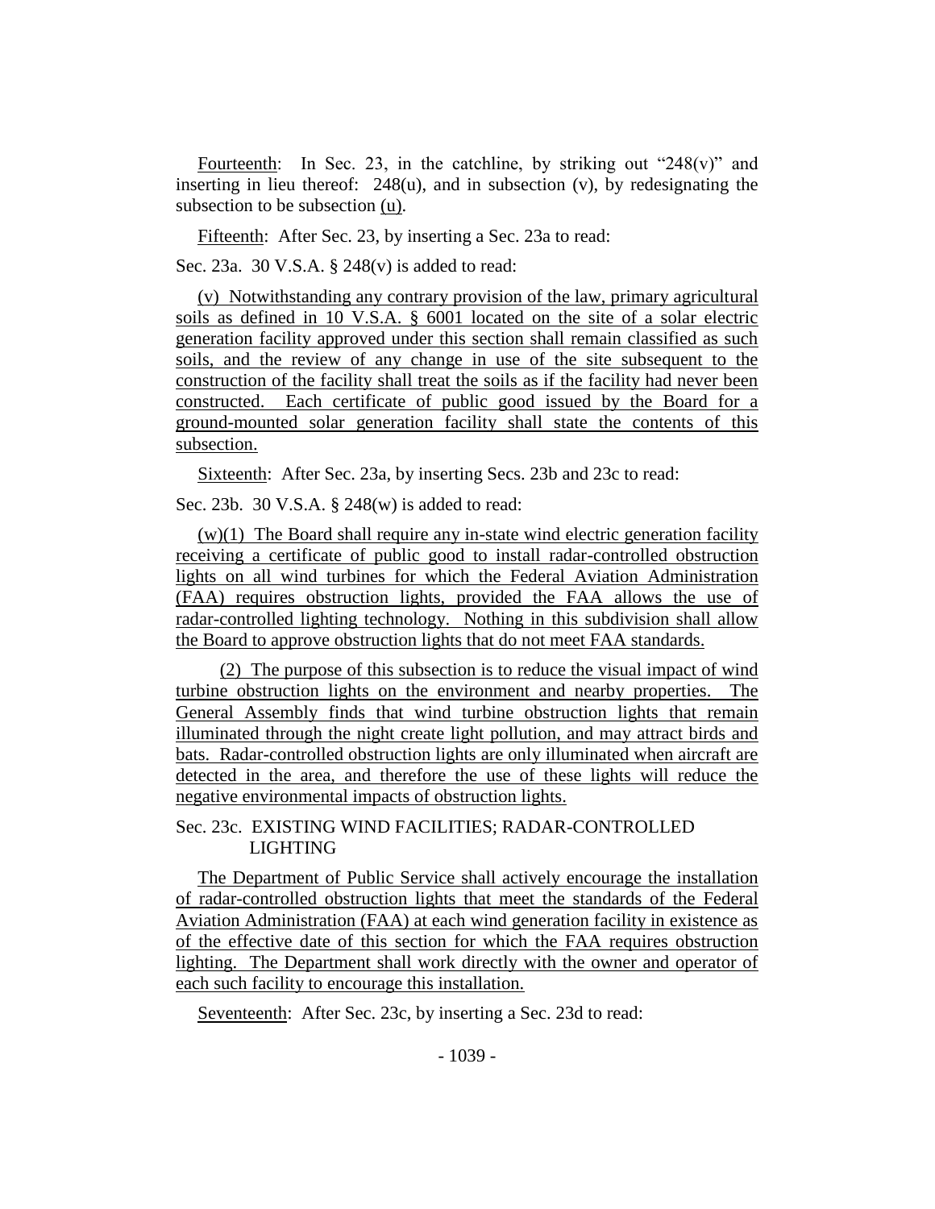Fourteenth: In Sec. 23, in the catchline, by striking out "248(v)" and inserting in lieu thereof: 248(u), and in subsection (v), by redesignating the subsection to be subsection (u).

Fifteenth: After Sec. 23, by inserting a Sec. 23a to read:

Sec. 23a. 30 V.S.A. § 248(v) is added to read:

(v) Notwithstanding any contrary provision of the law, primary agricultural soils as defined in 10 V.S.A. § 6001 located on the site of a solar electric generation facility approved under this section shall remain classified as such soils, and the review of any change in use of the site subsequent to the construction of the facility shall treat the soils as if the facility had never been constructed. Each certificate of public good issued by the Board for a ground-mounted solar generation facility shall state the contents of this subsection.

Sixteenth: After Sec. 23a, by inserting Secs. 23b and 23c to read:

Sec. 23b. 30 V.S.A. § 248(w) is added to read:

(w)(1) The Board shall require any in-state wind electric generation facility receiving a certificate of public good to install radar-controlled obstruction lights on all wind turbines for which the Federal Aviation Administration (FAA) requires obstruction lights, provided the FAA allows the use of radar-controlled lighting technology. Nothing in this subdivision shall allow the Board to approve obstruction lights that do not meet FAA standards.

(2) The purpose of this subsection is to reduce the visual impact of wind turbine obstruction lights on the environment and nearby properties. The General Assembly finds that wind turbine obstruction lights that remain illuminated through the night create light pollution, and may attract birds and bats. Radar-controlled obstruction lights are only illuminated when aircraft are detected in the area, and therefore the use of these lights will reduce the negative environmental impacts of obstruction lights.

Sec. 23c. EXISTING WIND FACILITIES; RADAR-CONTROLLED LIGHTING

The Department of Public Service shall actively encourage the installation of radar-controlled obstruction lights that meet the standards of the Federal Aviation Administration (FAA) at each wind generation facility in existence as of the effective date of this section for which the FAA requires obstruction lighting. The Department shall work directly with the owner and operator of each such facility to encourage this installation.

Seventeenth: After Sec. 23c, by inserting a Sec. 23d to read: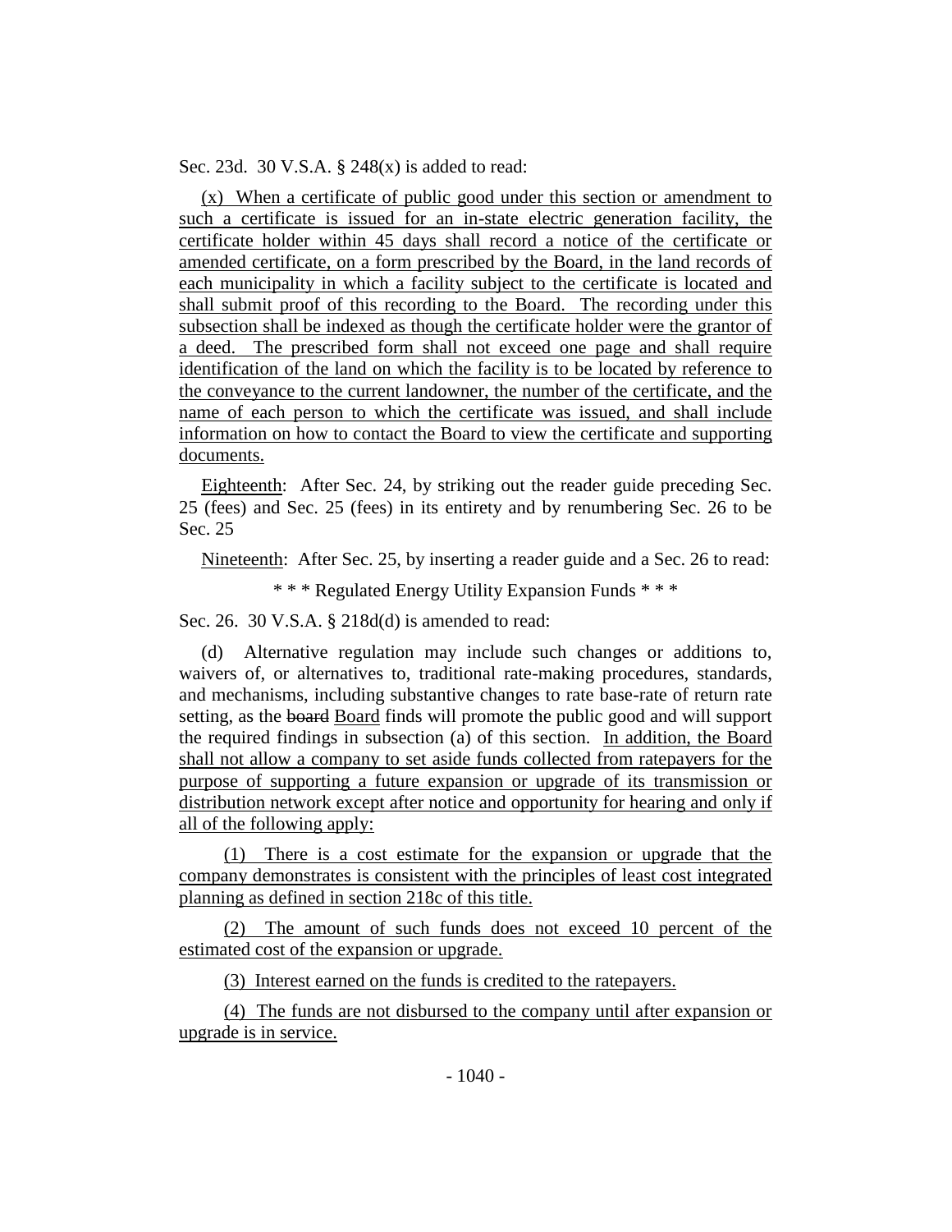Sec. 23d. 30 V.S.A. § 248(x) is added to read:

(x) When a certificate of public good under this section or amendment to such a certificate is issued for an in-state electric generation facility, the certificate holder within 45 days shall record a notice of the certificate or amended certificate, on a form prescribed by the Board, in the land records of each municipality in which a facility subject to the certificate is located and shall submit proof of this recording to the Board. The recording under this subsection shall be indexed as though the certificate holder were the grantor of a deed. The prescribed form shall not exceed one page and shall require identification of the land on which the facility is to be located by reference to the conveyance to the current landowner, the number of the certificate, and the name of each person to which the certificate was issued, and shall include information on how to contact the Board to view the certificate and supporting documents.

Eighteenth: After Sec. 24, by striking out the reader guide preceding Sec. 25 (fees) and Sec. 25 (fees) in its entirety and by renumbering Sec. 26 to be Sec. 25

Nineteenth: After Sec. 25, by inserting a reader guide and a Sec. 26 to read:

\* \* \* Regulated Energy Utility Expansion Funds \* \* \*

Sec. 26. 30 V.S.A. § 218d(d) is amended to read:

(d) Alternative regulation may include such changes or additions to, waivers of, or alternatives to, traditional rate-making procedures, standards, and mechanisms, including substantive changes to rate base-rate of return rate setting, as the ~~board~~ Board finds will promote the public good and will support the required findings in subsection (a) of this section. In addition, the Board shall not allow a company to set aside funds collected from ratepayers for the purpose of supporting a future expansion or upgrade of its transmission or distribution network except after notice and opportunity for hearing and only if all of the following apply:

(1) There is a cost estimate for the expansion or upgrade that the company demonstrates is consistent with the principles of least cost integrated planning as defined in section 218c of this title.

(2) The amount of such funds does not exceed 10 percent of the estimated cost of the expansion or upgrade.

(3) Interest earned on the funds is credited to the ratepayers.

(4) The funds are not disbursed to the company until after expansion or upgrade is in service.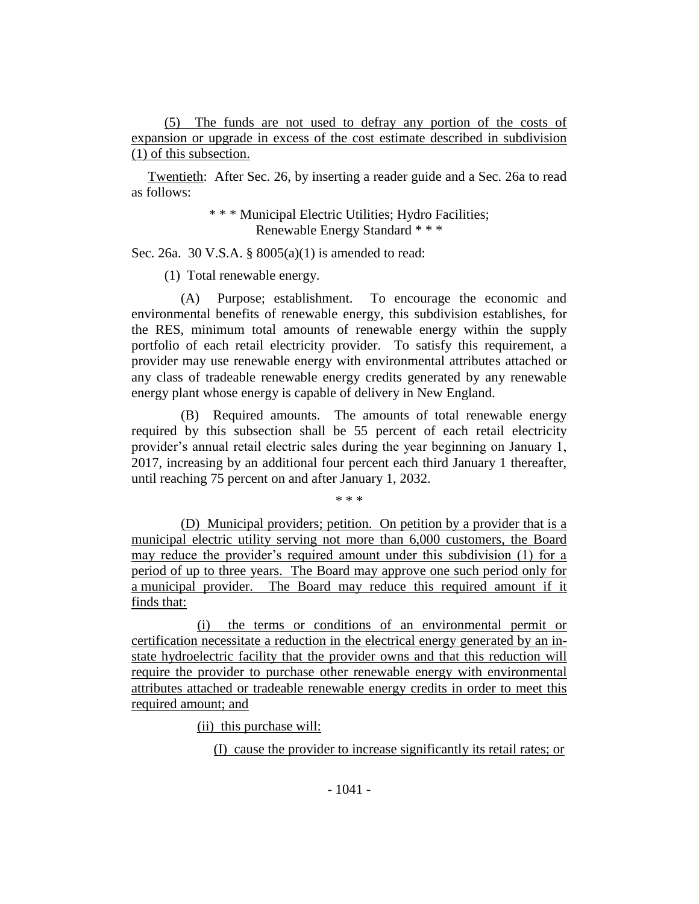(5) The funds are not used to defray any portion of the costs of expansion or upgrade in excess of the cost estimate described in subdivision (1) of this subsection.

Twentieth: After Sec. 26, by inserting a reader guide and a Sec. 26a to read as follows:

\* \* \* Municipal Electric Utilities; Hydro Facilities; Renewable Energy Standard \* \* \*

Sec. 26a. 30 V.S.A. § 8005(a)(1) is amended to read:

(1) Total renewable energy.

(A) Purpose; establishment. To encourage the economic and environmental benefits of renewable energy, this subdivision establishes, for the RES, minimum total amounts of renewable energy within the supply portfolio of each retail electricity provider. To satisfy this requirement, a provider may use renewable energy with environmental attributes attached or any class of tradeable renewable energy credits generated by any renewable energy plant whose energy is capable of delivery in New England.

(B) Required amounts. The amounts of total renewable energy required by this subsection shall be 55 percent of each retail electricity provider's annual retail electric sales during the year beginning on January 1, 2017, increasing by an additional four percent each third January 1 thereafter, until reaching 75 percent on and after January 1, 2032.

\* \* \*

(D) Municipal providers; petition. On petition by a provider that is a municipal electric utility serving not more than 6,000 customers, the Board may reduce the provider's required amount under this subdivision (1) for a period of up to three years. The Board may approve one such period only for a municipal provider. The Board may reduce this required amount if it finds that:

(i) the terms or conditions of an environmental permit or certification necessitate a reduction in the electrical energy generated by an in-state hydroelectric facility that the provider owns and that this reduction will require the provider to purchase other renewable energy with environmental attributes attached or tradeable renewable energy credits in order to meet this required amount; and

(ii) this purchase will:

(I) cause the provider to increase significantly its retail rates; or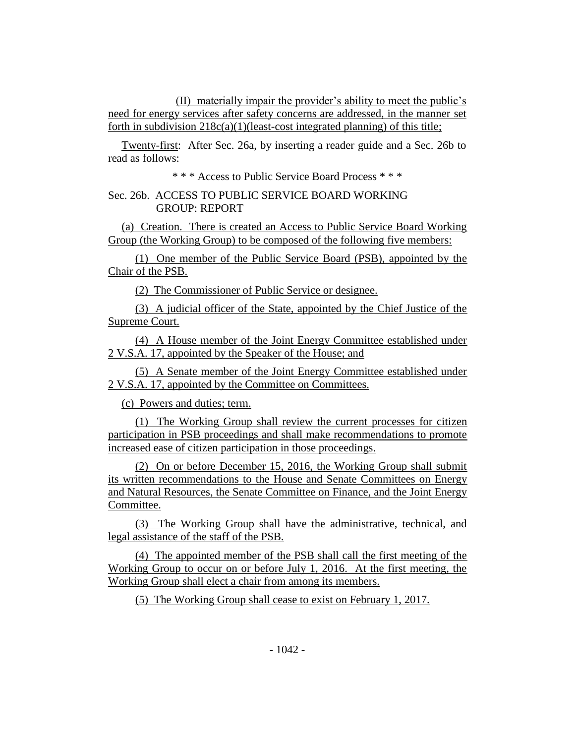(II) materially impair the provider's ability to meet the public's need for energy services after safety concerns are addressed, in the manner set forth in subdivision 218c(a)(1)(least-cost integrated planning) of this title;

Twenty-first: After Sec. 26a, by inserting a reader guide and a Sec. 26b to read as follows:

\* \* \* Access to Public Service Board Process \* \* \*

Sec. 26b. ACCESS TO PUBLIC SERVICE BOARD WORKING GROUP: REPORT

(a) Creation. There is created an Access to Public Service Board Working Group (the Working Group) to be composed of the following five members:

(1) One member of the Public Service Board (PSB), appointed by the Chair of the PSB.

(2) The Commissioner of Public Service or designee.

(3) A judicial officer of the State, appointed by the Chief Justice of the Supreme Court.

(4) A House member of the Joint Energy Committee established under 2 V.S.A. 17, appointed by the Speaker of the House; and

(5) A Senate member of the Joint Energy Committee established under 2 V.S.A. 17, appointed by the Committee on Committees.

(c) Powers and duties; term.

(1) The Working Group shall review the current processes for citizen participation in PSB proceedings and shall make recommendations to promote increased ease of citizen participation in those proceedings.

(2) On or before December 15, 2016, the Working Group shall submit its written recommendations to the House and Senate Committees on Energy and Natural Resources, the Senate Committee on Finance, and the Joint Energy Committee.

(3) The Working Group shall have the administrative, technical, and legal assistance of the staff of the PSB.

(4) The appointed member of the PSB shall call the first meeting of the Working Group to occur on or before July 1, 2016. At the first meeting, the Working Group shall elect a chair from among its members.

(5) The Working Group shall cease to exist on February 1, 2017.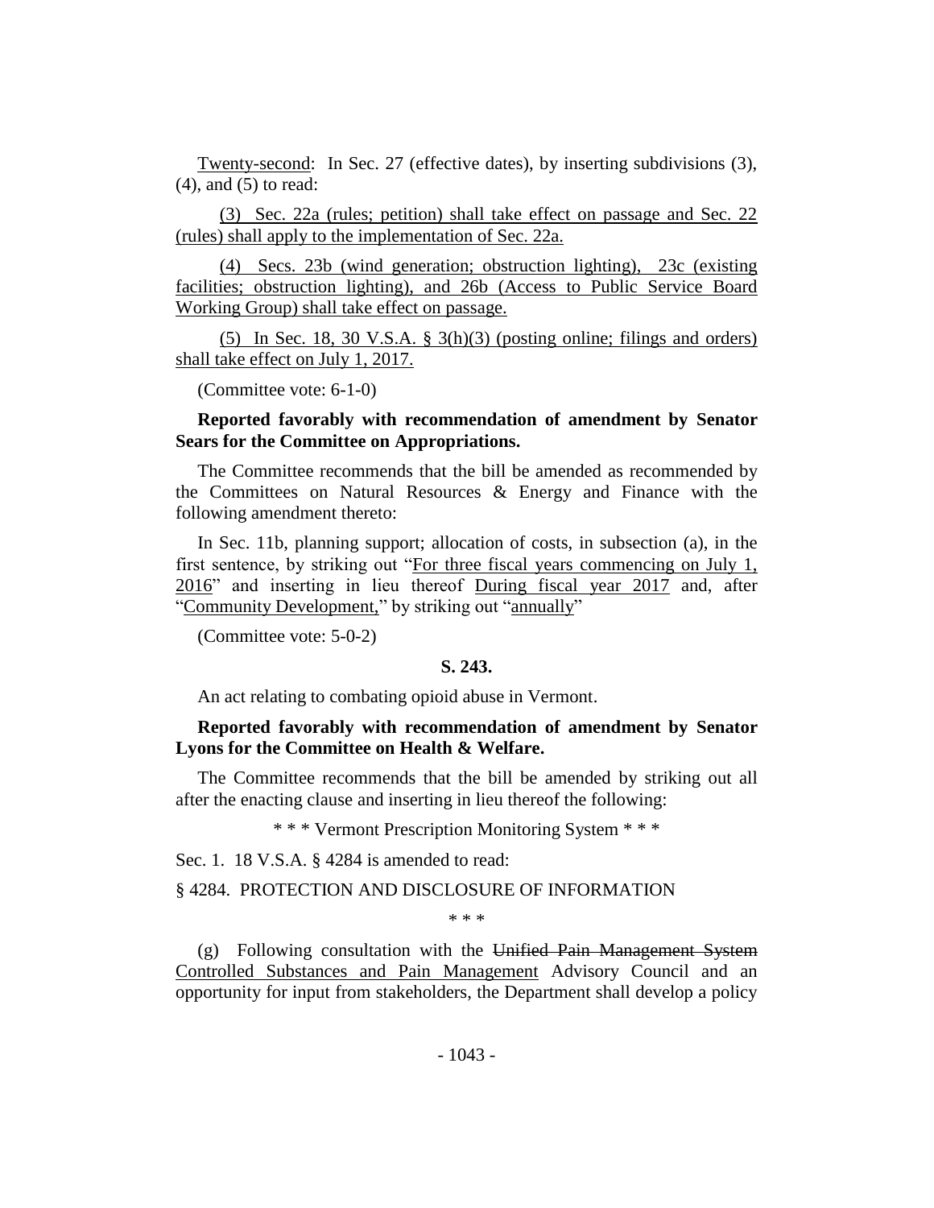Twenty-second: In Sec. 27 (effective dates), by inserting subdivisions (3), (4), and (5) to read:

(3) Sec. 22a (rules; petition) shall take effect on passage and Sec. 22 (rules) shall apply to the implementation of Sec. 22a.

(4) Secs. 23b (wind generation; obstruction lighting), 23c (existing facilities; obstruction lighting), and 26b (Access to Public Service Board Working Group) shall take effect on passage.

(5) In Sec. 18, 30 V.S.A. § 3(h)(3) (posting online; filings and orders) shall take effect on July 1, 2017.

(Committee vote: 6-1-0)

**Reported favorably with recommendation of amendment by Senator Sears for the Committee on Appropriations.**

The Committee recommends that the bill be amended as recommended by the Committees on Natural Resources & Energy and Finance with the following amendment thereto:

In Sec. 11b, planning support; allocation of costs, in subsection (a), in the first sentence, by striking out "For three fiscal years commencing on July 1, 2016" and inserting in lieu thereof During fiscal year 2017 and, after "Community Development," by striking out "annually"

(Committee vote: 5-0-2)

**S. 243.**

An act relating to combating opioid abuse in Vermont.

**Reported favorably with recommendation of amendment by Senator Lyons for the Committee on Health & Welfare.**

The Committee recommends that the bill be amended by striking out all after the enacting clause and inserting in lieu thereof the following:

\* \* \* Vermont Prescription Monitoring System \* \* \*

Sec. 1. 18 V.S.A. § 4284 is amended to read:

§ 4284. PROTECTION AND DISCLOSURE OF INFORMATION

\* \* \*

(g) Following consultation with the ~~Unified Pain Management System~~ Controlled Substances and Pain Management Advisory Council and an opportunity for input from stakeholders, the Department shall develop a policy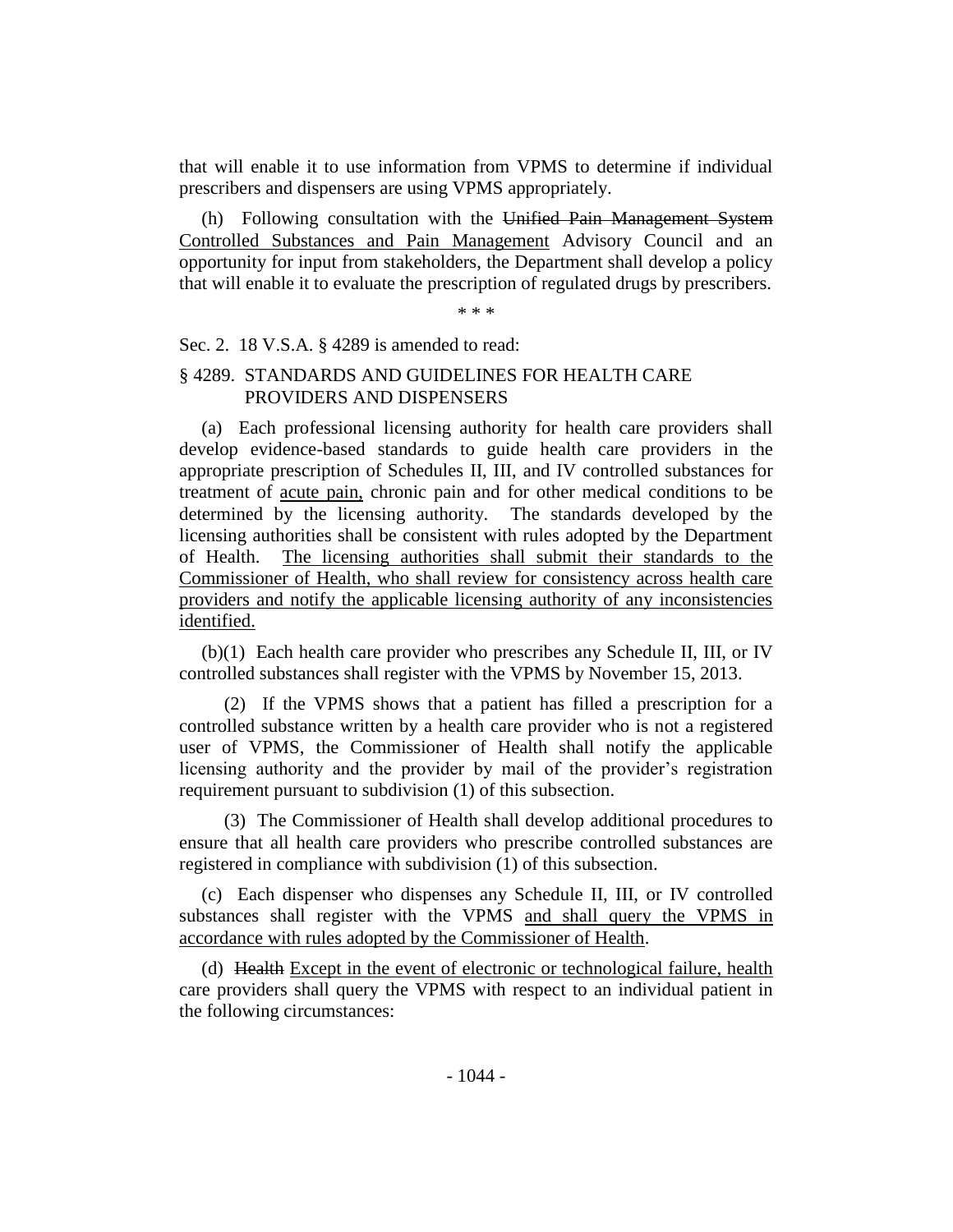that will enable it to use information from VPMS to determine if individual prescribers and dispensers are using VPMS appropriately.

(h) Following consultation with the ~~Unified Pain Management System~~ <u>Controlled Substances and Pain Management</u> Advisory Council and an opportunity for input from stakeholders, the Department shall develop a policy that will enable it to evaluate the prescription of regulated drugs by prescribers.

\* \* \*

Sec. 2. 18 V.S.A. § 4289 is amended to read:

§ 4289. STANDARDS AND GUIDELINES FOR HEALTH CARE PROVIDERS AND DISPENSERS

(a) Each professional licensing authority for health care providers shall develop evidence-based standards to guide health care providers in the appropriate prescription of Schedules II, III, and IV controlled substances for treatment of <u>acute pain,</u> chronic pain and for other medical conditions to be determined by the licensing authority. The standards developed by the licensing authorities shall be consistent with rules adopted by the Department of Health. <u>The licensing authorities shall submit their standards to the Commissioner of Health, who shall review for consistency across health care providers and notify the applicable licensing authority of any inconsistencies identified.</u>

(b)(1) Each health care provider who prescribes any Schedule II, III, or IV controlled substances shall register with the VPMS by November 15, 2013.

(2) If the VPMS shows that a patient has filled a prescription for a controlled substance written by a health care provider who is not a registered user of VPMS, the Commissioner of Health shall notify the applicable licensing authority and the provider by mail of the provider's registration requirement pursuant to subdivision (1) of this subsection.

(3) The Commissioner of Health shall develop additional procedures to ensure that all health care providers who prescribe controlled substances are registered in compliance with subdivision (1) of this subsection.

(c) Each dispenser who dispenses any Schedule II, III, or IV controlled substances shall register with the VPMS <u>and shall query the VPMS in accordance with rules adopted by the Commissioner of Health</u>.

(d) ~~Health~~ <u>Except in the event of electronic or technological failure, health</u> care providers shall query the VPMS with respect to an individual patient in the following circumstances: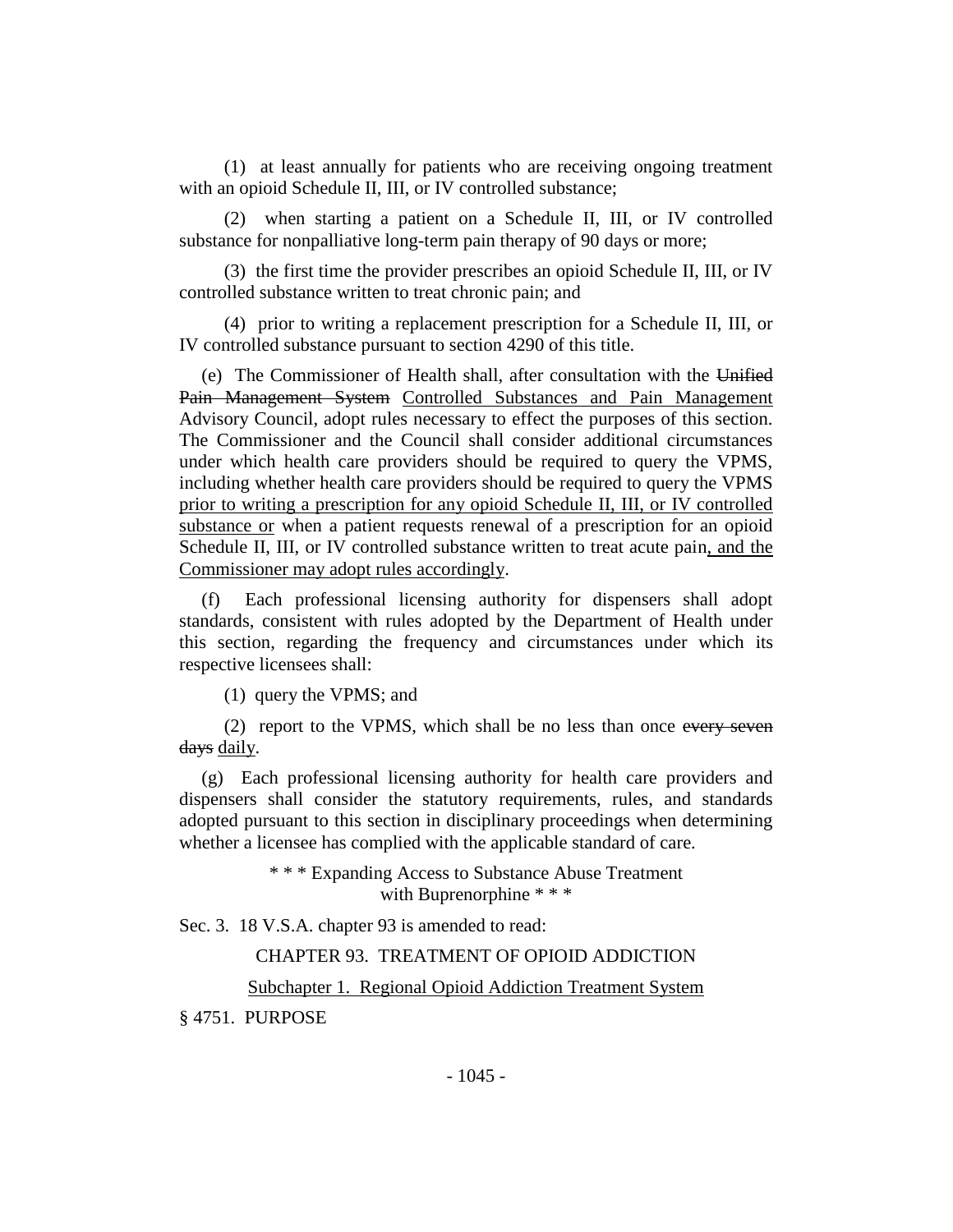(1) at least annually for patients who are receiving ongoing treatment with an opioid Schedule II, III, or IV controlled substance;

(2) when starting a patient on a Schedule II, III, or IV controlled substance for nonpalliative long-term pain therapy of 90 days or more;

(3) the first time the provider prescribes an opioid Schedule II, III, or IV controlled substance written to treat chronic pain; and

(4) prior to writing a replacement prescription for a Schedule II, III, or IV controlled substance pursuant to section 4290 of this title.

(e) The Commissioner of Health shall, after consultation with the ~~Unified Pain Management System~~ Controlled Substances and Pain Management Advisory Council, adopt rules necessary to effect the purposes of this section. The Commissioner and the Council shall consider additional circumstances under which health care providers should be required to query the VPMS, including whether health care providers should be required to query the VPMS prior to writing a prescription for any opioid Schedule II, III, or IV controlled substance or when a patient requests renewal of a prescription for an opioid Schedule II, III, or IV controlled substance written to treat acute pain, and the Commissioner may adopt rules accordingly.

(f) Each professional licensing authority for dispensers shall adopt standards, consistent with rules adopted by the Department of Health under this section, regarding the frequency and circumstances under which its respective licensees shall:

(1) query the VPMS; and

(2) report to the VPMS, which shall be no less than once ~~every seven days~~ daily.

(g) Each professional licensing authority for health care providers and dispensers shall consider the statutory requirements, rules, and standards adopted pursuant to this section in disciplinary proceedings when determining whether a licensee has complied with the applicable standard of care.

\* \* \* Expanding Access to Substance Abuse Treatment with Buprenorphine \* \* \*

Sec. 3. 18 V.S.A. chapter 93 is amended to read:

CHAPTER 93. TREATMENT OF OPIOID ADDICTION

Subchapter 1. Regional Opioid Addiction Treatment System

§ 4751. PURPOSE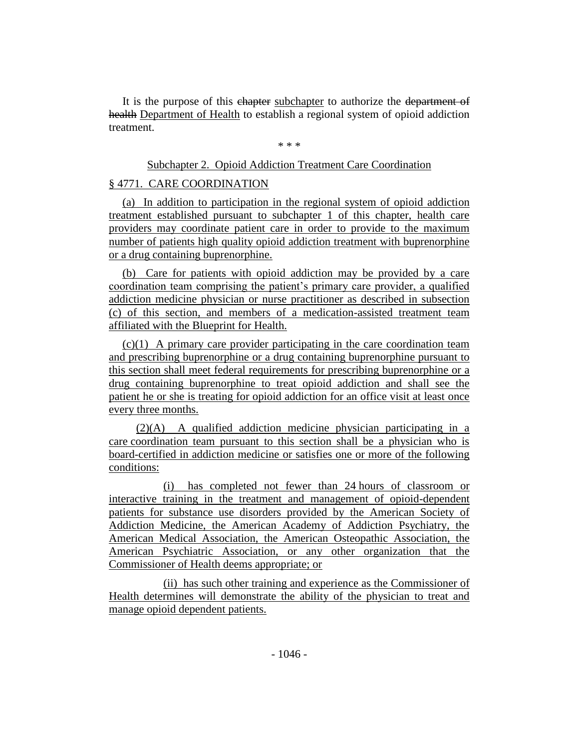It is the purpose of this ~~chapter~~ subchapter to authorize the ~~department of health~~ Department of Health to establish a regional system of opioid addiction treatment.

\* \* \*

Subchapter 2. Opioid Addiction Treatment Care Coordination

§ 4771. CARE COORDINATION

(a) In addition to participation in the regional system of opioid addiction treatment established pursuant to subchapter 1 of this chapter, health care providers may coordinate patient care in order to provide to the maximum number of patients high quality opioid addiction treatment with buprenorphine or a drug containing buprenorphine.

(b) Care for patients with opioid addiction may be provided by a care coordination team comprising the patient's primary care provider, a qualified addiction medicine physician or nurse practitioner as described in subsection (c) of this section, and members of a medication-assisted treatment team affiliated with the Blueprint for Health.

(c)(1) A primary care provider participating in the care coordination team and prescribing buprenorphine or a drug containing buprenorphine pursuant to this section shall meet federal requirements for prescribing buprenorphine or a drug containing buprenorphine to treat opioid addiction and shall see the patient he or she is treating for opioid addiction for an office visit at least once every three months.

(2)(A) A qualified addiction medicine physician participating in a care coordination team pursuant to this section shall be a physician who is board-certified in addiction medicine or satisfies one or more of the following conditions:

(i) has completed not fewer than 24 hours of classroom or interactive training in the treatment and management of opioid-dependent patients for substance use disorders provided by the American Society of Addiction Medicine, the American Academy of Addiction Psychiatry, the American Medical Association, the American Osteopathic Association, the American Psychiatric Association, or any other organization that the Commissioner of Health deems appropriate; or

(ii) has such other training and experience as the Commissioner of Health determines will demonstrate the ability of the physician to treat and manage opioid dependent patients.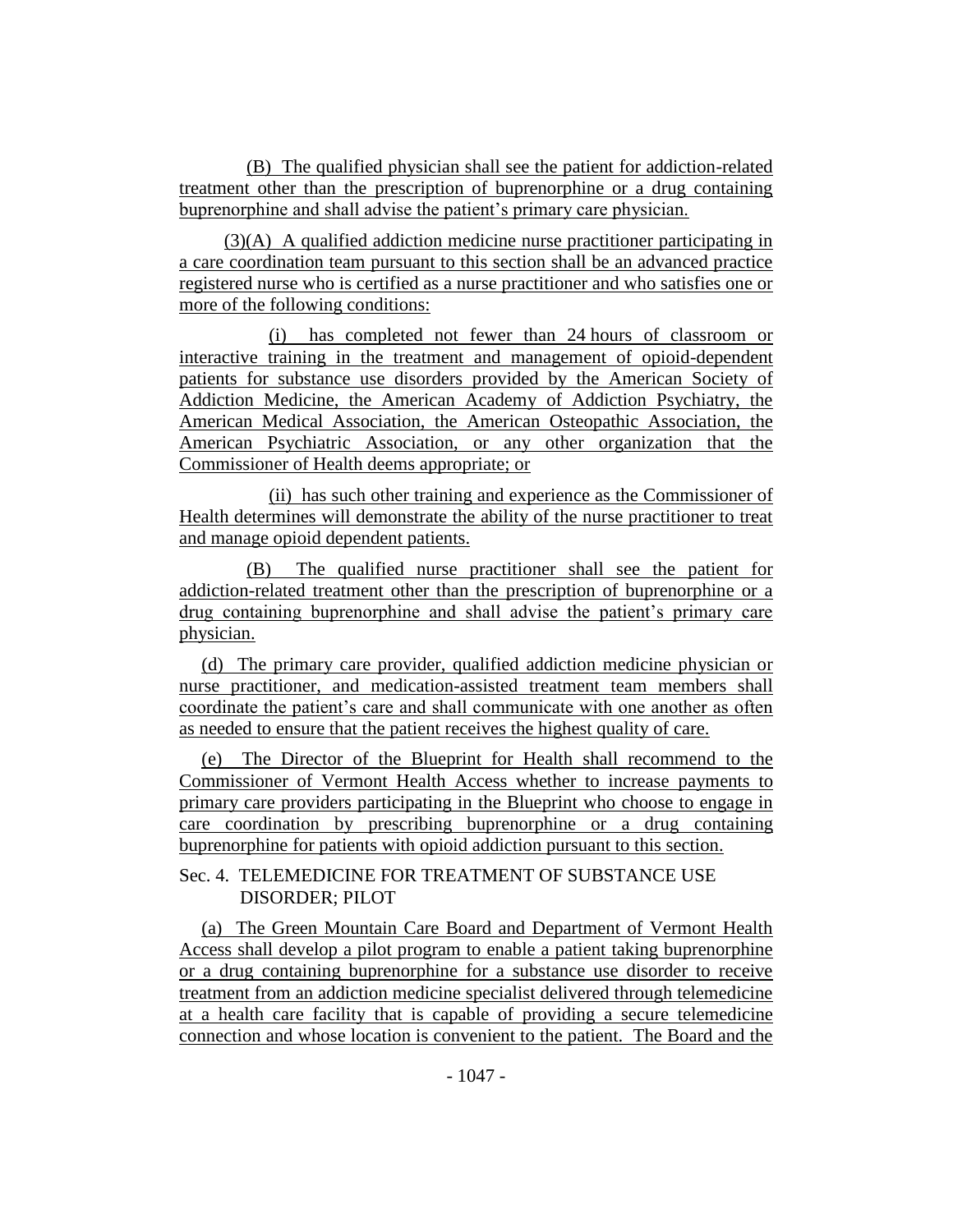(B) The qualified physician shall see the patient for addiction-related treatment other than the prescription of buprenorphine or a drug containing buprenorphine and shall advise the patient's primary care physician.

(3)(A) A qualified addiction medicine nurse practitioner participating in a care coordination team pursuant to this section shall be an advanced practice registered nurse who is certified as a nurse practitioner and who satisfies one or more of the following conditions:

(i) has completed not fewer than 24 hours of classroom or interactive training in the treatment and management of opioid-dependent patients for substance use disorders provided by the American Society of Addiction Medicine, the American Academy of Addiction Psychiatry, the American Medical Association, the American Osteopathic Association, the American Psychiatric Association, or any other organization that the Commissioner of Health deems appropriate; or

(ii) has such other training and experience as the Commissioner of Health determines will demonstrate the ability of the nurse practitioner to treat and manage opioid dependent patients.

(B) The qualified nurse practitioner shall see the patient for addiction-related treatment other than the prescription of buprenorphine or a drug containing buprenorphine and shall advise the patient's primary care physician.

(d) The primary care provider, qualified addiction medicine physician or nurse practitioner, and medication-assisted treatment team members shall coordinate the patient's care and shall communicate with one another as often as needed to ensure that the patient receives the highest quality of care.

(e) The Director of the Blueprint for Health shall recommend to the Commissioner of Vermont Health Access whether to increase payments to primary care providers participating in the Blueprint who choose to engage in care coordination by prescribing buprenorphine or a drug containing buprenorphine for patients with opioid addiction pursuant to this section.

Sec. 4. TELEMEDICINE FOR TREATMENT OF SUBSTANCE USE DISORDER; PILOT

(a) The Green Mountain Care Board and Department of Vermont Health Access shall develop a pilot program to enable a patient taking buprenorphine or a drug containing buprenorphine for a substance use disorder to receive treatment from an addiction medicine specialist delivered through telemedicine at a health care facility that is capable of providing a secure telemedicine connection and whose location is convenient to the patient. The Board and the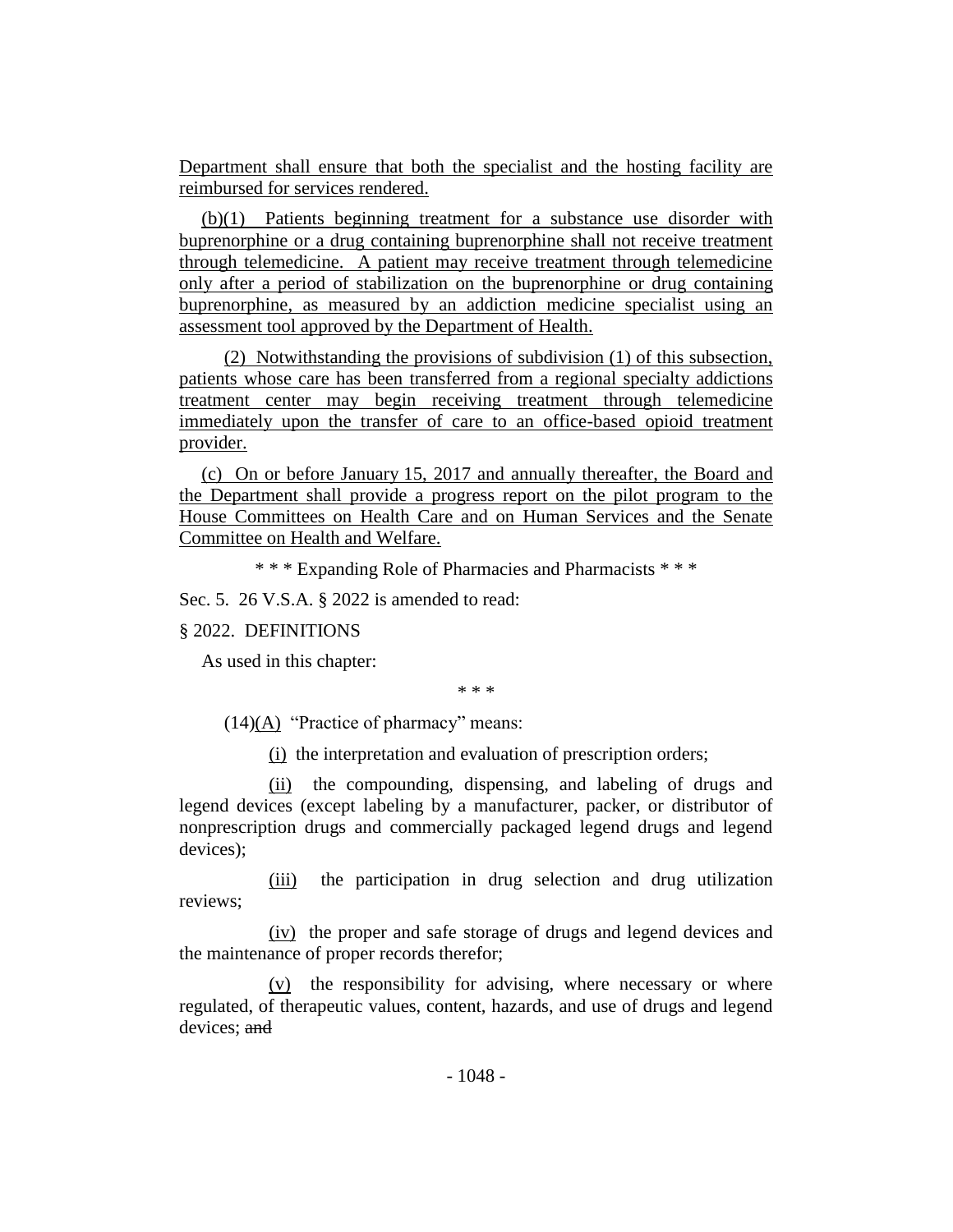Department shall ensure that both the specialist and the hosting facility are reimbursed for services rendered.

(b)(1) Patients beginning treatment for a substance use disorder with buprenorphine or a drug containing buprenorphine shall not receive treatment through telemedicine. A patient may receive treatment through telemedicine only after a period of stabilization on the buprenorphine or drug containing buprenorphine, as measured by an addiction medicine specialist using an assessment tool approved by the Department of Health.

(2) Notwithstanding the provisions of subdivision (1) of this subsection, patients whose care has been transferred from a regional specialty addictions treatment center may begin receiving treatment through telemedicine immediately upon the transfer of care to an office-based opioid treatment provider.

(c) On or before January 15, 2017 and annually thereafter, the Board and the Department shall provide a progress report on the pilot program to the House Committees on Health Care and on Human Services and the Senate Committee on Health and Welfare.

\* \* \* Expanding Role of Pharmacies and Pharmacists \* \* \*

Sec. 5. 26 V.S.A. § 2022 is amended to read:

§ 2022. DEFINITIONS

As used in this chapter:

\* \* \*

(14)(A) "Practice of pharmacy" means:

(i) the interpretation and evaluation of prescription orders;

(ii) the compounding, dispensing, and labeling of drugs and legend devices (except labeling by a manufacturer, packer, or distributor of nonprescription drugs and commercially packaged legend drugs and legend devices);

(iii) the participation in drug selection and drug utilization reviews;

(iv) the proper and safe storage of drugs and legend devices and the maintenance of proper records therefor;

(v) the responsibility for advising, where necessary or where regulated, of therapeutic values, content, hazards, and use of drugs and legend devices; ~~and~~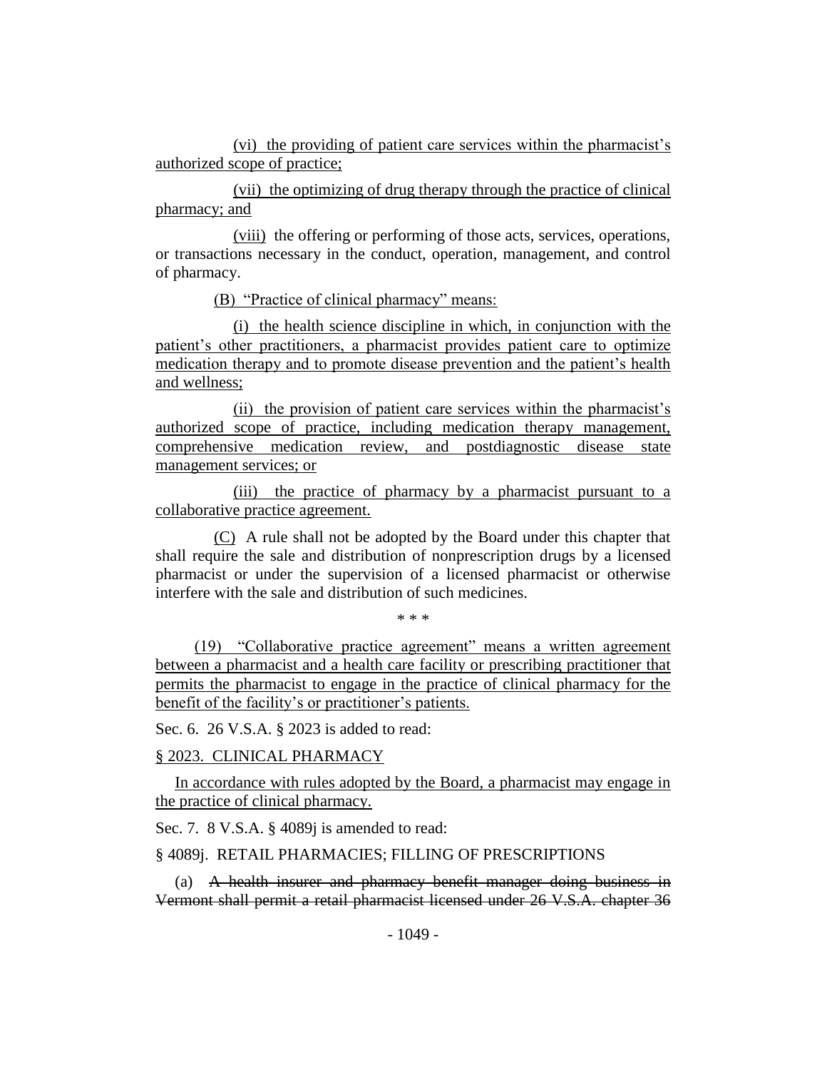(vi) the providing of patient care services within the pharmacist's authorized scope of practice;

(vii) the optimizing of drug therapy through the practice of clinical pharmacy; and

(viii) the offering or performing of those acts, services, operations, or transactions necessary in the conduct, operation, management, and control of pharmacy.

(B) "Practice of clinical pharmacy" means:

(i) the health science discipline in which, in conjunction with the patient's other practitioners, a pharmacist provides patient care to optimize medication therapy and to promote disease prevention and the patient's health and wellness;

(ii) the provision of patient care services within the pharmacist's authorized scope of practice, including medication therapy management, comprehensive medication review, and postdiagnostic disease state management services; or

(iii) the practice of pharmacy by a pharmacist pursuant to a collaborative practice agreement.

(C) A rule shall not be adopted by the Board under this chapter that shall require the sale and distribution of nonprescription drugs by a licensed pharmacist or under the supervision of a licensed pharmacist or otherwise interfere with the sale and distribution of such medicines.

\* \* \*

(19) "Collaborative practice agreement" means a written agreement between a pharmacist and a health care facility or prescribing practitioner that permits the pharmacist to engage in the practice of clinical pharmacy for the benefit of the facility's or practitioner's patients.

Sec. 6. 26 V.S.A. § 2023 is added to read:

§ 2023. CLINICAL PHARMACY

In accordance with rules adopted by the Board, a pharmacist may engage in the practice of clinical pharmacy.

Sec. 7. 8 V.S.A. § 4089j is amended to read:

§ 4089j. RETAIL PHARMACIES; FILLING OF PRESCRIPTIONS

(a) ~~A health insurer and pharmacy benefit manager doing business in Vermont shall permit a retail pharmacist licensed under 26 V.S.A. chapter 36~~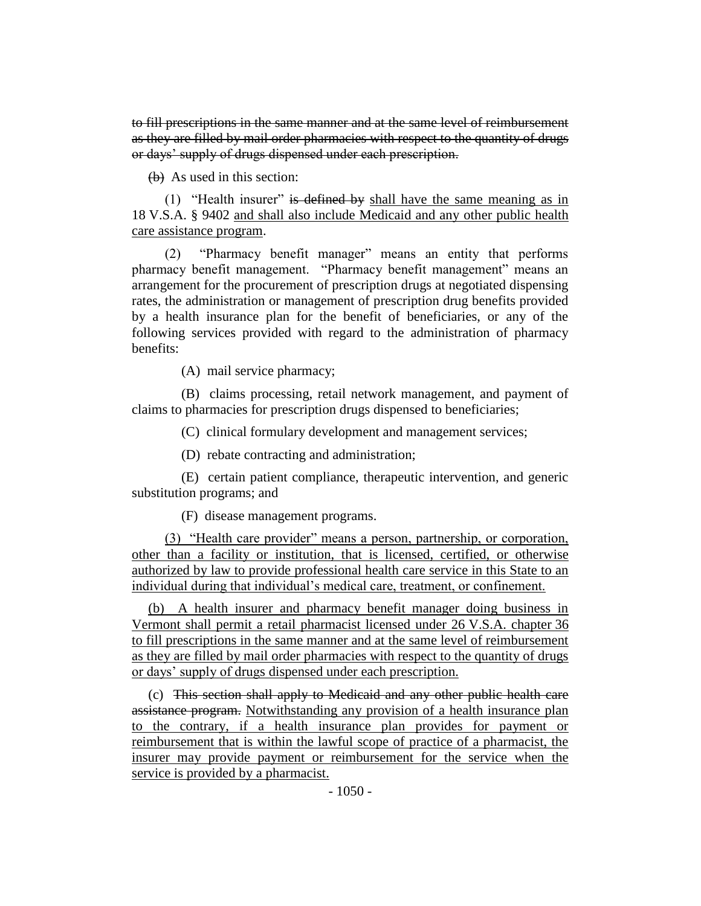~~to fill prescriptions in the same manner and at the same level of reimbursement as they are filled by mail order pharmacies with respect to the quantity of drugs or days' supply of drugs dispensed under each prescription.~~

~~(b)~~ As used in this section:

(1) "Health insurer" ~~is defined by~~ <u>shall have the same meaning as in</u> 18 V.S.A. § 9402 <u>and shall also include Medicaid and any other public health care assistance program</u>.

(2) "Pharmacy benefit manager" means an entity that performs pharmacy benefit management. "Pharmacy benefit management" means an arrangement for the procurement of prescription drugs at negotiated dispensing rates, the administration or management of prescription drug benefits provided by a health insurance plan for the benefit of beneficiaries, or any of the following services provided with regard to the administration of pharmacy benefits:

(A) mail service pharmacy;

(B) claims processing, retail network management, and payment of claims to pharmacies for prescription drugs dispensed to beneficiaries;

(C) clinical formulary development and management services;

(D) rebate contracting and administration;

(E) certain patient compliance, therapeutic intervention, and generic substitution programs; and

(F) disease management programs.

<u>(3) "Health care provider" means a person, partnership, or corporation, other than a facility or institution, that is licensed, certified, or otherwise authorized by law to provide professional health care service in this State to an individual during that individual's medical care, treatment, or confinement.</u>

<u>(b) A health insurer and pharmacy benefit manager doing business in Vermont shall permit a retail pharmacist licensed under 26 V.S.A. chapter 36 to fill prescriptions in the same manner and at the same level of reimbursement as they are filled by mail order pharmacies with respect to the quantity of drugs or days' supply of drugs dispensed under each prescription.</u>

(c) ~~This section shall apply to Medicaid and any other public health care assistance program.~~ <u>Notwithstanding any provision of a health insurance plan to the contrary, if a health insurance plan provides for payment or reimbursement that is within the lawful scope of practice of a pharmacist, the insurer may provide payment or reimbursement for the service when the service is provided by a pharmacist.</u>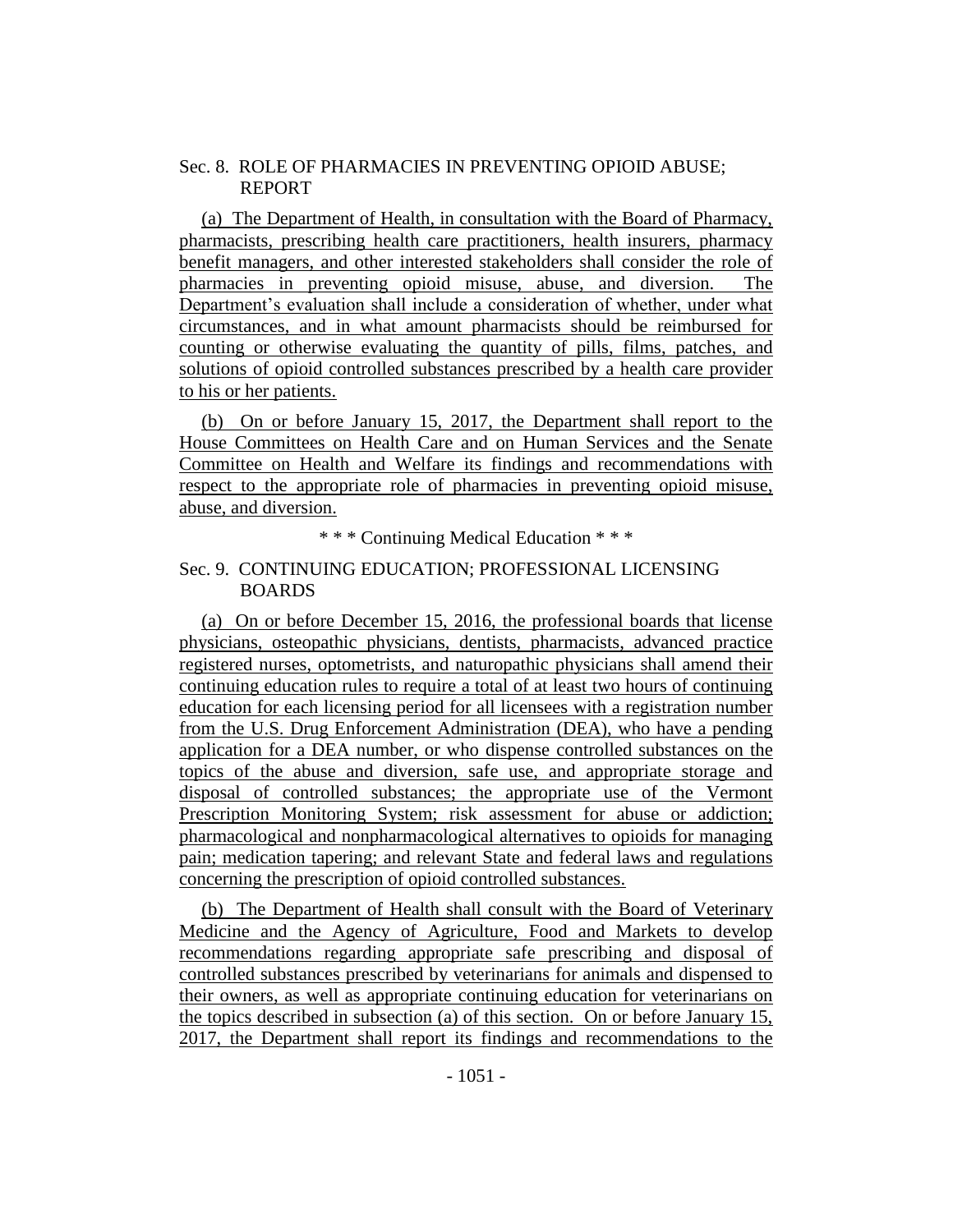Sec. 8. ROLE OF PHARMACIES IN PREVENTING OPIOID ABUSE; REPORT

(a) The Department of Health, in consultation with the Board of Pharmacy, pharmacists, prescribing health care practitioners, health insurers, pharmacy benefit managers, and other interested stakeholders shall consider the role of pharmacies in preventing opioid misuse, abuse, and diversion. The Department's evaluation shall include a consideration of whether, under what circumstances, and in what amount pharmacists should be reimbursed for counting or otherwise evaluating the quantity of pills, films, patches, and solutions of opioid controlled substances prescribed by a health care provider to his or her patients.

(b) On or before January 15, 2017, the Department shall report to the House Committees on Health Care and on Human Services and the Senate Committee on Health and Welfare its findings and recommendations with respect to the appropriate role of pharmacies in preventing opioid misuse, abuse, and diversion.

\* \* \* Continuing Medical Education \* \* \*

Sec. 9. CONTINUING EDUCATION; PROFESSIONAL LICENSING BOARDS

(a) On or before December 15, 2016, the professional boards that license physicians, osteopathic physicians, dentists, pharmacists, advanced practice registered nurses, optometrists, and naturopathic physicians shall amend their continuing education rules to require a total of at least two hours of continuing education for each licensing period for all licensees with a registration number from the U.S. Drug Enforcement Administration (DEA), who have a pending application for a DEA number, or who dispense controlled substances on the topics of the abuse and diversion, safe use, and appropriate storage and disposal of controlled substances; the appropriate use of the Vermont Prescription Monitoring System; risk assessment for abuse or addiction; pharmacological and nonpharmacological alternatives to opioids for managing pain; medication tapering; and relevant State and federal laws and regulations concerning the prescription of opioid controlled substances.

(b) The Department of Health shall consult with the Board of Veterinary Medicine and the Agency of Agriculture, Food and Markets to develop recommendations regarding appropriate safe prescribing and disposal of controlled substances prescribed by veterinarians for animals and dispensed to their owners, as well as appropriate continuing education for veterinarians on the topics described in subsection (a) of this section. On or before January 15, 2017, the Department shall report its findings and recommendations to the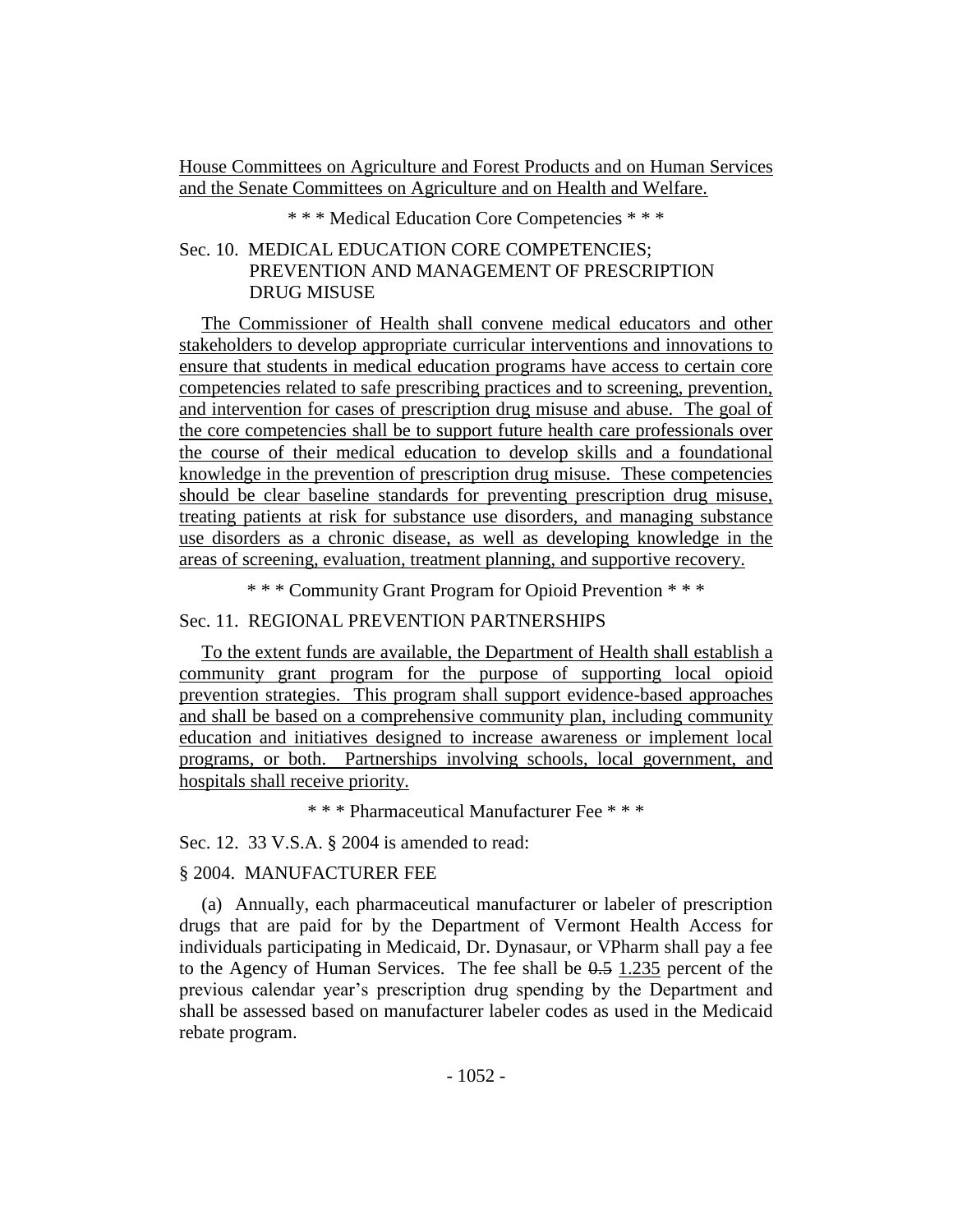House Committees on Agriculture and Forest Products and on Human Services and the Senate Committees on Agriculture and on Health and Welfare.

\* \* \* Medical Education Core Competencies \* \* \*

Sec. 10. MEDICAL EDUCATION CORE COMPETENCIES; PREVENTION AND MANAGEMENT OF PRESCRIPTION DRUG MISUSE

The Commissioner of Health shall convene medical educators and other stakeholders to develop appropriate curricular interventions and innovations to ensure that students in medical education programs have access to certain core competencies related to safe prescribing practices and to screening, prevention, and intervention for cases of prescription drug misuse and abuse. The goal of the core competencies shall be to support future health care professionals over the course of their medical education to develop skills and a foundational knowledge in the prevention of prescription drug misuse. These competencies should be clear baseline standards for preventing prescription drug misuse, treating patients at risk for substance use disorders, and managing substance use disorders as a chronic disease, as well as developing knowledge in the areas of screening, evaluation, treatment planning, and supportive recovery.

\* \* \* Community Grant Program for Opioid Prevention \* \* \*

Sec. 11. REGIONAL PREVENTION PARTNERSHIPS

To the extent funds are available, the Department of Health shall establish a community grant program for the purpose of supporting local opioid prevention strategies. This program shall support evidence-based approaches and shall be based on a comprehensive community plan, including community education and initiatives designed to increase awareness or implement local programs, or both. Partnerships involving schools, local government, and hospitals shall receive priority.

\* \* \* Pharmaceutical Manufacturer Fee \* \* \*

Sec. 12. 33 V.S.A. § 2004 is amended to read:

§ 2004. MANUFACTURER FEE

(a) Annually, each pharmaceutical manufacturer or labeler of prescription drugs that are paid for by the Department of Vermont Health Access for individuals participating in Medicaid, Dr. Dynasaur, or VPharm shall pay a fee to the Agency of Human Services. The fee shall be ~~0.5~~ 1.235 percent of the previous calendar year's prescription drug spending by the Department and shall be assessed based on manufacturer labeler codes as used in the Medicaid rebate program.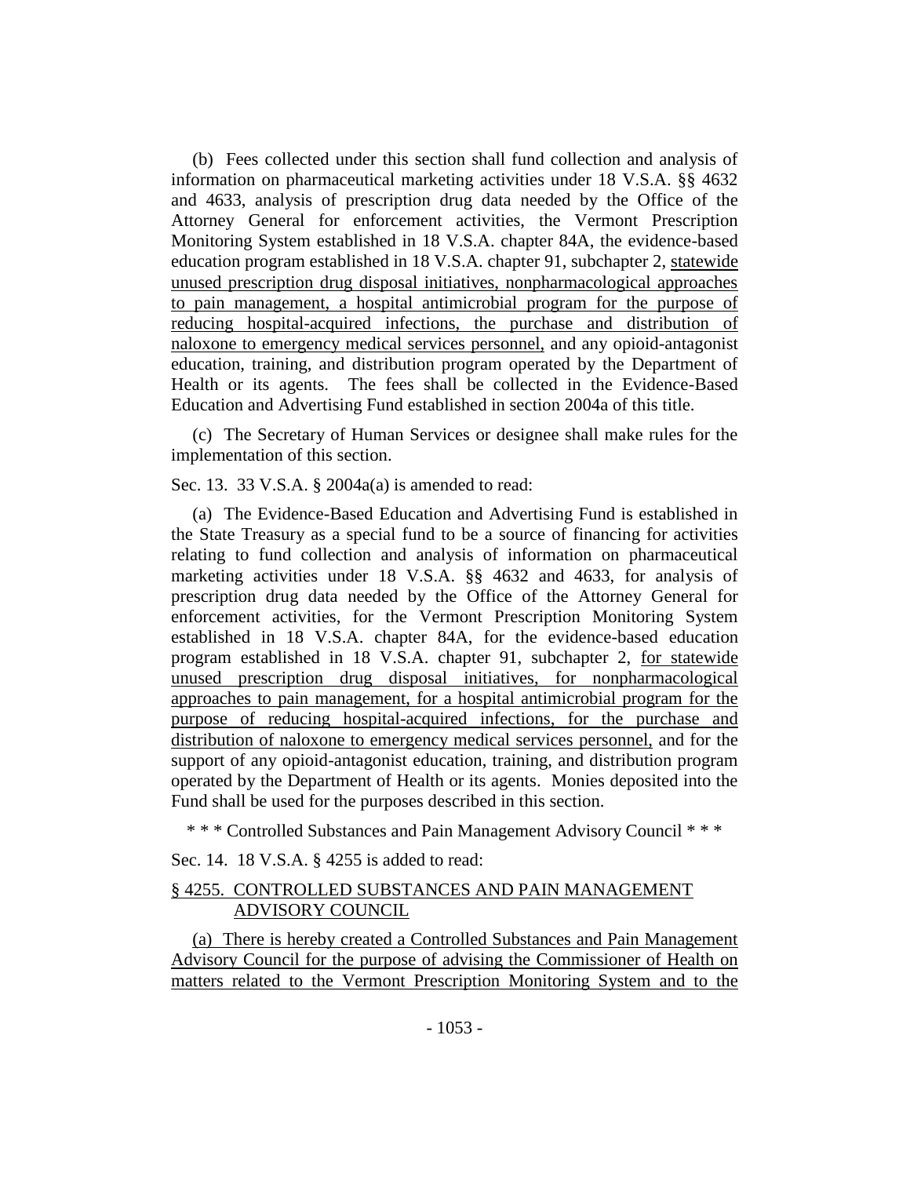(b) Fees collected under this section shall fund collection and analysis of information on pharmaceutical marketing activities under 18 V.S.A. §§ 4632 and 4633, analysis of prescription drug data needed by the Office of the Attorney General for enforcement activities, the Vermont Prescription Monitoring System established in 18 V.S.A. chapter 84A, the evidence-based education program established in 18 V.S.A. chapter 91, subchapter 2, statewide unused prescription drug disposal initiatives, nonpharmacological approaches to pain management, a hospital antimicrobial program for the purpose of reducing hospital-acquired infections, the purchase and distribution of naloxone to emergency medical services personnel, and any opioid-antagonist education, training, and distribution program operated by the Department of Health or its agents. The fees shall be collected in the Evidence-Based Education and Advertising Fund established in section 2004a of this title.

(c) The Secretary of Human Services or designee shall make rules for the implementation of this section.

Sec. 13. 33 V.S.A. § 2004a(a) is amended to read:

(a) The Evidence-Based Education and Advertising Fund is established in the State Treasury as a special fund to be a source of financing for activities relating to fund collection and analysis of information on pharmaceutical marketing activities under 18 V.S.A. §§ 4632 and 4633, for analysis of prescription drug data needed by the Office of the Attorney General for enforcement activities, for the Vermont Prescription Monitoring System established in 18 V.S.A. chapter 84A, for the evidence-based education program established in 18 V.S.A. chapter 91, subchapter 2, for statewide unused prescription drug disposal initiatives, for nonpharmacological approaches to pain management, for a hospital antimicrobial program for the purpose of reducing hospital-acquired infections, for the purchase and distribution of naloxone to emergency medical services personnel, and for the support of any opioid-antagonist education, training, and distribution program operated by the Department of Health or its agents. Monies deposited into the Fund shall be used for the purposes described in this section.

\* \* \* Controlled Substances and Pain Management Advisory Council \* \* \*

Sec. 14. 18 V.S.A. § 4255 is added to read:

§ 4255. CONTROLLED SUBSTANCES AND PAIN MANAGEMENT ADVISORY COUNCIL

(a) There is hereby created a Controlled Substances and Pain Management Advisory Council for the purpose of advising the Commissioner of Health on matters related to the Vermont Prescription Monitoring System and to the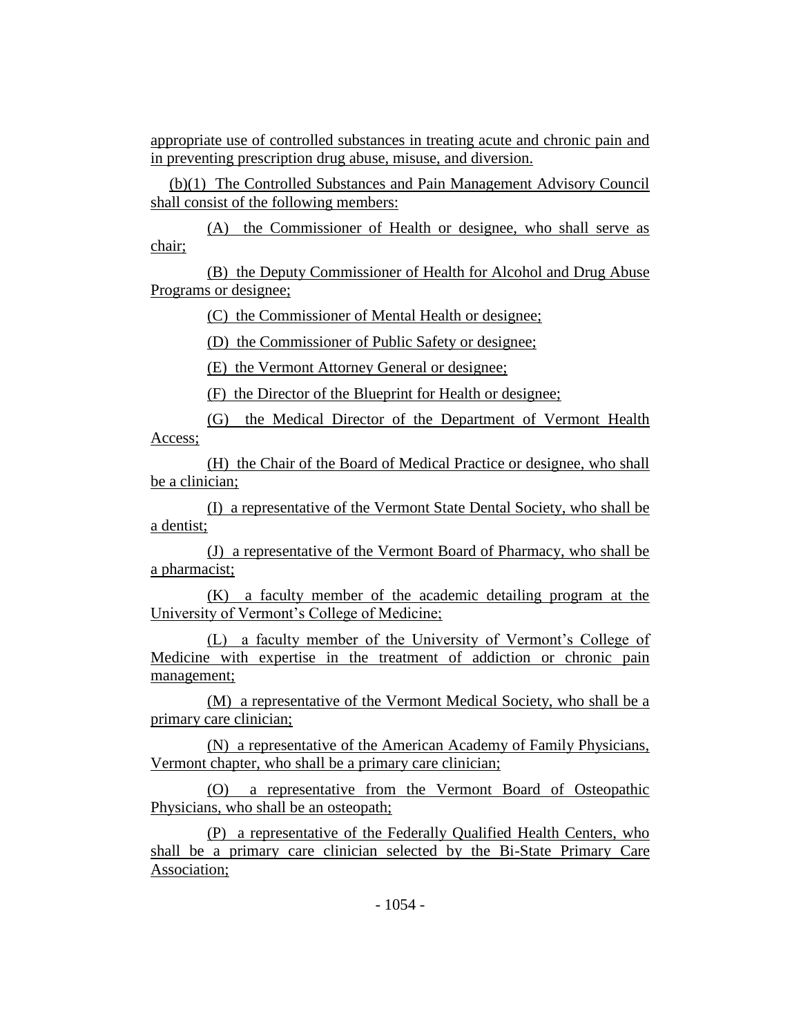appropriate use of controlled substances in treating acute and chronic pain and in preventing prescription drug abuse, misuse, and diversion.

(b)(1) The Controlled Substances and Pain Management Advisory Council shall consist of the following members:

(A) the Commissioner of Health or designee, who shall serve as chair;

(B) the Deputy Commissioner of Health for Alcohol and Drug Abuse Programs or designee;

(C) the Commissioner of Mental Health or designee;

(D) the Commissioner of Public Safety or designee;

(E) the Vermont Attorney General or designee;

(F) the Director of the Blueprint for Health or designee;

(G) the Medical Director of the Department of Vermont Health Access;

(H) the Chair of the Board of Medical Practice or designee, who shall be a clinician;

(I) a representative of the Vermont State Dental Society, who shall be a dentist;

(J) a representative of the Vermont Board of Pharmacy, who shall be a pharmacist;

(K) a faculty member of the academic detailing program at the University of Vermont's College of Medicine;

(L) a faculty member of the University of Vermont's College of Medicine with expertise in the treatment of addiction or chronic pain management;

(M) a representative of the Vermont Medical Society, who shall be a primary care clinician;

(N) a representative of the American Academy of Family Physicians, Vermont chapter, who shall be a primary care clinician;

(O) a representative from the Vermont Board of Osteopathic Physicians, who shall be an osteopath;

(P) a representative of the Federally Qualified Health Centers, who shall be a primary care clinician selected by the Bi-State Primary Care Association;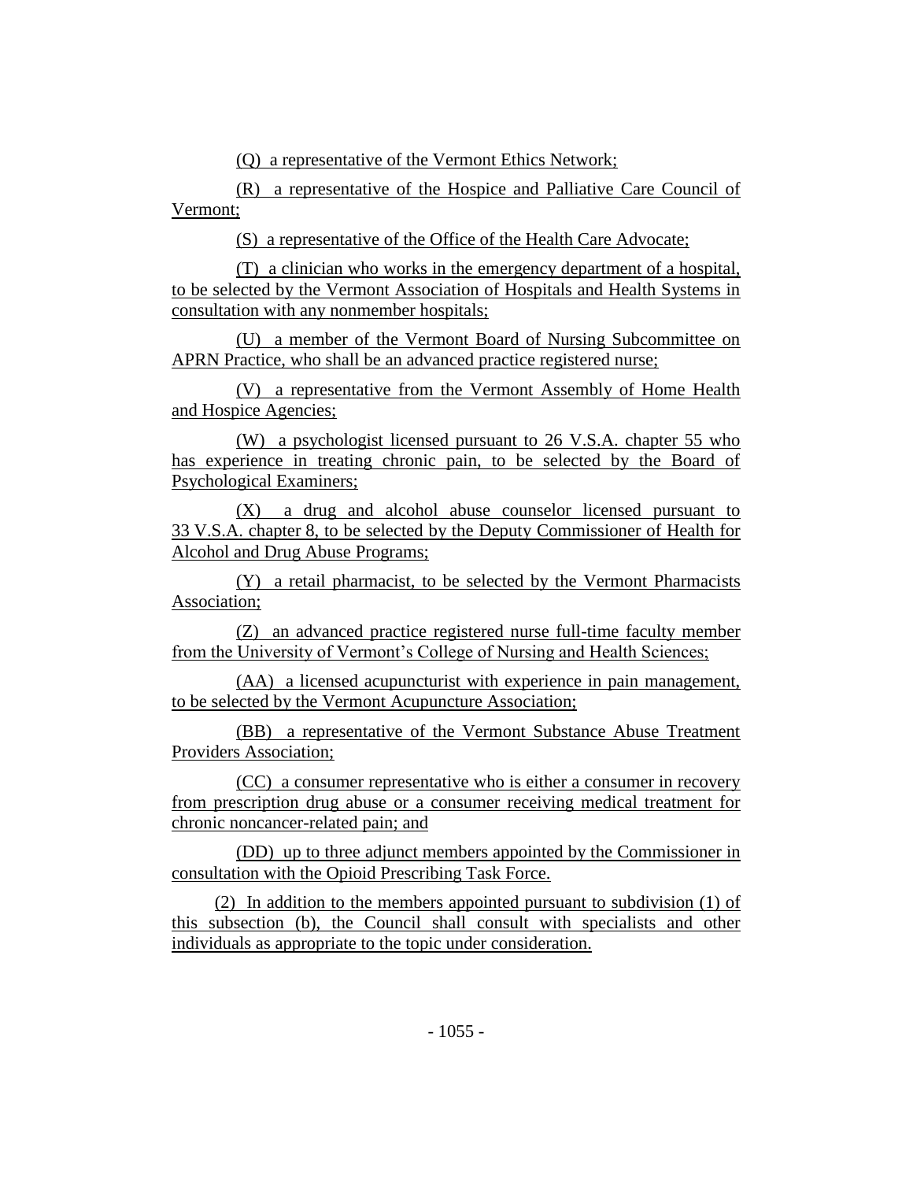(Q) a representative of the Vermont Ethics Network;

(R) a representative of the Hospice and Palliative Care Council of Vermont;

(S) a representative of the Office of the Health Care Advocate;

(T) a clinician who works in the emergency department of a hospital, to be selected by the Vermont Association of Hospitals and Health Systems in consultation with any nonmember hospitals;

(U) a member of the Vermont Board of Nursing Subcommittee on APRN Practice, who shall be an advanced practice registered nurse;

(V) a representative from the Vermont Assembly of Home Health and Hospice Agencies;

(W) a psychologist licensed pursuant to 26 V.S.A. chapter 55 who has experience in treating chronic pain, to be selected by the Board of Psychological Examiners;

(X) a drug and alcohol abuse counselor licensed pursuant to 33 V.S.A. chapter 8, to be selected by the Deputy Commissioner of Health for Alcohol and Drug Abuse Programs;

(Y) a retail pharmacist, to be selected by the Vermont Pharmacists Association;

(Z) an advanced practice registered nurse full-time faculty member from the University of Vermont's College of Nursing and Health Sciences;

(AA) a licensed acupuncturist with experience in pain management, to be selected by the Vermont Acupuncture Association;

(BB) a representative of the Vermont Substance Abuse Treatment Providers Association;

(CC) a consumer representative who is either a consumer in recovery from prescription drug abuse or a consumer receiving medical treatment for chronic noncancer-related pain; and

(DD) up to three adjunct members appointed by the Commissioner in consultation with the Opioid Prescribing Task Force.

(2) In addition to the members appointed pursuant to subdivision (1) of this subsection (b), the Council shall consult with specialists and other individuals as appropriate to the topic under consideration.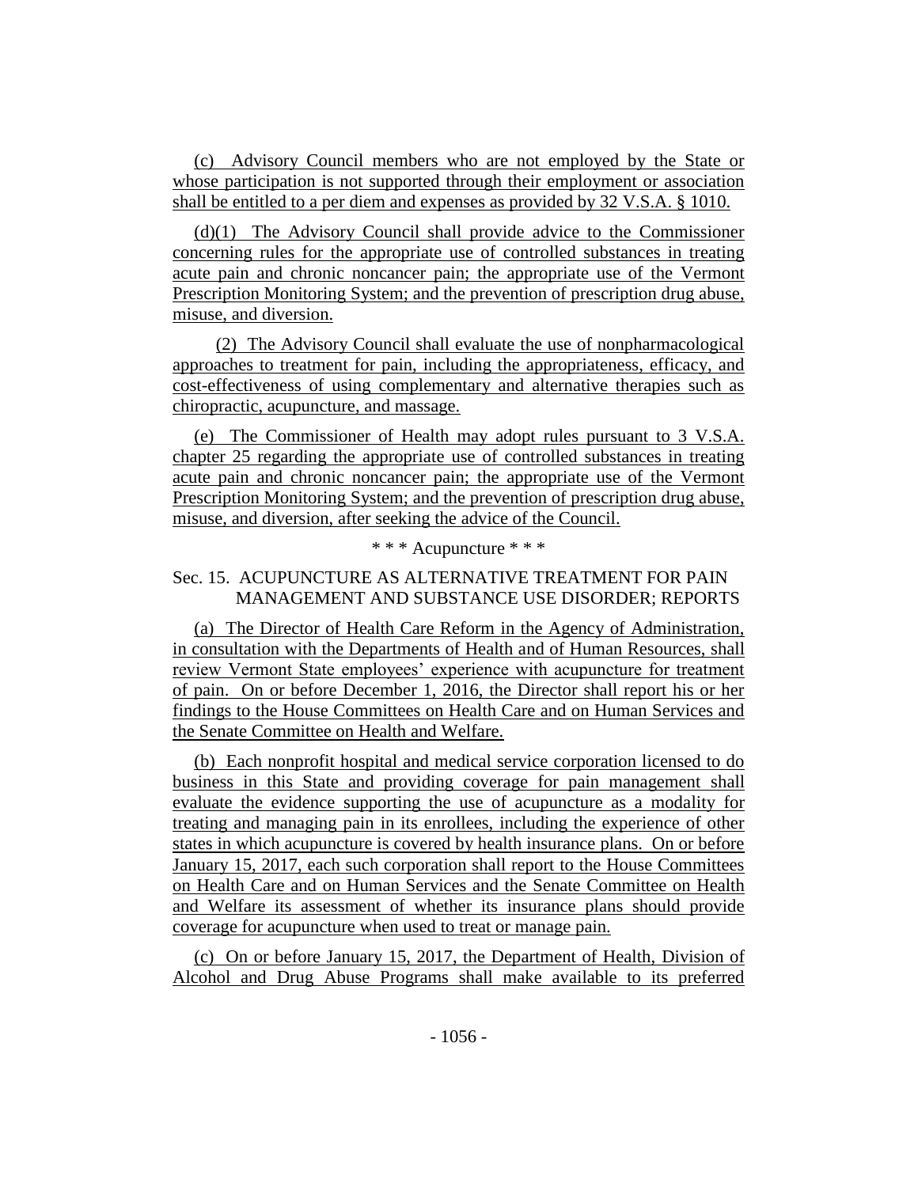(c) Advisory Council members who are not employed by the State or whose participation is not supported through their employment or association shall be entitled to a per diem and expenses as provided by 32 V.S.A. § 1010.

(d)(1) The Advisory Council shall provide advice to the Commissioner concerning rules for the appropriate use of controlled substances in treating acute pain and chronic noncancer pain; the appropriate use of the Vermont Prescription Monitoring System; and the prevention of prescription drug abuse, misuse, and diversion.

(2) The Advisory Council shall evaluate the use of nonpharmacological approaches to treatment for pain, including the appropriateness, efficacy, and cost-effectiveness of using complementary and alternative therapies such as chiropractic, acupuncture, and massage.

(e) The Commissioner of Health may adopt rules pursuant to 3 V.S.A. chapter 25 regarding the appropriate use of controlled substances in treating acute pain and chronic noncancer pain; the appropriate use of the Vermont Prescription Monitoring System; and the prevention of prescription drug abuse, misuse, and diversion, after seeking the advice of the Council.

\* \* \* Acupuncture \* \* \*

Sec. 15. ACUPUNCTURE AS ALTERNATIVE TREATMENT FOR PAIN MANAGEMENT AND SUBSTANCE USE DISORDER; REPORTS

(a) The Director of Health Care Reform in the Agency of Administration, in consultation with the Departments of Health and of Human Resources, shall review Vermont State employees' experience with acupuncture for treatment of pain. On or before December 1, 2016, the Director shall report his or her findings to the House Committees on Health Care and on Human Services and the Senate Committee on Health and Welfare.

(b) Each nonprofit hospital and medical service corporation licensed to do business in this State and providing coverage for pain management shall evaluate the evidence supporting the use of acupuncture as a modality for treating and managing pain in its enrollees, including the experience of other states in which acupuncture is covered by health insurance plans. On or before January 15, 2017, each such corporation shall report to the House Committees on Health Care and on Human Services and the Senate Committee on Health and Welfare its assessment of whether its insurance plans should provide coverage for acupuncture when used to treat or manage pain.

(c) On or before January 15, 2017, the Department of Health, Division of Alcohol and Drug Abuse Programs shall make available to its preferred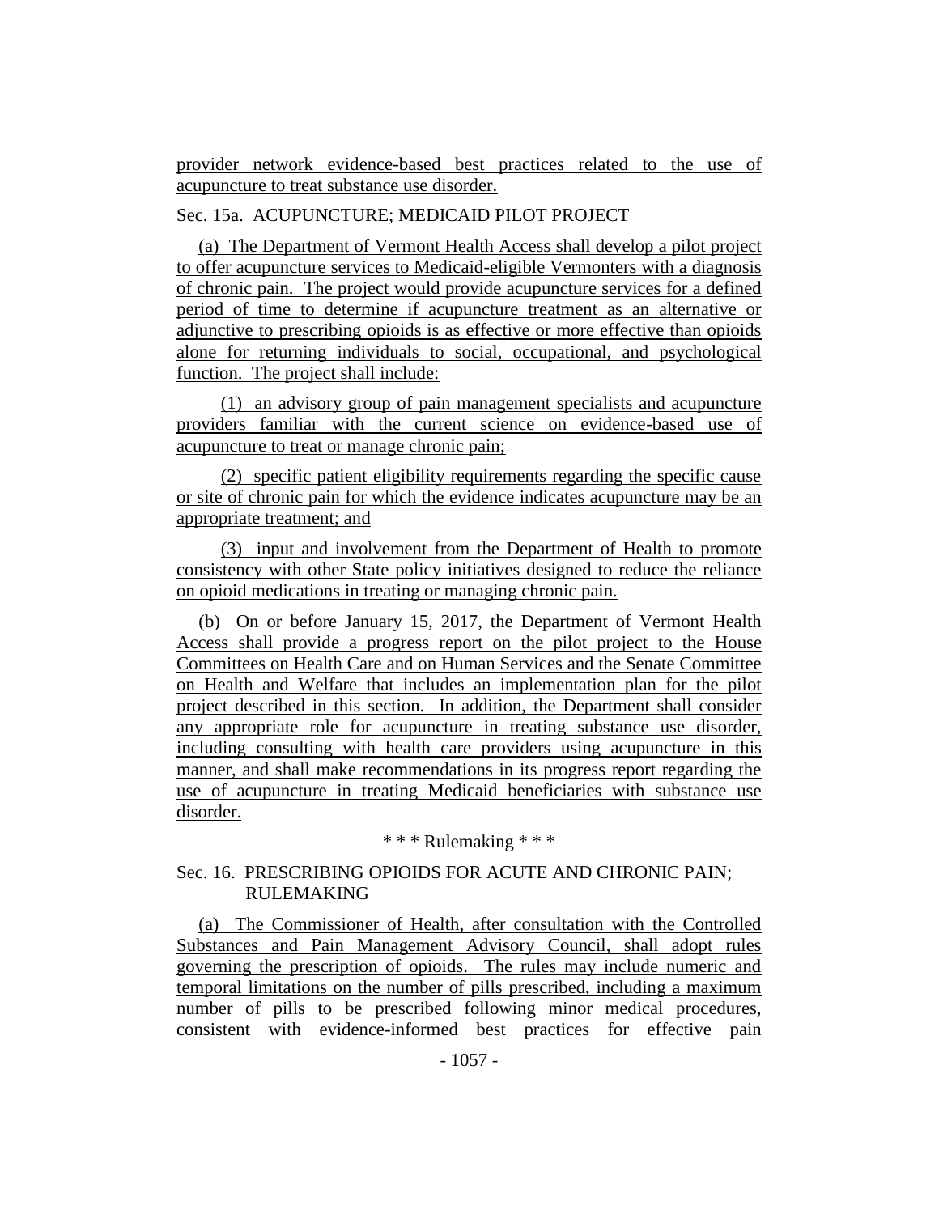provider network evidence-based best practices related to the use of acupuncture to treat substance use disorder.

Sec. 15a. ACUPUNCTURE; MEDICAID PILOT PROJECT

(a) The Department of Vermont Health Access shall develop a pilot project to offer acupuncture services to Medicaid-eligible Vermonters with a diagnosis of chronic pain. The project would provide acupuncture services for a defined period of time to determine if acupuncture treatment as an alternative or adjunctive to prescribing opioids is as effective or more effective than opioids alone for returning individuals to social, occupational, and psychological function. The project shall include:

(1) an advisory group of pain management specialists and acupuncture providers familiar with the current science on evidence-based use of acupuncture to treat or manage chronic pain;

(2) specific patient eligibility requirements regarding the specific cause or site of chronic pain for which the evidence indicates acupuncture may be an appropriate treatment; and

(3) input and involvement from the Department of Health to promote consistency with other State policy initiatives designed to reduce the reliance on opioid medications in treating or managing chronic pain.

(b) On or before January 15, 2017, the Department of Vermont Health Access shall provide a progress report on the pilot project to the House Committees on Health Care and on Human Services and the Senate Committee on Health and Welfare that includes an implementation plan for the pilot project described in this section. In addition, the Department shall consider any appropriate role for acupuncture in treating substance use disorder, including consulting with health care providers using acupuncture in this manner, and shall make recommendations in its progress report regarding the use of acupuncture in treating Medicaid beneficiaries with substance use disorder.

\* \* \* Rulemaking \* \* \*

Sec. 16. PRESCRIBING OPIOIDS FOR ACUTE AND CHRONIC PAIN; RULEMAKING

(a) The Commissioner of Health, after consultation with the Controlled Substances and Pain Management Advisory Council, shall adopt rules governing the prescription of opioids. The rules may include numeric and temporal limitations on the number of pills prescribed, including a maximum number of pills to be prescribed following minor medical procedures, consistent with evidence-informed best practices for effective pain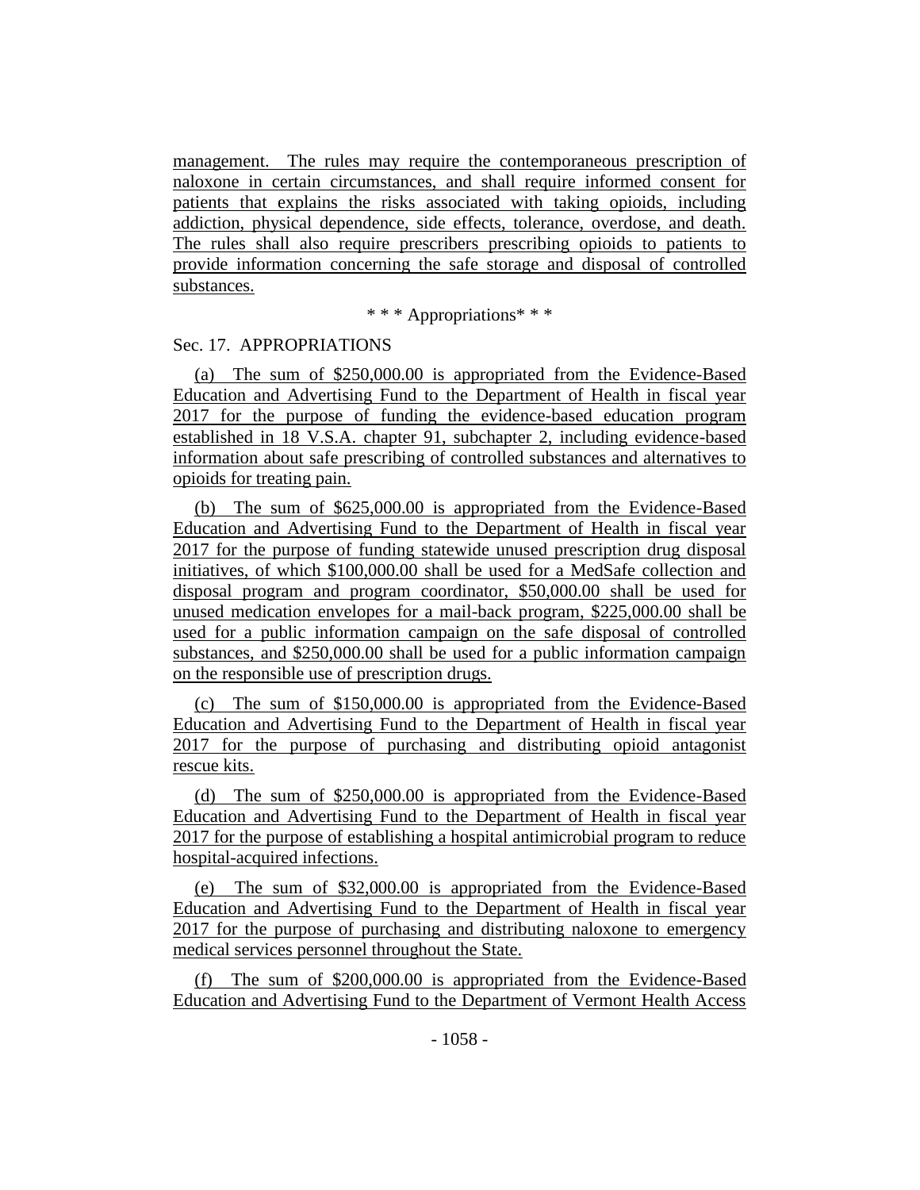management. The rules may require the contemporaneous prescription of naloxone in certain circumstances, and shall require informed consent for patients that explains the risks associated with taking opioids, including addiction, physical dependence, side effects, tolerance, overdose, and death. The rules shall also require prescribers prescribing opioids to patients to provide information concerning the safe storage and disposal of controlled substances.

\* \* \* Appropriations\* \* \*

Sec. 17. APPROPRIATIONS

(a) The sum of $250,000.00 is appropriated from the Evidence-Based Education and Advertising Fund to the Department of Health in fiscal year 2017 for the purpose of funding the evidence-based education program established in 18 V.S.A. chapter 91, subchapter 2, including evidence-based information about safe prescribing of controlled substances and alternatives to opioids for treating pain.

(b) The sum of $625,000.00 is appropriated from the Evidence-Based Education and Advertising Fund to the Department of Health in fiscal year 2017 for the purpose of funding statewide unused prescription drug disposal initiatives, of which $100,000.00 shall be used for a MedSafe collection and disposal program and program coordinator, $50,000.00 shall be used for unused medication envelopes for a mail-back program, $225,000.00 shall be used for a public information campaign on the safe disposal of controlled substances, and $250,000.00 shall be used for a public information campaign on the responsible use of prescription drugs.

(c) The sum of $150,000.00 is appropriated from the Evidence-Based Education and Advertising Fund to the Department of Health in fiscal year 2017 for the purpose of purchasing and distributing opioid antagonist rescue kits.

(d) The sum of $250,000.00 is appropriated from the Evidence-Based Education and Advertising Fund to the Department of Health in fiscal year 2017 for the purpose of establishing a hospital antimicrobial program to reduce hospital-acquired infections.

(e) The sum of $32,000.00 is appropriated from the Evidence-Based Education and Advertising Fund to the Department of Health in fiscal year 2017 for the purpose of purchasing and distributing naloxone to emergency medical services personnel throughout the State.

(f) The sum of $200,000.00 is appropriated from the Evidence-Based Education and Advertising Fund to the Department of Vermont Health Access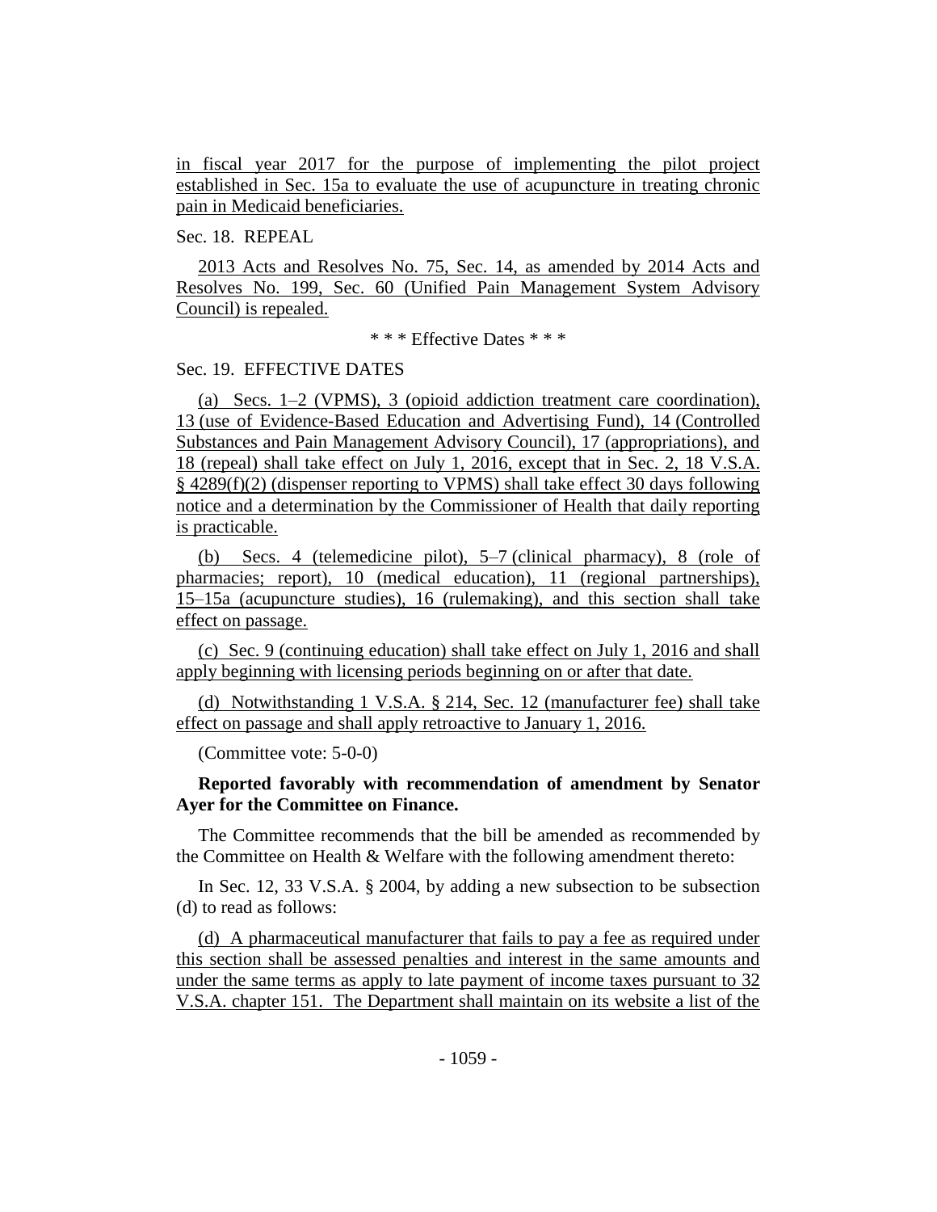in fiscal year 2017 for the purpose of implementing the pilot project established in Sec. 15a to evaluate the use of acupuncture in treating chronic pain in Medicaid beneficiaries.

Sec. 18. REPEAL

2013 Acts and Resolves No. 75, Sec. 14, as amended by 2014 Acts and Resolves No. 199, Sec. 60 (Unified Pain Management System Advisory Council) is repealed.

\* \* \* Effective Dates \* \* \*

Sec. 19. EFFECTIVE DATES

(a) Secs. 1–2 (VPMS), 3 (opioid addiction treatment care coordination), 13 (use of Evidence-Based Education and Advertising Fund), 14 (Controlled Substances and Pain Management Advisory Council), 17 (appropriations), and 18 (repeal) shall take effect on July 1, 2016, except that in Sec. 2, 18 V.S.A. § 4289(f)(2) (dispenser reporting to VPMS) shall take effect 30 days following notice and a determination by the Commissioner of Health that daily reporting is practicable.

(b) Secs. 4 (telemedicine pilot), 5–7 (clinical pharmacy), 8 (role of pharmacies; report), 10 (medical education), 11 (regional partnerships), 15–15a (acupuncture studies), 16 (rulemaking), and this section shall take effect on passage.

(c) Sec. 9 (continuing education) shall take effect on July 1, 2016 and shall apply beginning with licensing periods beginning on or after that date.

(d) Notwithstanding 1 V.S.A. § 214, Sec. 12 (manufacturer fee) shall take effect on passage and shall apply retroactive to January 1, 2016.

(Committee vote: 5-0-0)

**Reported favorably with recommendation of amendment by Senator Ayer for the Committee on Finance.**

The Committee recommends that the bill be amended as recommended by the Committee on Health & Welfare with the following amendment thereto:

In Sec. 12, 33 V.S.A. § 2004, by adding a new subsection to be subsection (d) to read as follows:

(d) A pharmaceutical manufacturer that fails to pay a fee as required under this section shall be assessed penalties and interest in the same amounts and under the same terms as apply to late payment of income taxes pursuant to 32 V.S.A. chapter 151. The Department shall maintain on its website a list of the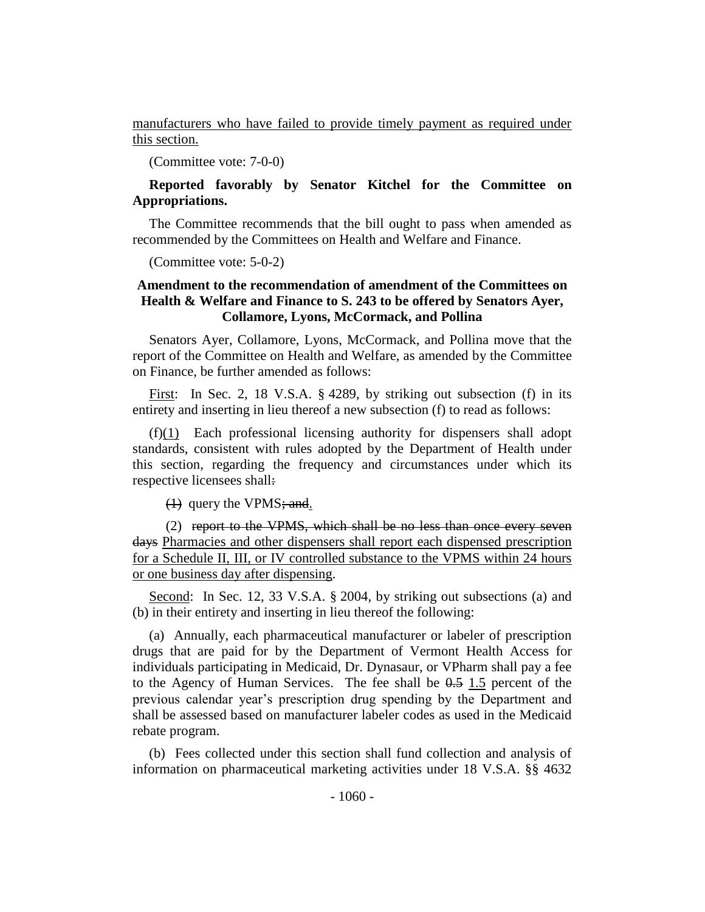<u>manufacturers who have failed to provide timely payment as required under this section.</u>

(Committee vote: 7-0-0)

**Reported favorably by Senator Kitchel for the Committee on Appropriations.**

The Committee recommends that the bill ought to pass when amended as recommended by the Committees on Health and Welfare and Finance.

(Committee vote: 5-0-2)

**Amendment to the recommendation of amendment of the Committees on Health & Welfare and Finance to S. 243 to be offered by Senators Ayer, Collamore, Lyons, McCormack, and Pollina**

Senators Ayer, Collamore, Lyons, McCormack, and Pollina move that the report of the Committee on Health and Welfare, as amended by the Committee on Finance, be further amended as follows:

<u>First</u>: In Sec. 2, 18 V.S.A. § 4289, by striking out subsection (f) in its entirety and inserting in lieu thereof a new subsection (f) to read as follows:

(f)<u>(1)</u> Each professional licensing authority for dispensers shall adopt standards, consistent with rules adopted by the Department of Health under this section, regarding the frequency and circumstances under which its respective licensees shall~~:~~

~~(1)~~ query the VPMS~~; and~~<u>.</u>

(2) ~~report to the VPMS, which shall be no less than once every seven days~~ <u>Pharmacies and other dispensers shall report each dispensed prescription for a Schedule II, III, or IV controlled substance to the VPMS within 24 hours or one business day after dispensing</u>.

<u>Second</u>: In Sec. 12, 33 V.S.A. § 2004, by striking out subsections (a) and (b) in their entirety and inserting in lieu thereof the following:

(a) Annually, each pharmaceutical manufacturer or labeler of prescription drugs that are paid for by the Department of Vermont Health Access for individuals participating in Medicaid, Dr. Dynasaur, or VPharm shall pay a fee to the Agency of Human Services. The fee shall be ~~0.5~~ <u>1.5</u> percent of the previous calendar year's prescription drug spending by the Department and shall be assessed based on manufacturer labeler codes as used in the Medicaid rebate program.

(b) Fees collected under this section shall fund collection and analysis of information on pharmaceutical marketing activities under 18 V.S.A. §§ 4632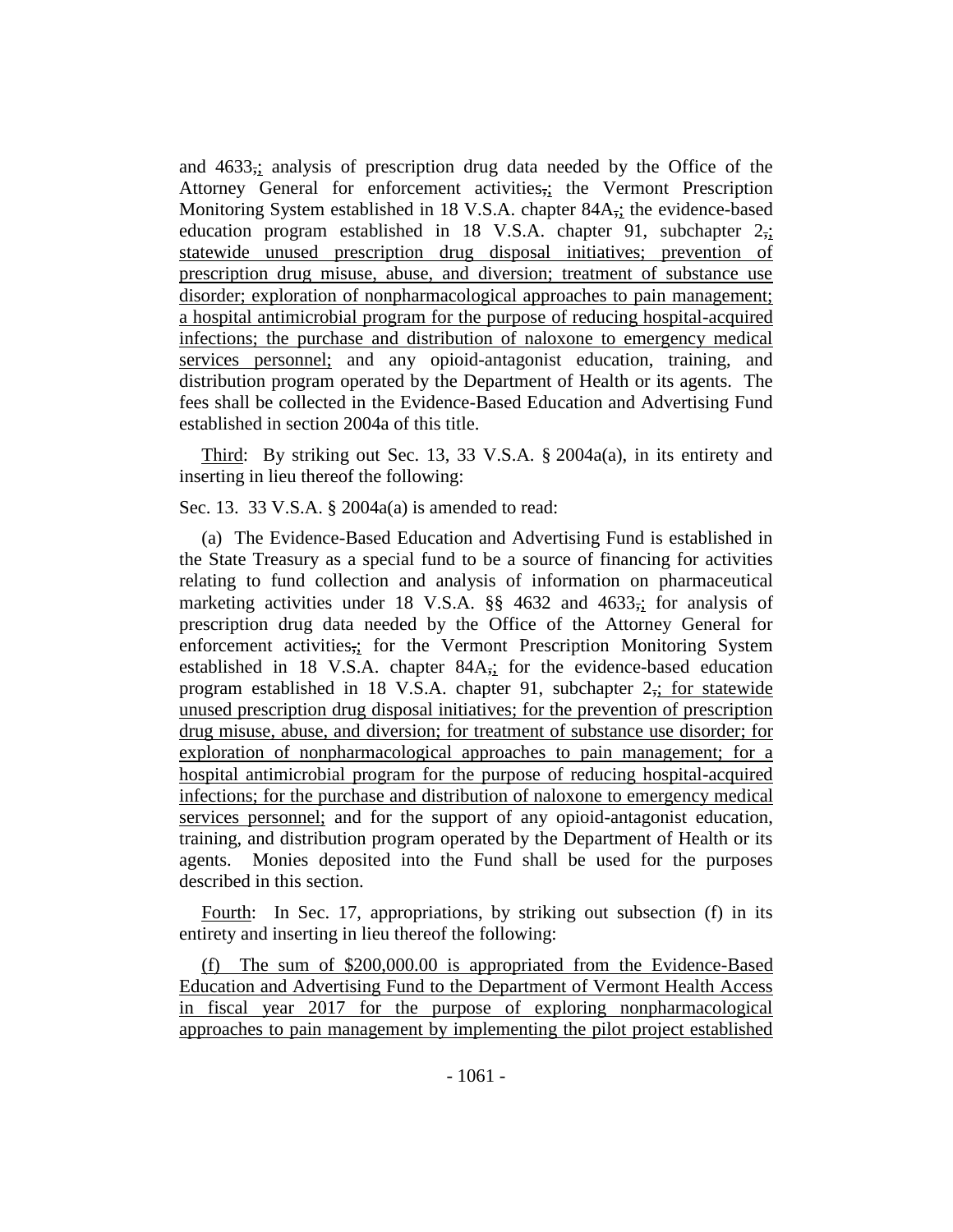and 4633,; analysis of prescription drug data needed by the Office of the Attorney General for enforcement activities,; the Vermont Prescription Monitoring System established in 18 V.S.A. chapter 84A,; the evidence-based education program established in 18 V.S.A. chapter 91, subchapter 2,; statewide unused prescription drug disposal initiatives; prevention of prescription drug misuse, abuse, and diversion; treatment of substance use disorder; exploration of nonpharmacological approaches to pain management; a hospital antimicrobial program for the purpose of reducing hospital-acquired infections; the purchase and distribution of naloxone to emergency medical services personnel; and any opioid-antagonist education, training, and distribution program operated by the Department of Health or its agents. The fees shall be collected in the Evidence-Based Education and Advertising Fund established in section 2004a of this title.

Third: By striking out Sec. 13, 33 V.S.A. § 2004a(a), in its entirety and inserting in lieu thereof the following:

Sec. 13. 33 V.S.A. § 2004a(a) is amended to read:

(a) The Evidence-Based Education and Advertising Fund is established in the State Treasury as a special fund to be a source of financing for activities relating to fund collection and analysis of information on pharmaceutical marketing activities under 18 V.S.A. §§ 4632 and 4633,; for analysis of prescription drug data needed by the Office of the Attorney General for enforcement activities,; for the Vermont Prescription Monitoring System established in 18 V.S.A. chapter 84A,; for the evidence-based education program established in 18 V.S.A. chapter 91, subchapter 2,; for statewide unused prescription drug disposal initiatives; for the prevention of prescription drug misuse, abuse, and diversion; for treatment of substance use disorder; for exploration of nonpharmacological approaches to pain management; for a hospital antimicrobial program for the purpose of reducing hospital-acquired infections; for the purchase and distribution of naloxone to emergency medical services personnel; and for the support of any opioid-antagonist education, training, and distribution program operated by the Department of Health or its agents. Monies deposited into the Fund shall be used for the purposes described in this section.

Fourth: In Sec. 17, appropriations, by striking out subsection (f) in its entirety and inserting in lieu thereof the following:

(f) The sum of $200,000.00 is appropriated from the Evidence-Based Education and Advertising Fund to the Department of Vermont Health Access in fiscal year 2017 for the purpose of exploring nonpharmacological approaches to pain management by implementing the pilot project established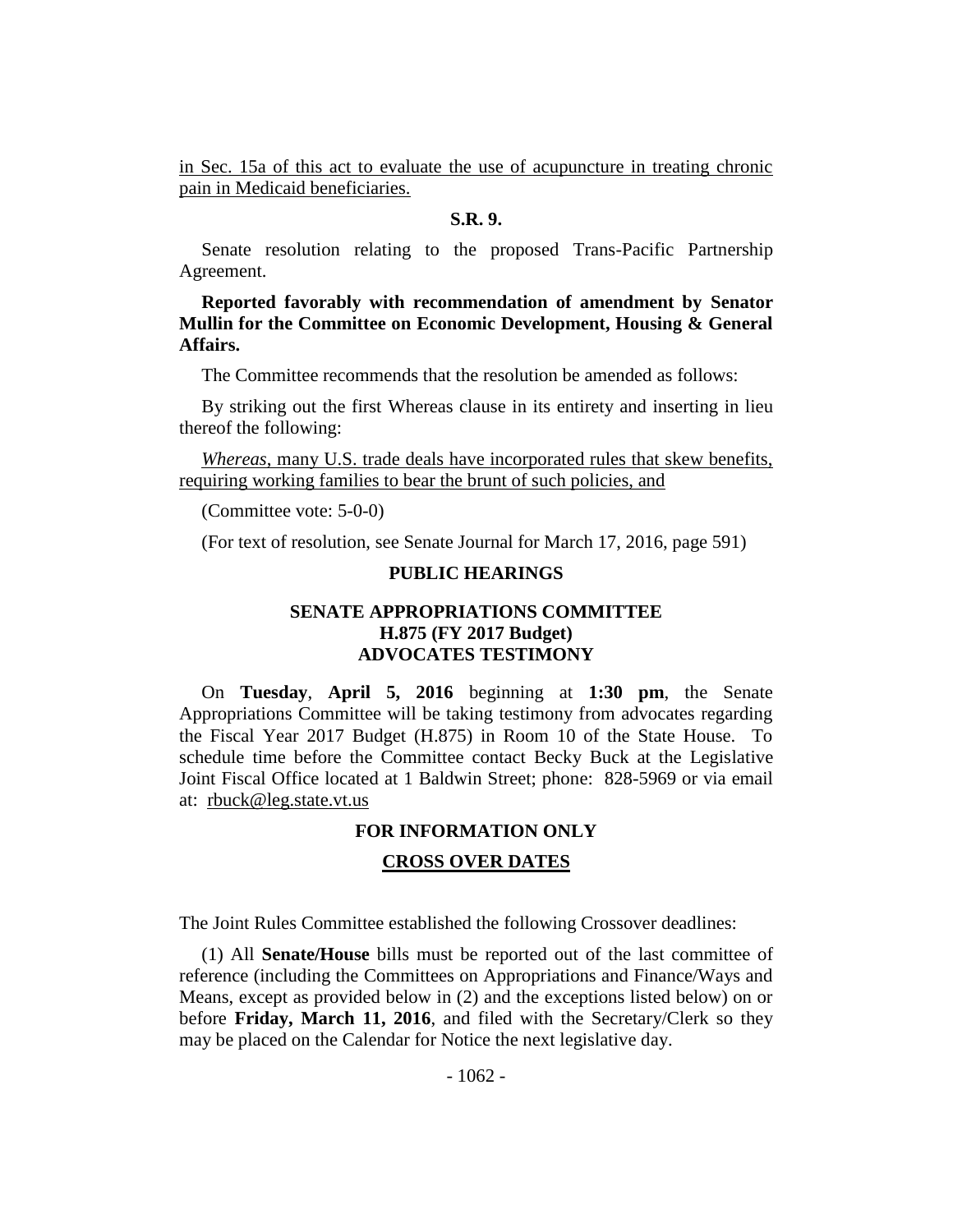in Sec. 15a of this act to evaluate the use of acupuncture in treating chronic pain in Medicaid beneficiaries.

**S.R. 9.**

Senate resolution relating to the proposed Trans-Pacific Partnership Agreement.

**Reported favorably with recommendation of amendment by Senator Mullin for the Committee on Economic Development, Housing & General Affairs.**

The Committee recommends that the resolution be amended as follows:

By striking out the first Whereas clause in its entirety and inserting in lieu thereof the following:

*Whereas*, many U.S. trade deals have incorporated rules that skew benefits, requiring working families to bear the brunt of such policies, and

(Committee vote: 5-0-0)

(For text of resolution, see Senate Journal for March 17, 2016, page 591)

## PUBLIC HEARINGS

### SENATE APPROPRIATIONS COMMITTEE
### H.875 (FY 2017 Budget)
### ADVOCATES TESTIMONY

On **Tuesday**, **April 5, 2016** beginning at **1:30 pm**, the Senate Appropriations Committee will be taking testimony from advocates regarding the Fiscal Year 2017 Budget (H.875) in Room 10 of the State House. To schedule time before the Committee contact Becky Buck at the Legislative Joint Fiscal Office located at 1 Baldwin Street; phone: 828-5969 or via email at: rbuck@leg.state.vt.us

## FOR INFORMATION ONLY

### CROSS OVER DATES

The Joint Rules Committee established the following Crossover deadlines:

(1) All **Senate/House** bills must be reported out of the last committee of reference (including the Committees on Appropriations and Finance/Ways and Means, except as provided below in (2) and the exceptions listed below) on or before **Friday, March 11, 2016**, and filed with the Secretary/Clerk so they may be placed on the Calendar for Notice the next legislative day.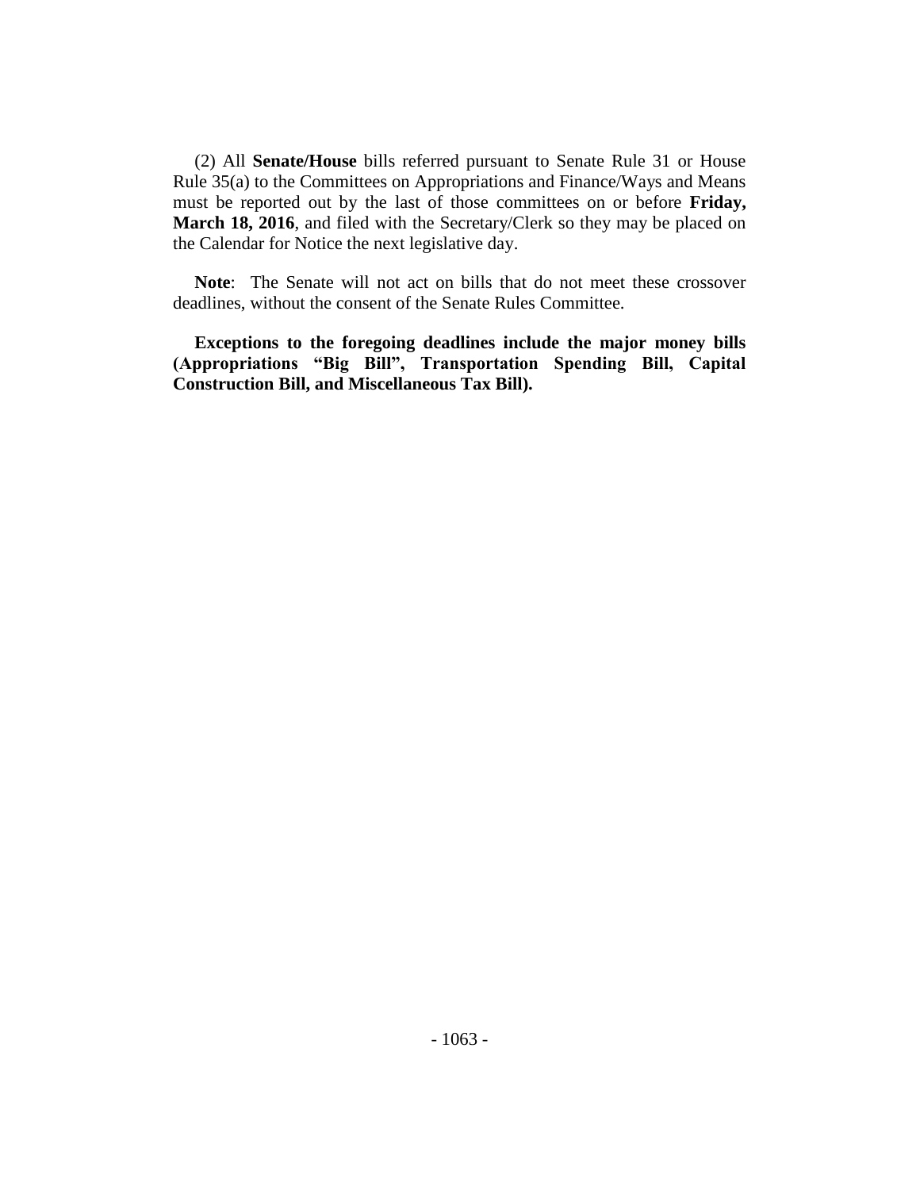(2) All **Senate/House** bills referred pursuant to Senate Rule 31 or House Rule 35(a) to the Committees on Appropriations and Finance/Ways and Means must be reported out by the last of those committees on or before **Friday, March 18, 2016**, and filed with the Secretary/Clerk so they may be placed on the Calendar for Notice the next legislative day.

**Note**: The Senate will not act on bills that do not meet these crossover deadlines, without the consent of the Senate Rules Committee.

**Exceptions to the foregoing deadlines include the major money bills (Appropriations "Big Bill", Transportation Spending Bill, Capital Construction Bill, and Miscellaneous Tax Bill).**